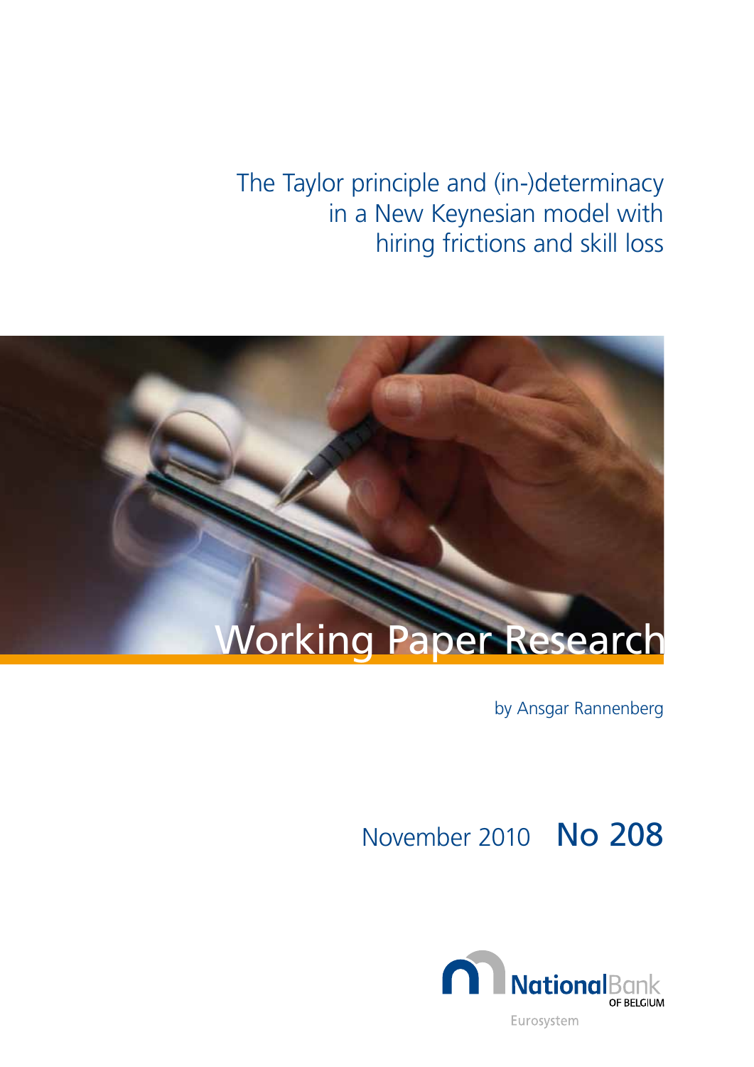# The Taylor principle and (in-)determinacy in a New Keynesian model with hiring frictions and skill loss

Working Paper Research

by Ansgar Rannenberg

November 2010 No 208

National Bank OF BELGIUM

Eurosystem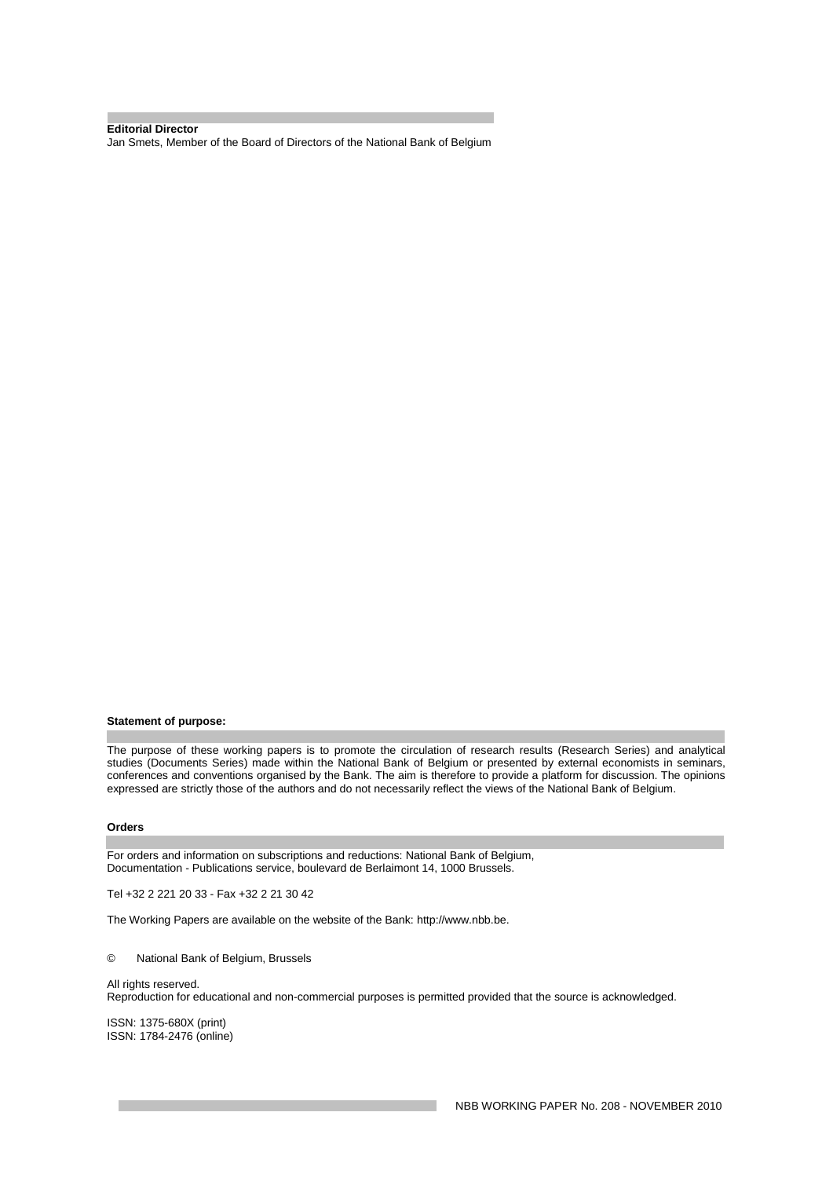**Editorial Director**

Jan Smets, Member of the Board of Directors of the National Bank of Belgium

**Statement of purpose:**

The purpose of these working papers is to promote the circulation of research results (Research Series) and analytical studies (Documents Series) made within the National Bank of Belgium or presented by external economists in seminars, conferences and conventions organised by the Bank. The aim is therefore to provide a platform for discussion. The opinions expressed are strictly those of the authors and do not necessarily reflect the views of the National Bank of Belgium.

**Orders**

For orders and information on subscriptions and reductions: National Bank of Belgium, Documentation - Publications service, boulevard de Berlaimont 14, 1000 Brussels.

Tel +32 2 221 20 33 - Fax +32 2 21 30 42

The Working Papers are available on the website of the Bank: http://www.nbb.be.

© National Bank of Belgium, Brussels

All rights reserved.
Reproduction for educational and non-commercial purposes is permitted provided that the source is acknowledged.

ISSN: 1375-680X (print)
ISSN: 1784-2476 (online)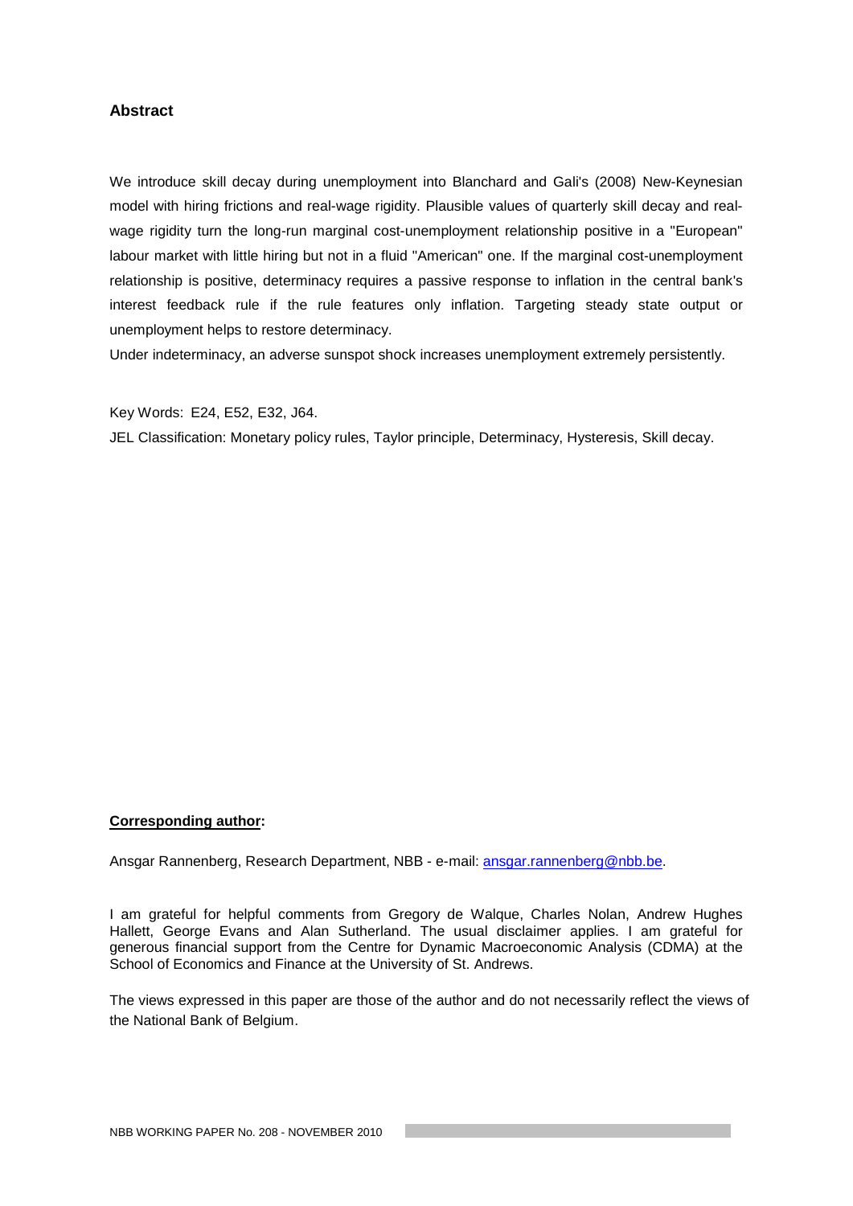## Abstract

We introduce skill decay during unemployment into Blanchard and Gali's (2008) New-Keynesian model with hiring frictions and real-wage rigidity. Plausible values of quarterly skill decay and real-wage rigidity turn the long-run marginal cost-unemployment relationship positive in a "European" labour market with little hiring but not in a fluid "American" one. If the marginal cost-unemployment relationship is positive, determinacy requires a passive response to inflation in the central bank's interest feedback rule if the rule features only inflation. Targeting steady state output or unemployment helps to restore determinacy.

Under indeterminacy, an adverse sunspot shock increases unemployment extremely persistently.

Key Words: E24, E52, E32, J64.

JEL Classification: Monetary policy rules, Taylor principle, Determinacy, Hysteresis, Skill decay.

**Corresponding author:**

Ansgar Rannenberg, Research Department, NBB - e-mail: ansgar.rannenberg@nbb.be.

I am grateful for helpful comments from Gregory de Walque, Charles Nolan, Andrew Hughes Hallett, George Evans and Alan Sutherland. The usual disclaimer applies. I am grateful for generous financial support from the Centre for Dynamic Macroeconomic Analysis (CDMA) at the School of Economics and Finance at the University of St. Andrews.

The views expressed in this paper are those of the author and do not necessarily reflect the views of the National Bank of Belgium.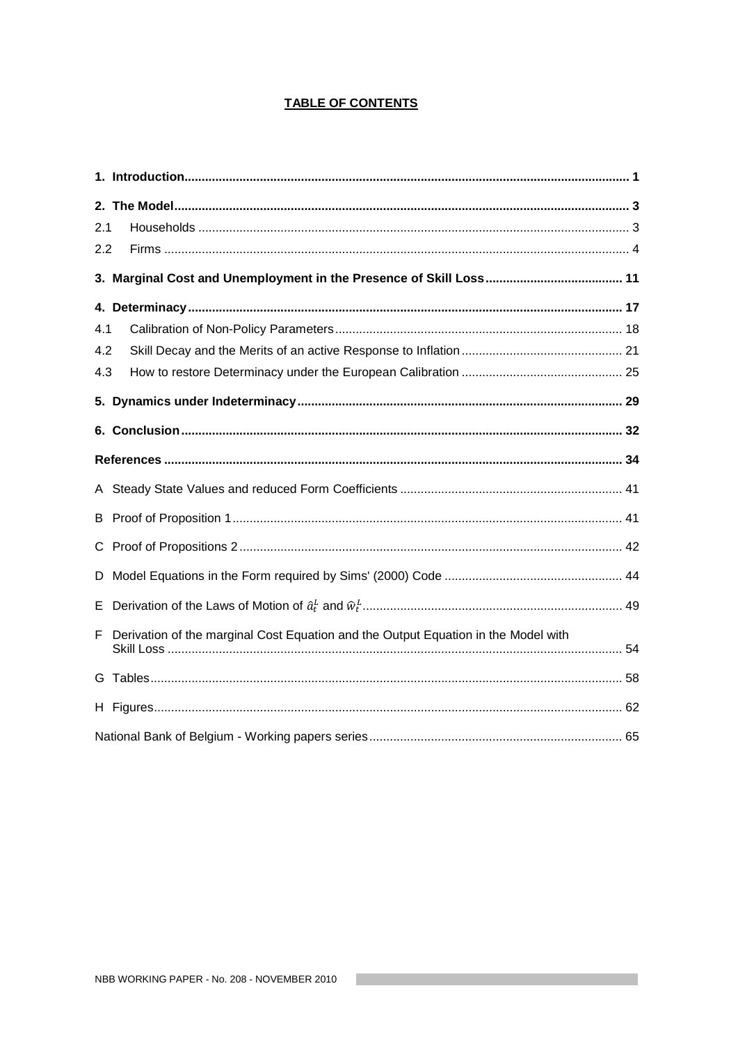# TABLE OF CONTENTS

| | |
|---|---|
| **1. Introduction** | **1** |
| **2. The Model** | **3** |
| 2.1 Households | 3 |
| 2.2 Firms | 4 |
| **3. Marginal Cost and Unemployment in the Presence of Skill Loss** | **11** |
| **4. Determinacy** | **17** |
| 4.1 Calibration of Non-Policy Parameters | 18 |
| 4.2 Skill Decay and the Merits of an active Response to Inflation | 21 |
| 4.3 How to restore Determinacy under the European Calibration | 25 |
| **5. Dynamics under Indeterminacy** | **29** |
| **6. Conclusion** | **32** |
| **References** | **34** |
| A Steady State Values and reduced Form Coefficients | 41 |
| B Proof of Proposition 1 | 41 |
| C Proof of Propositions 2 | 42 |
| D Model Equations in the Form required by Sims' (2000) Code | 44 |
| E Derivation of the Laws of Motion of $\hat{a}_t^L$ and $\hat{w}_t^L$ | 49 |
| F Derivation of the marginal Cost Equation and the Output Equation in the Model with Skill Loss | 54 |
| G Tables | 58 |
| H Figures | 62 |
| National Bank of Belgium - Working papers series | 65 |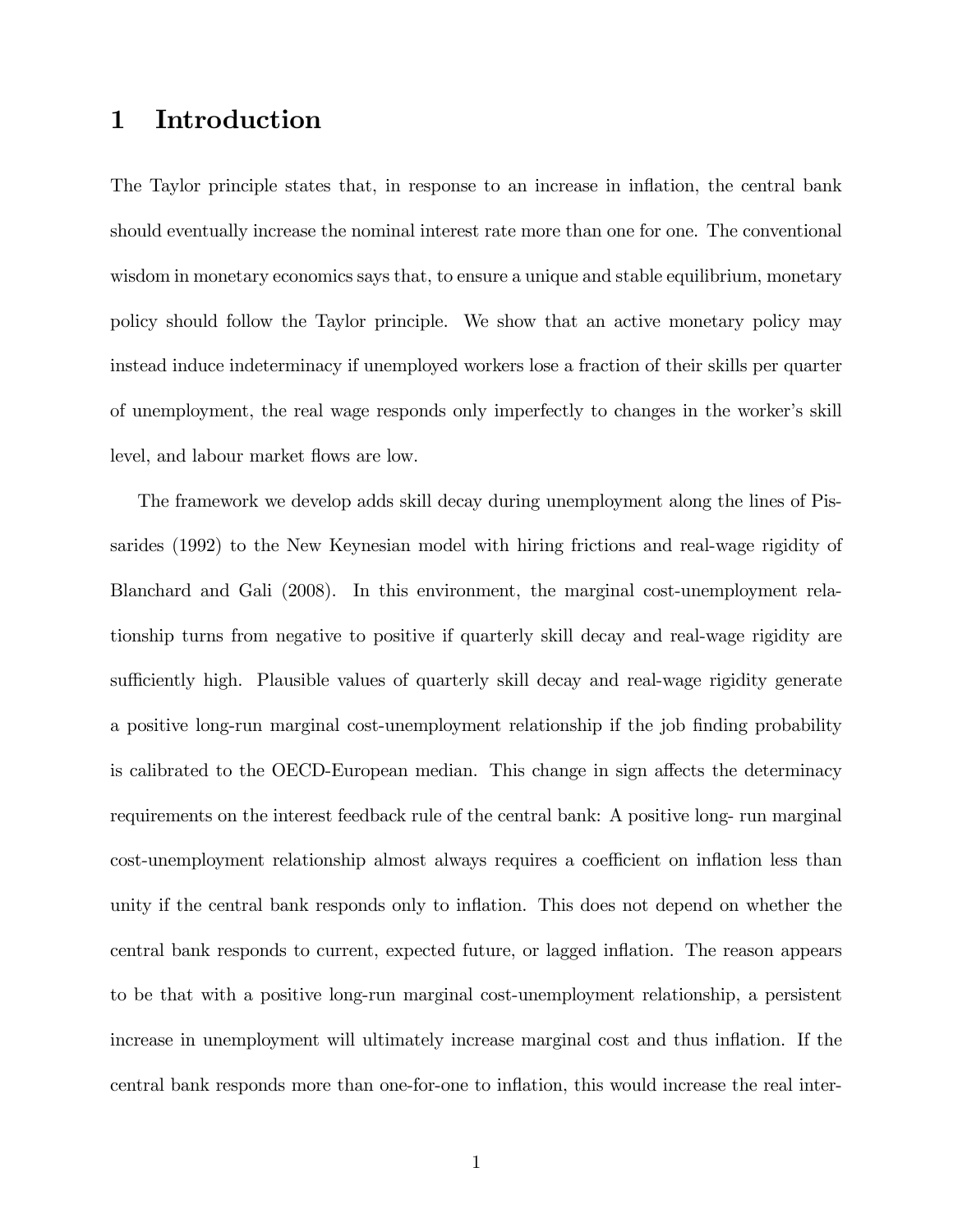# 1 Introduction

The Taylor principle states that, in response to an increase in inflation, the central bank should eventually increase the nominal interest rate more than one for one. The conventional wisdom in monetary economics says that, to ensure a unique and stable equilibrium, monetary policy should follow the Taylor principle. We show that an active monetary policy may instead induce indeterminacy if unemployed workers lose a fraction of their skills per quarter of unemployment, the real wage responds only imperfectly to changes in the worker's skill level, and labour market flows are low.

The framework we develop adds skill decay during unemployment along the lines of Pissarides (1992) to the New Keynesian model with hiring frictions and real-wage rigidity of Blanchard and Gali (2008). In this environment, the marginal cost-unemployment relationship turns from negative to positive if quarterly skill decay and real-wage rigidity are sufficiently high. Plausible values of quarterly skill decay and real-wage rigidity generate a positive long-run marginal cost-unemployment relationship if the job finding probability is calibrated to the OECD-European median. This change in sign affects the determinacy requirements on the interest feedback rule of the central bank: A positive long- run marginal cost-unemployment relationship almost always requires a coefficient on inflation less than unity if the central bank responds only to inflation. This does not depend on whether the central bank responds to current, expected future, or lagged inflation. The reason appears to be that with a positive long-run marginal cost-unemployment relationship, a persistent increase in unemployment will ultimately increase marginal cost and thus inflation. If the central bank responds more than one-for-one to inflation, this would increase the real inter-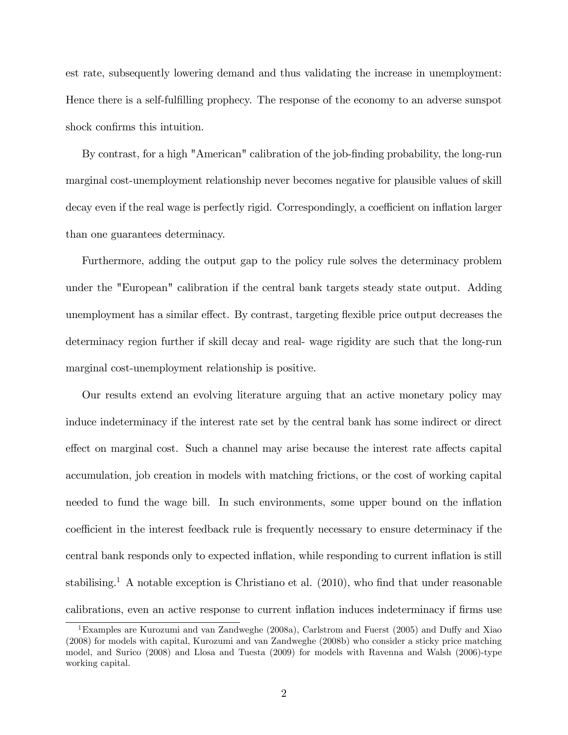est rate, subsequently lowering demand and thus validating the increase in unemployment: Hence there is a self-fulfilling prophecy. The response of the economy to an adverse sunspot shock confirms this intuition.

By contrast, for a high "American" calibration of the job-finding probability, the long-run marginal cost-unemployment relationship never becomes negative for plausible values of skill decay even if the real wage is perfectly rigid. Correspondingly, a coefficient on inflation larger than one guarantees determinacy.

Furthermore, adding the output gap to the policy rule solves the determinacy problem under the "European" calibration if the central bank targets steady state output. Adding unemployment has a similar effect. By contrast, targeting flexible price output decreases the determinacy region further if skill decay and real- wage rigidity are such that the long-run marginal cost-unemployment relationship is positive.

Our results extend an evolving literature arguing that an active monetary policy may induce indeterminacy if the interest rate set by the central bank has some indirect or direct effect on marginal cost. Such a channel may arise because the interest rate affects capital accumulation, job creation in models with matching frictions, or the cost of working capital needed to fund the wage bill. In such environments, some upper bound on the inflation coefficient in the interest feedback rule is frequently necessary to ensure determinacy if the central bank responds only to expected inflation, while responding to current inflation is still stabilising.[1] A notable exception is Christiano et al. (2010), who find that under reasonable calibrations, even an active response to current inflation induces indeterminacy if firms use

[1] Examples are Kurozumi and van Zandweghe (2008a), Carlstrom and Fuerst (2005) and Duffy and Xiao (2008) for models with capital, Kurozumi and van Zandweghe (2008b) who consider a sticky price matching model, and Surico (2008) and Llosa and Tuesta (2009) for models with Ravenna and Walsh (2006)-type working capital.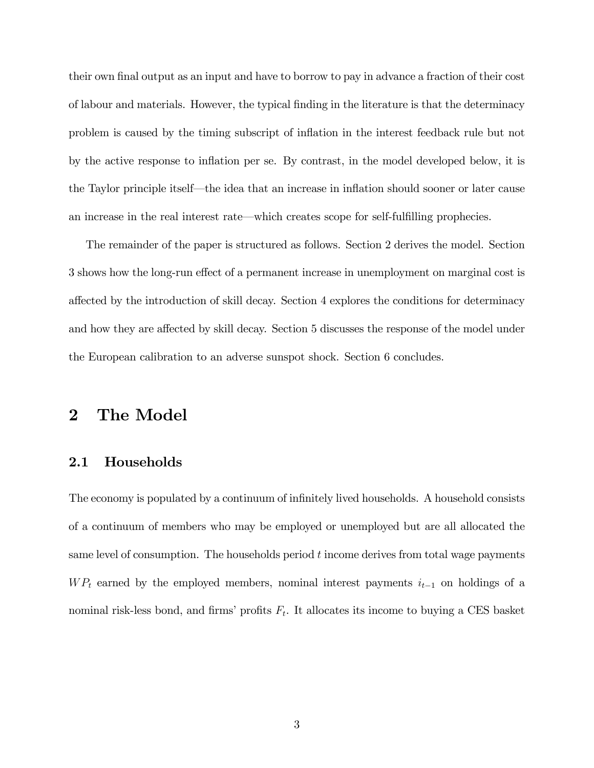their own final output as an input and have to borrow to pay in advance a fraction of their cost of labour and materials. However, the typical finding in the literature is that the determinacy problem is caused by the timing subscript of inflation in the interest feedback rule but not by the active response to inflation per se. By contrast, in the model developed below, it is the Taylor principle itself—the idea that an increase in inflation should sooner or later cause an increase in the real interest rate—which creates scope for self-fulfilling prophecies.

The remainder of the paper is structured as follows. Section 2 derives the model. Section 3 shows how the long-run effect of a permanent increase in unemployment on marginal cost is affected by the introduction of skill decay. Section 4 explores the conditions for determinacy and how they are affected by skill decay. Section 5 discusses the response of the model under the European calibration to an adverse sunspot shock. Section 6 concludes.

# 2 The Model

## 2.1 Households

The economy is populated by a continuum of infinitely lived households. A household consists of a continuum of members who may be employed or unemployed but are all allocated the same level of consumption. The households period $t$ income derives from total wage payments $WP_t$ earned by the employed members, nominal interest payments $i_{t-1}$ on holdings of a nominal risk-less bond, and firms' profits $F_t$. It allocates its income to buying a CES basket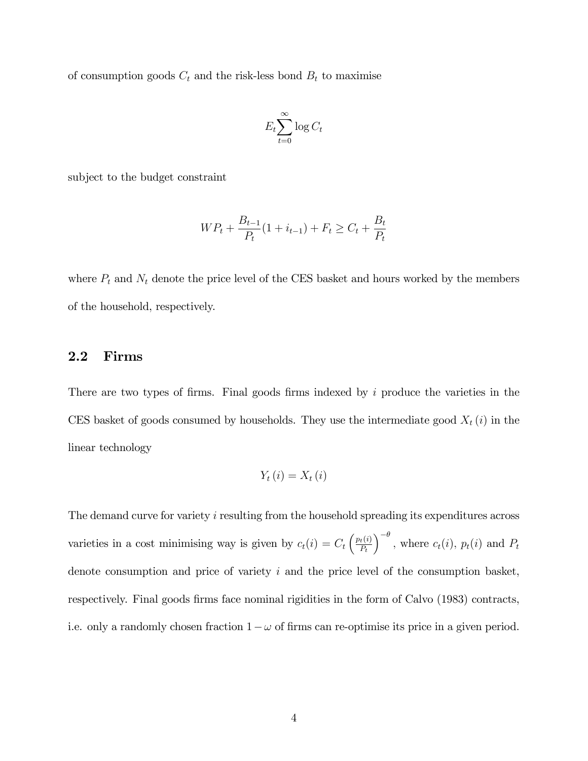of consumption goods $C_t$ and the risk-less bond $B_t$ to maximise

$$E_t \sum_{t=0}^{\infty} \log C_t$$

subject to the budget constraint

$$WP_t + \frac{B_{t-1}}{P_t}(1 + i_{t-1}) + F_t \geq C_t + \frac{B_t}{P_t}$$

where $P_t$ and $N_t$ denote the price level of the CES basket and hours worked by the members of the household, respectively.

## 2.2 Firms

There are two types of firms. Final goods firms indexed by $i$ produce the varieties in the CES basket of goods consumed by households. They use the intermediate good $X_t(i)$ in the linear technology

$$Y_t(i) = X_t(i)$$

The demand curve for variety $i$ resulting from the household spreading its expenditures across varieties in a cost minimising way is given by $c_t(i) = C_t \left(\frac{p_t(i)}{P_t}\right)^{-\theta}$, where $c_t(i)$, $p_t(i)$ and $P_t$ denote consumption and price of variety $i$ and the price level of the consumption basket, respectively. Final goods firms face nominal rigidities in the form of Calvo (1983) contracts, i.e. only a randomly chosen fraction $1 - \omega$ of firms can re-optimise its price in a given period.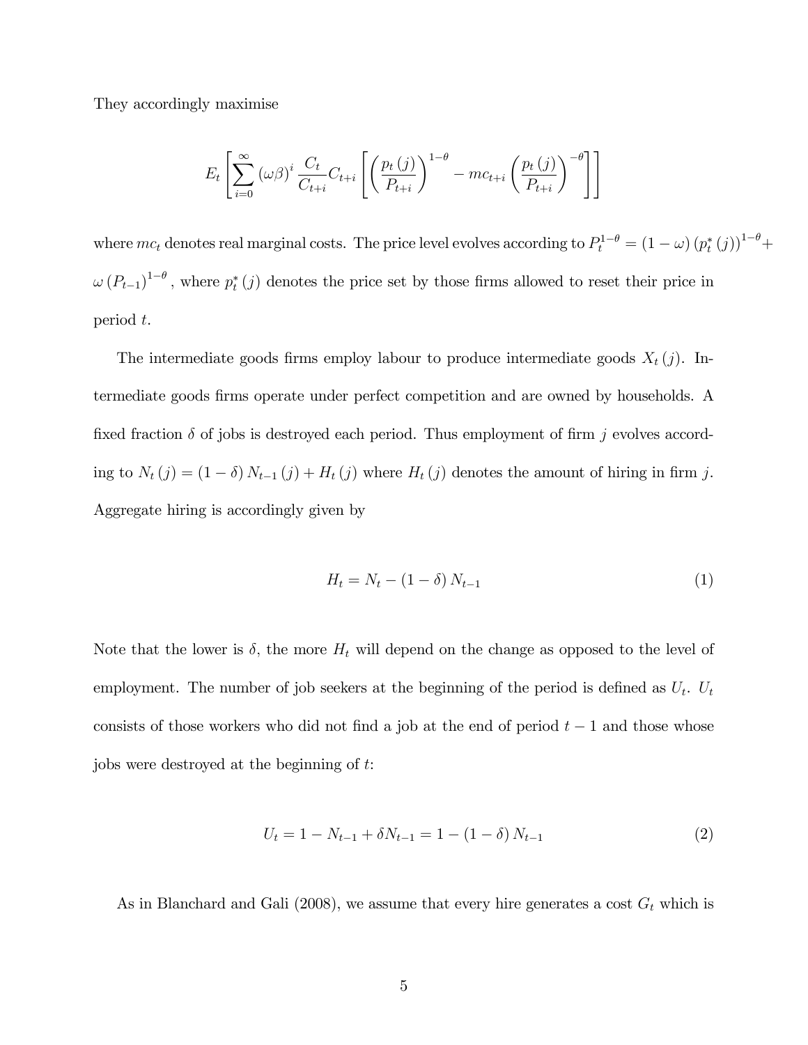They accordingly maximise

$$E_t\left[\sum_{i=0}^{\infty}(\omega\beta)^i \frac{C_t}{C_{t+i}} C_{t+i}\left[\left(\frac{p_t(j)}{P_{t+i}}\right)^{1-\theta} - mc_{t+i}\left(\frac{p_t(j)}{P_{t+i}}\right)^{-\theta}\right]\right]$$

where $mc_t$ denotes real marginal costs. The price level evolves according to $P_t^{1-\theta} = (1-\omega)(p_t^*(j))^{1-\theta} + \omega(P_{t-1})^{1-\theta}$, where $p_t^*(j)$ denotes the price set by those firms allowed to reset their price in period $t$.

The intermediate goods firms employ labour to produce intermediate goods $X_t(j)$. Intermediate goods firms operate under perfect competition and are owned by households. A fixed fraction $\delta$ of jobs is destroyed each period. Thus employment of firm $j$ evolves according to $N_t(j) = (1-\delta)N_{t-1}(j) + H_t(j)$ where $H_t(j)$ denotes the amount of hiring in firm $j$. Aggregate hiring is accordingly given by

$$H_t = N_t - (1-\delta)N_{t-1} \tag{1}$$

Note that the lower is $\delta$, the more $H_t$ will depend on the change as opposed to the level of employment. The number of job seekers at the beginning of the period is defined as $U_t$. $U_t$ consists of those workers who did not find a job at the end of period $t-1$ and those whose jobs were destroyed at the beginning of $t$:

$$U_t = 1 - N_{t-1} + \delta N_{t-1} = 1 - (1-\delta)N_{t-1} \tag{2}$$

As in Blanchard and Gali (2008), we assume that every hire generates a cost $G_t$ which is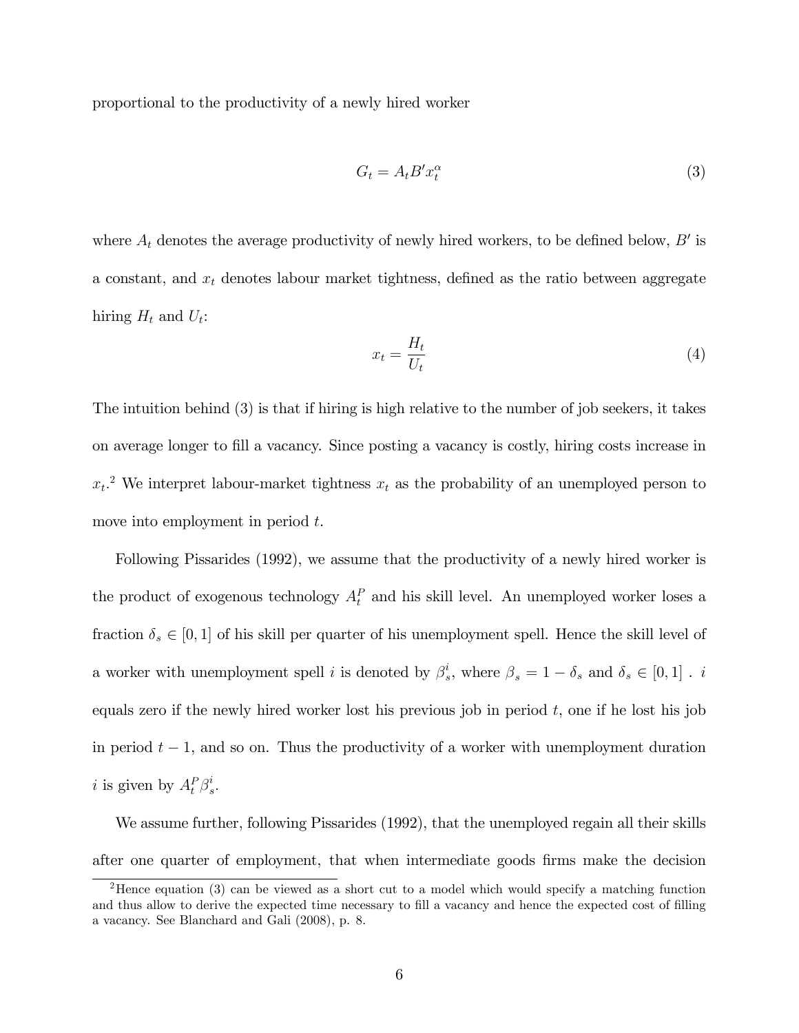proportional to the productivity of a newly hired worker

$$G_t = A_t B' x_t^{\alpha} \tag{3}$$

where $A_t$ denotes the average productivity of newly hired workers, to be defined below, $B'$ is a constant, and $x_t$ denotes labour market tightness, defined as the ratio between aggregate hiring $H_t$ and $U_t$:

$$x_t = \frac{H_t}{U_t} \tag{4}$$

The intuition behind (3) is that if hiring is high relative to the number of job seekers, it takes on average longer to fill a vacancy. Since posting a vacancy is costly, hiring costs increase in $x_t$.[2] We interpret labour-market tightness $x_t$ as the probability of an unemployed person to move into employment in period $t$.

Following Pissarides (1992), we assume that the productivity of a newly hired worker is the product of exogenous technology $A_t^P$ and his skill level. An unemployed worker loses a fraction $\delta_s \in [0, 1]$ of his skill per quarter of his unemployment spell. Hence the skill level of a worker with unemployment spell $i$ is denoted by $\beta_s^i$, where $\beta_s = 1 - \delta_s$ and $\delta_s \in [0, 1]$ . $i$ equals zero if the newly hired worker lost his previous job in period $t$, one if he lost his job in period $t - 1$, and so on. Thus the productivity of a worker with unemployment duration $i$ is given by $A_t^P \beta_s^i$.

We assume further, following Pissarides (1992), that the unemployed regain all their skills after one quarter of employment, that when intermediate goods firms make the decision

[2] Hence equation (3) can be viewed as a short cut to a model which would specify a matching function and thus allow to derive the expected time necessary to fill a vacancy and hence the expected cost of filling a vacancy. See Blanchard and Gali (2008), p. 8.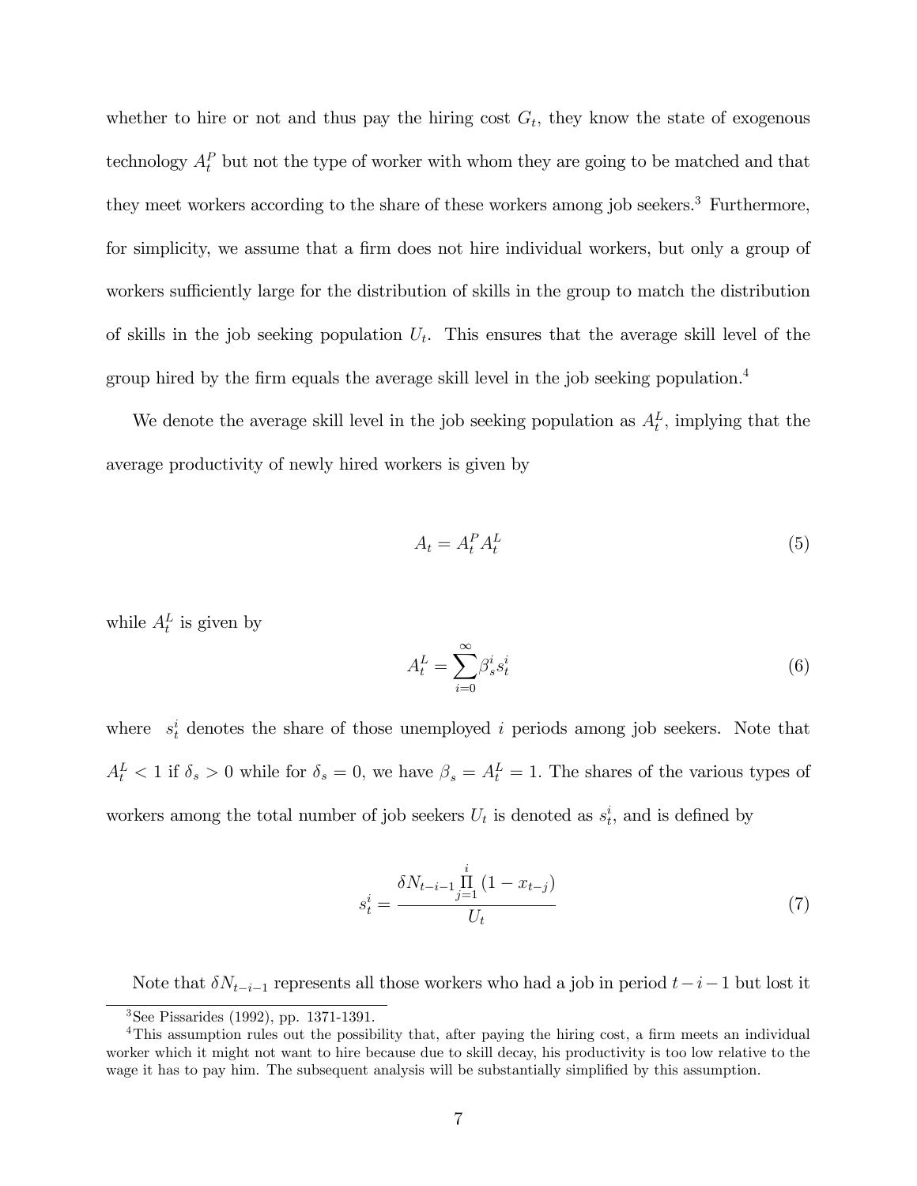whether to hire or not and thus pay the hiring cost $G_t$, they know the state of exogenous technology $A_t^P$ but not the type of worker with whom they are going to be matched and that they meet workers according to the share of these workers among job seekers.[3] Furthermore, for simplicity, we assume that a firm does not hire individual workers, but only a group of workers sufficiently large for the distribution of skills in the group to match the distribution of skills in the job seeking population $U_t$. This ensures that the average skill level of the group hired by the firm equals the average skill level in the job seeking population.[4]

We denote the average skill level in the job seeking population as $A_t^L$, implying that the average productivity of newly hired workers is given by

$$A_t = A_t^P A_t^L \tag{5}$$

while $A_t^L$ is given by

$$A_t^L = \sum_{i=0}^{\infty} \beta_s^i s_t^i \tag{6}$$

where $s_t^i$ denotes the share of those unemployed $i$ periods among job seekers. Note that $A_t^L < 1$ if $\delta_s > 0$ while for $\delta_s = 0$, we have $\beta_s = A_t^L = 1$. The shares of the various types of workers among the total number of job seekers $U_t$ is denoted as $s_t^i$, and is defined by

$$s_t^i = \frac{\delta N_{t-i-1} \prod_{j=1}^{i} (1 - x_{t-j})}{U_t} \tag{7}$$

Note that $\delta N_{t-i-1}$ represents all those workers who had a job in period $t-i-1$ but lost it

[3] See Pissarides (1992), pp. 1371-1391.

[4] This assumption rules out the possibility that, after paying the hiring cost, a firm meets an individual worker which it might not want to hire because due to skill decay, his productivity is too low relative to the wage it has to pay him. The subsequent analysis will be substantially simplified by this assumption.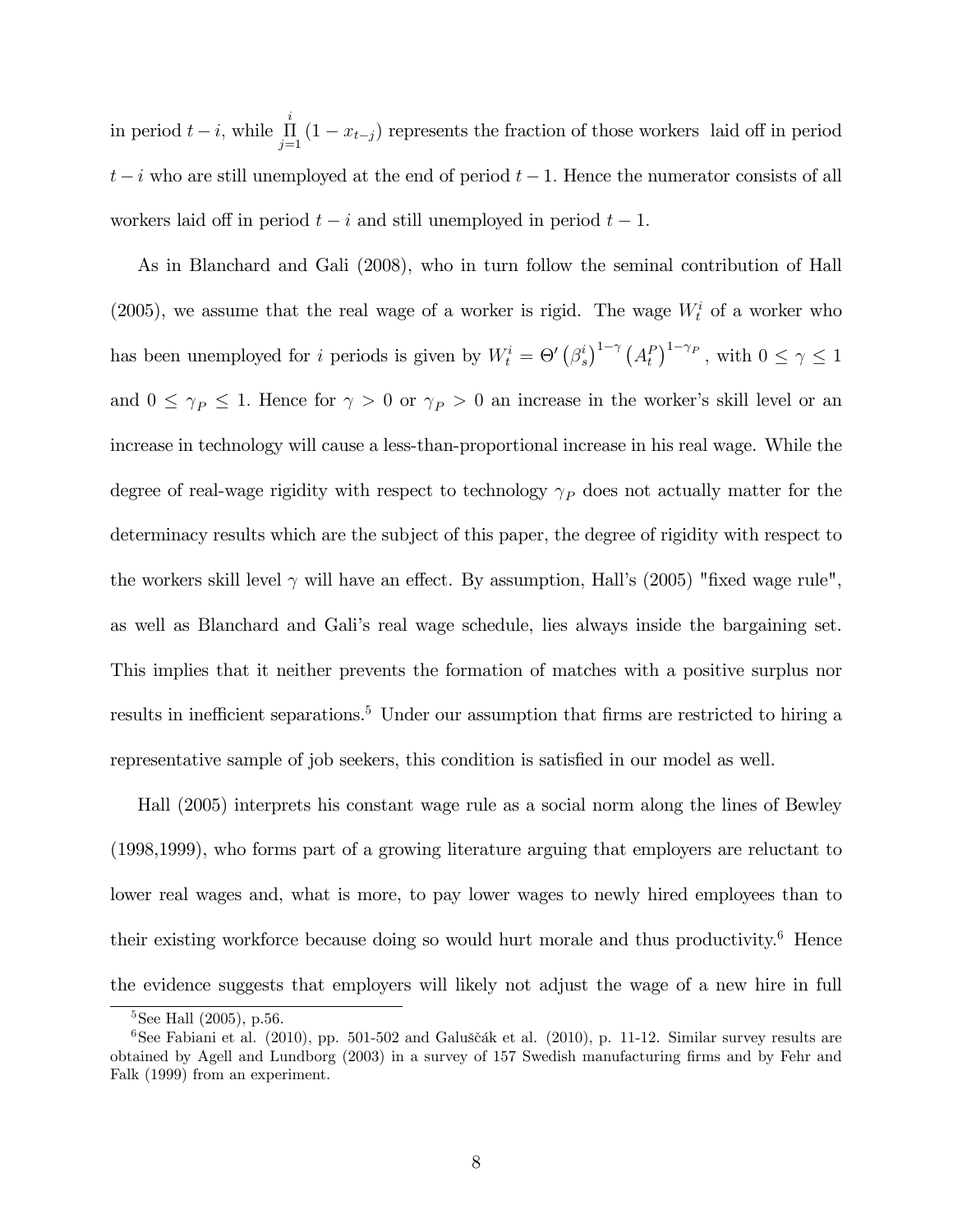in period $t-i$, while $\prod_{j=1}^{i}(1-x_{t-j})$ represents the fraction of those workers laid off in period $t-i$ who are still unemployed at the end of period $t-1$. Hence the numerator consists of all workers laid off in period $t-i$ and still unemployed in period $t-1$.

As in Blanchard and Gali (2008), who in turn follow the seminal contribution of Hall (2005), we assume that the real wage of a worker is rigid. The wage $W_t^i$ of a worker who has been unemployed for $i$ periods is given by $W_t^i = \Theta' \left(\beta_s^i\right)^{1-\gamma} \left(A_t^P\right)^{1-\gamma_P}$, with $0 \leq \gamma \leq 1$ and $0 \leq \gamma_P \leq 1$. Hence for $\gamma > 0$ or $\gamma_P > 0$ an increase in the worker's skill level or an increase in technology will cause a less-than-proportional increase in his real wage. While the degree of real-wage rigidity with respect to technology $\gamma_P$ does not actually matter for the determinacy results which are the subject of this paper, the degree of rigidity with respect to the workers skill level $\gamma$ will have an effect. By assumption, Hall's (2005) "fixed wage rule", as well as Blanchard and Gali's real wage schedule, lies always inside the bargaining set. This implies that it neither prevents the formation of matches with a positive surplus nor results in inefficient separations.[5] Under our assumption that firms are restricted to hiring a representative sample of job seekers, this condition is satisfied in our model as well.

Hall (2005) interprets his constant wage rule as a social norm along the lines of Bewley (1998,1999), who forms part of a growing literature arguing that employers are reluctant to lower real wages and, what is more, to pay lower wages to newly hired employees than to their existing workforce because doing so would hurt morale and thus productivity.[6] Hence the evidence suggests that employers will likely not adjust the wage of a new hire in full

[5] See Hall (2005), p.56.

[6] See Fabiani et al. (2010), pp. 501-502 and Galuščák et al. (2010), p. 11-12. Similar survey results are obtained by Agell and Lundborg (2003) in a survey of 157 Swedish manufacturing firms and by Fehr and Falk (1999) from an experiment.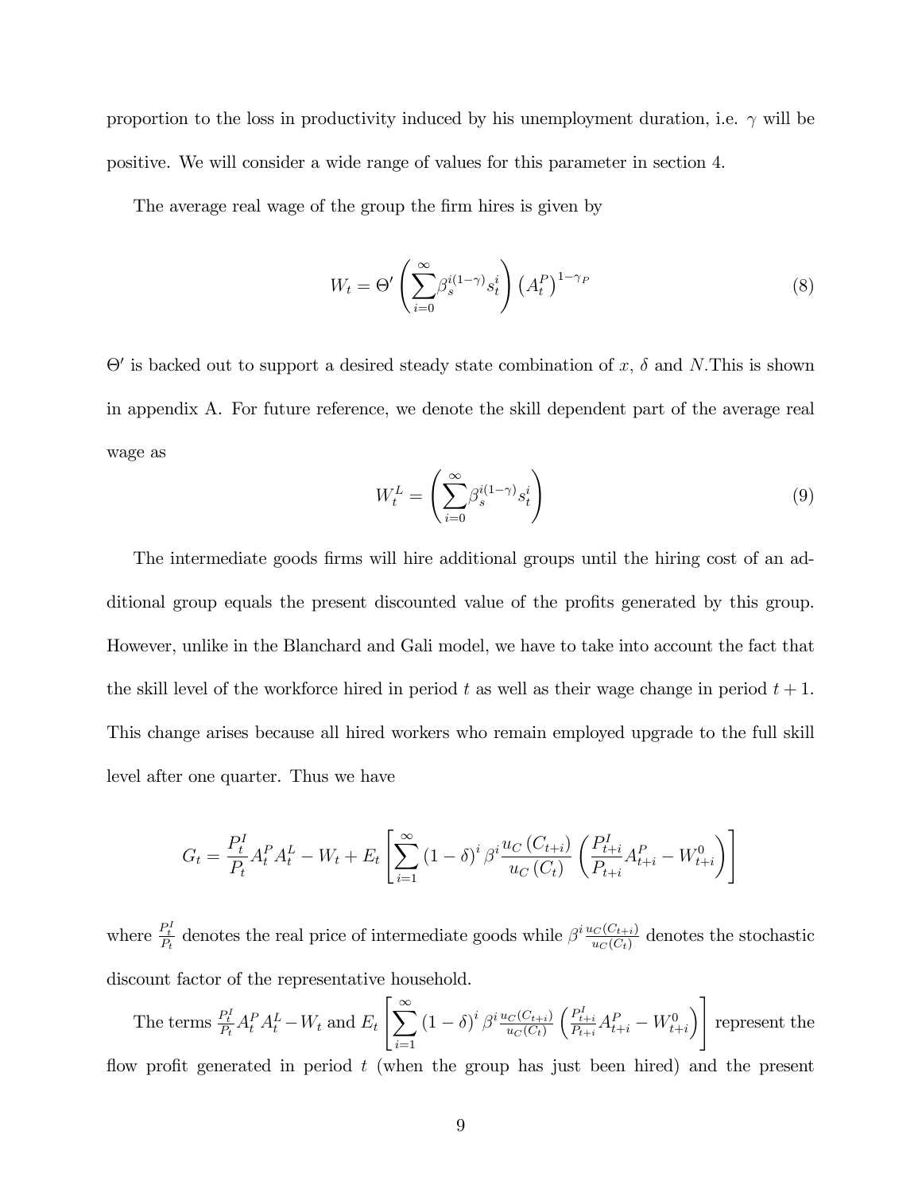proportion to the loss in productivity induced by his unemployment duration, i.e. $\gamma$ will be positive. We will consider a wide range of values for this parameter in section 4.

The average real wage of the group the firm hires is given by

$$W_t = \Theta' \left( \sum_{i=0}^{\infty} \beta_s^{i(1-\gamma)} s_t^i \right) \left( A_t^P \right)^{1-\gamma_P} \tag{8}$$

$\Theta'$ is backed out to support a desired steady state combination of $x$, $\delta$ and $N$.This is shown in appendix A. For future reference, we denote the skill dependent part of the average real wage as

$$W_t^L = \left( \sum_{i=0}^{\infty} \beta_s^{i(1-\gamma)} s_t^i \right) \tag{9}$$

The intermediate goods firms will hire additional groups until the hiring cost of an additional group equals the present discounted value of the profits generated by this group. However, unlike in the Blanchard and Gali model, we have to take into account the fact that the skill level of the workforce hired in period $t$ as well as their wage change in period $t+1$. This change arises because all hired workers who remain employed upgrade to the full skill level after one quarter. Thus we have

$$G_t = \frac{P_t^I}{P_t} A_t^P A_t^L - W_t + E_t \left[ \sum_{i=1}^{\infty} (1-\delta)^i \beta^i \frac{u_C(C_{t+i})}{u_C(C_t)} \left( \frac{P_{t+i}^I}{P_{t+i}} A_{t+i}^P - W_{t+i}^0 \right) \right]$$

where $\frac{P_t^I}{P_t}$ denotes the real price of intermediate goods while $\beta^i \frac{u_C(C_{t+i})}{u_C(C_t)}$ denotes the stochastic discount factor of the representative household.

The terms $\frac{P_t^I}{P_t} A_t^P A_t^L - W_t$ and $E_t \left[ \sum_{i=1}^{\infty} (1-\delta)^i \beta^i \frac{u_C(C_{t+i})}{u_C(C_t)} \left( \frac{P_{t+i}^I}{P_{t+i}} A_{t+i}^P - W_{t+i}^0 \right) \right]$ represent the flow profit generated in period $t$ (when the group has just been hired) and the present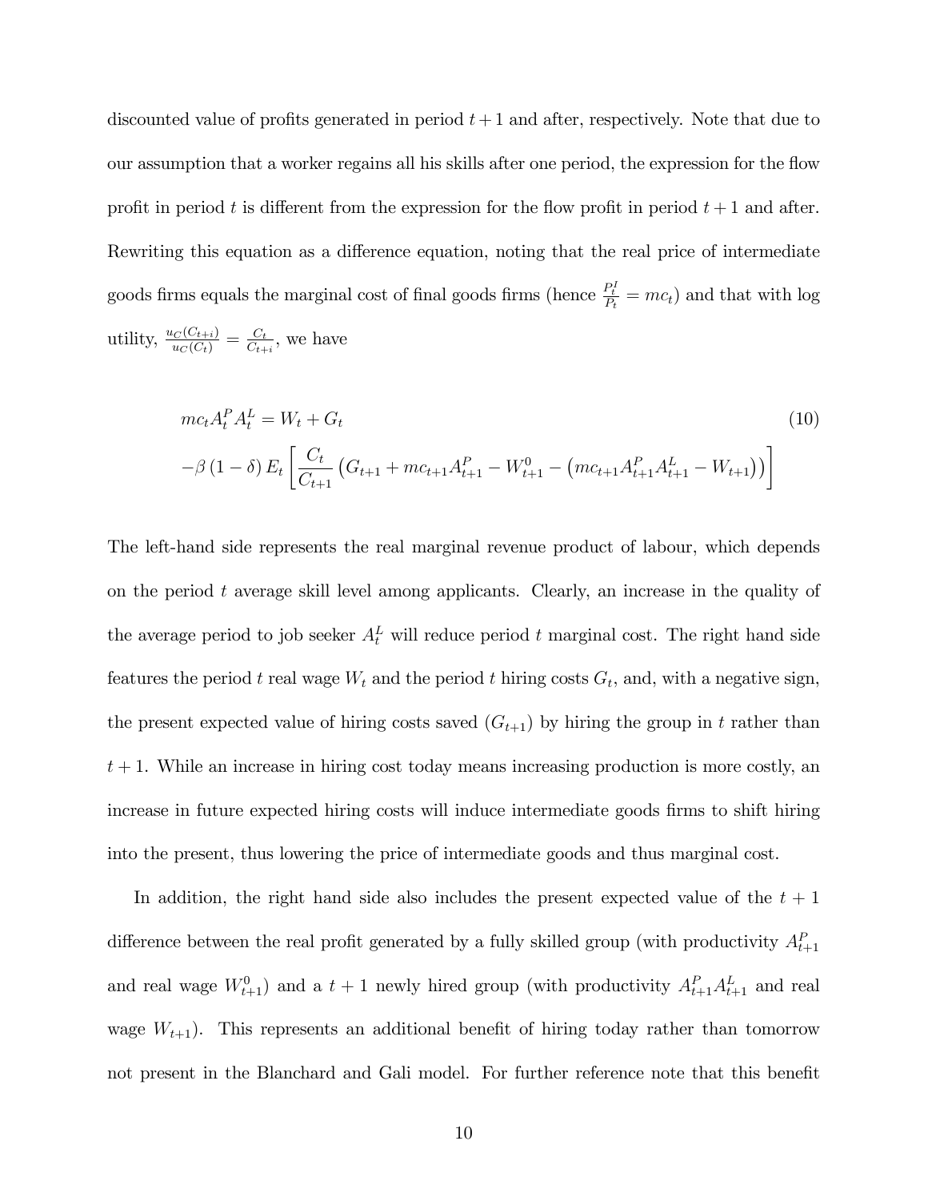discounted value of profits generated in period $t+1$ and after, respectively. Note that due to our assumption that a worker regains all his skills after one period, the expression for the flow profit in period $t$ is different from the expression for the flow profit in period $t+1$ and after. Rewriting this equation as a difference equation, noting that the real price of intermediate goods firms equals the marginal cost of final goods firms (hence $\frac{P_t^I}{P_t} = mc_t$) and that with log utility, $\frac{u_C(C_{t+i})}{u_C(C_t)} = \frac{C_t}{C_{t+i}}$, we have

$$
\begin{aligned}
& mc_t A_t^P A_t^L = W_t + G_t \qquad (10) \\
& -\beta(1-\delta) E_t \left[ \frac{C_t}{C_{t+1}} \left( G_{t+1} + mc_{t+1} A_{t+1}^P - W_{t+1}^0 - \left( mc_{t+1} A_{t+1}^P A_{t+1}^L - W_{t+1} \right) \right) \right]
\end{aligned}
$$

The left-hand side represents the real marginal revenue product of labour, which depends on the period $t$ average skill level among applicants. Clearly, an increase in the quality of the average period to job seeker $A_t^L$ will reduce period $t$ marginal cost. The right hand side features the period $t$ real wage $W_t$ and the period $t$ hiring costs $G_t$, and, with a negative sign, the present expected value of hiring costs saved ($G_{t+1}$) by hiring the group in $t$ rather than $t+1$. While an increase in hiring cost today means increasing production is more costly, an increase in future expected hiring costs will induce intermediate goods firms to shift hiring into the present, thus lowering the price of intermediate goods and thus marginal cost.

In addition, the right hand side also includes the present expected value of the $t+1$ difference between the real profit generated by a fully skilled group (with productivity $A_{t+1}^P$ and real wage $W_{t+1}^0$) and a $t+1$ newly hired group (with productivity $A_{t+1}^P A_{t+1}^L$ and real wage $W_{t+1}$). This represents an additional benefit of hiring today rather than tomorrow not present in the Blanchard and Gali model. For further reference note that this benefit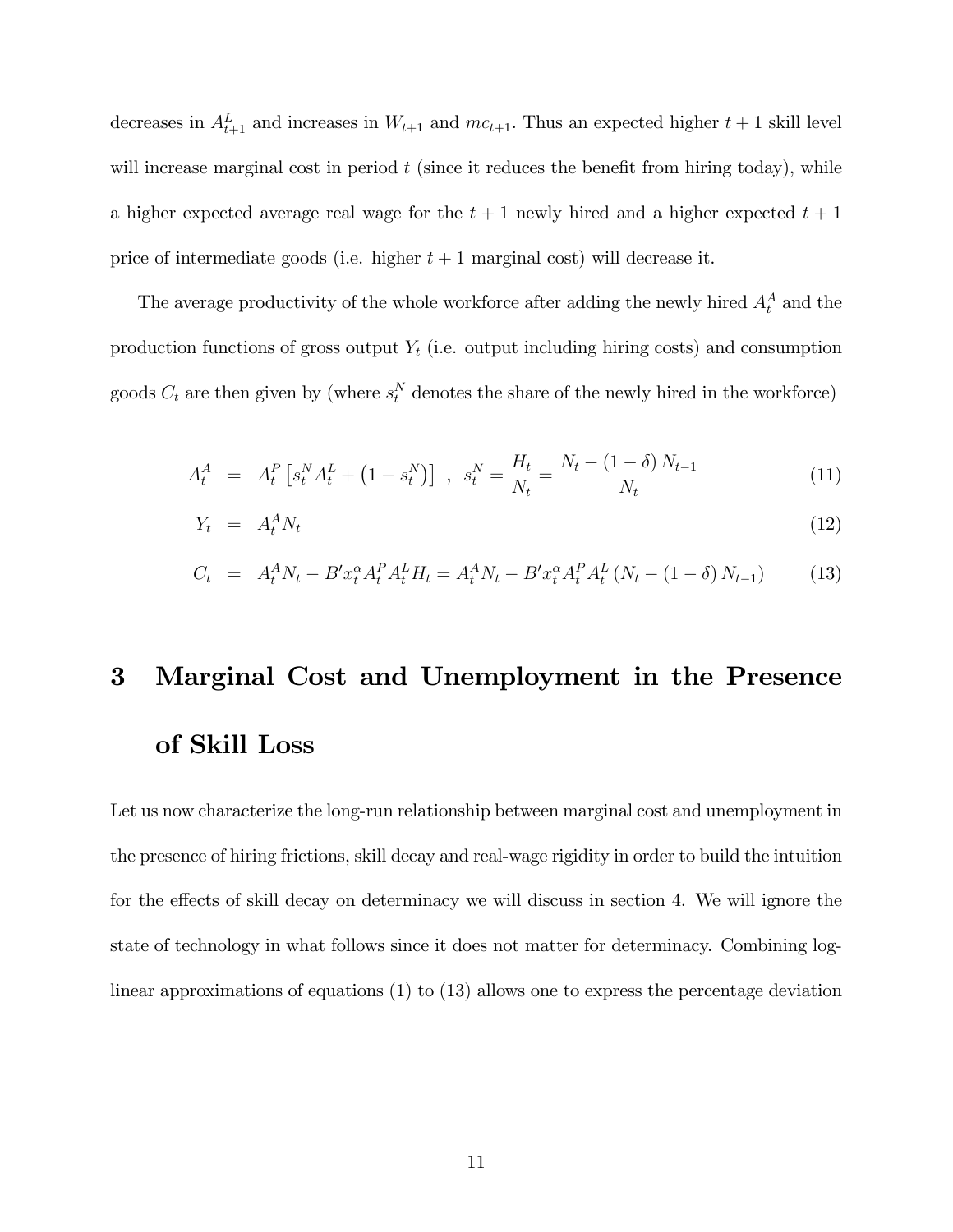decreases in $A_{t+1}^L$ and increases in $W_{t+1}$ and $mc_{t+1}$. Thus an expected higher $t+1$ skill level will increase marginal cost in period $t$ (since it reduces the benefit from hiring today), while a higher expected average real wage for the $t+1$ newly hired and a higher expected $t+1$ price of intermediate goods (i.e. higher $t+1$ marginal cost) will decrease it.

The average productivity of the whole workforce after adding the newly hired $A_t^A$ and the production functions of gross output $Y_t$ (i.e. output including hiring costs) and consumption goods $C_t$ are then given by (where $s_t^N$ denotes the share of the newly hired in the workforce)

$$A_t^A = A_t^P \left[ s_t^N A_t^L + \left(1 - s_t^N\right) \right] \ , \ s_t^N = \frac{H_t}{N_t} = \frac{N_t - (1-\delta) N_{t-1}}{N_t} \tag{11}$$

$$Y_t = A_t^A N_t \tag{12}$$

$$C_t = A_t^A N_t - B' x_t^\alpha A_t^P A_t^L H_t = A_t^A N_t - B' x_t^\alpha A_t^P A_t^L \left(N_t - (1-\delta) N_{t-1}\right) \tag{13}$$

# 3 Marginal Cost and Unemployment in the Presence of Skill Loss

Let us now characterize the long-run relationship between marginal cost and unemployment in the presence of hiring frictions, skill decay and real-wage rigidity in order to build the intuition for the effects of skill decay on determinacy we will discuss in section 4. We will ignore the state of technology in what follows since it does not matter for determinacy. Combining log-linear approximations of equations (1) to (13) allows one to express the percentage deviation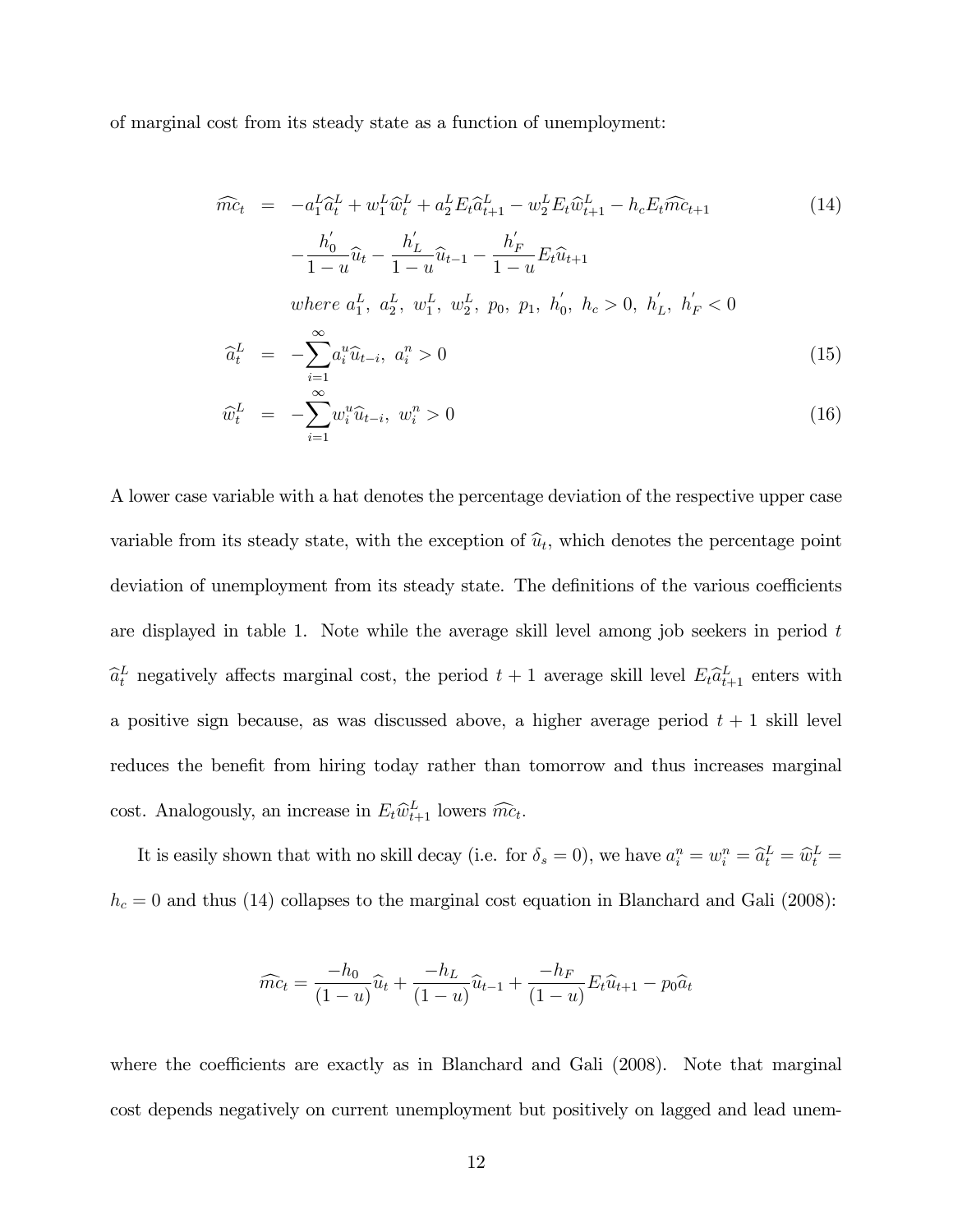of marginal cost from its steady state as a function of unemployment:

$$
\begin{aligned}
\widehat{mc}_t &= -a_1^L \widehat{a}_t^L + w_1^L \widehat{w}_t^L + a_2^L E_t \widehat{a}_{t+1}^L - w_2^L E_t \widehat{w}_{t+1}^L - h_c E_t \widehat{mc}_{t+1} \\
&\quad - \frac{h_0^{'}}{1-u}\widehat{u}_t - \frac{h_L^{'}}{1-u}\widehat{u}_{t-1} - \frac{h_F^{'}}{1-u} E_t \widehat{u}_{t+1} \\
&\quad \textit{where } a_1^L,\ a_2^L,\ w_1^L,\ w_2^L,\ p_0,\ p_1,\ h_0^{'},\ h_c > 0,\ h_L^{'},\ h_F^{'} < 0
\end{aligned} \tag{14}
$$

$$
\widehat{a}_t^L = -\sum_{i=1}^{\infty} a_i^u \widehat{u}_{t-i},\ a_i^n > 0 \tag{15}
$$

$$
\widehat{w}_t^L = -\sum_{i=1}^{\infty} w_i^u \widehat{u}_{t-i},\ w_i^n > 0 \tag{16}
$$

A lower case variable with a hat denotes the percentage deviation of the respective upper case variable from its steady state, with the exception of $\widehat{u}_t$, which denotes the percentage point deviation of unemployment from its steady state. The definitions of the various coefficients are displayed in table 1. Note while the average skill level among job seekers in period $t$ $\widehat{a}_t^L$ negatively affects marginal cost, the period $t+1$ average skill level $E_t \widehat{a}_{t+1}^L$ enters with a positive sign because, as was discussed above, a higher average period $t+1$ skill level reduces the benefit from hiring today rather than tomorrow and thus increases marginal cost. Analogously, an increase in $E_t \widehat{w}_{t+1}^L$ lowers $\widehat{mc}_t$.

It is easily shown that with no skill decay (i.e. for $\delta_s = 0$), we have $a_i^n = w_i^n = \widehat{a}_t^L = \widehat{w}_t^L = h_c = 0$ and thus (14) collapses to the marginal cost equation in Blanchard and Gali (2008):

$$
\widehat{mc}_t = \frac{-h_0}{(1-u)}\widehat{u}_t + \frac{-h_L}{(1-u)}\widehat{u}_{t-1} + \frac{-h_F}{(1-u)} E_t \widehat{u}_{t+1} - p_0 \widehat{a}_t
$$

where the coefficients are exactly as in Blanchard and Gali (2008). Note that marginal cost depends negatively on current unemployment but positively on lagged and lead unem-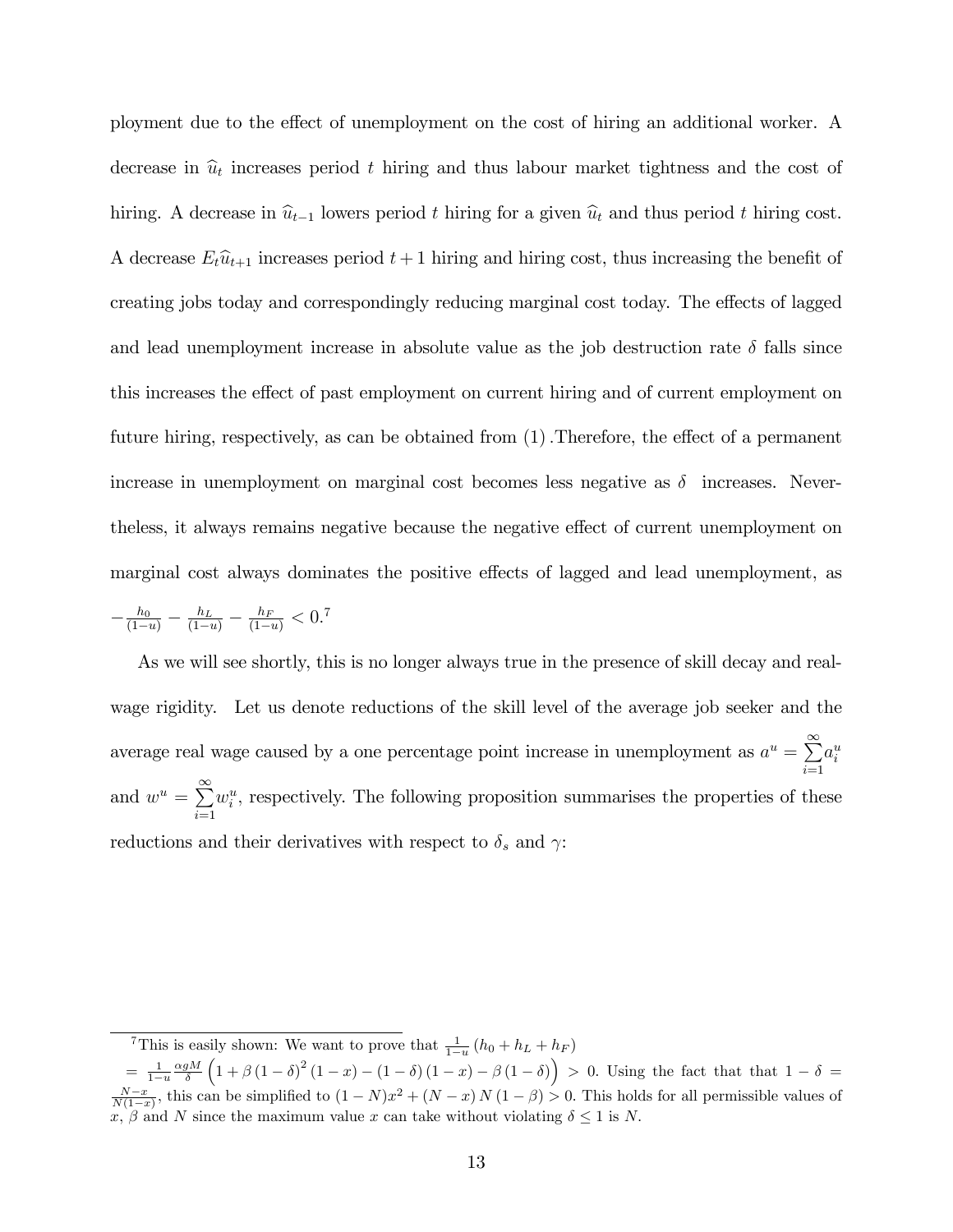ployment due to the effect of unemployment on the cost of hiring an additional worker. A decrease in $\widehat{u}_t$ increases period $t$ hiring and thus labour market tightness and the cost of hiring. A decrease in $\widehat{u}_{t-1}$ lowers period $t$ hiring for a given $\widehat{u}_t$ and thus period $t$ hiring cost. A decrease $E_t\widehat{u}_{t+1}$ increases period $t+1$ hiring and hiring cost, thus increasing the benefit of creating jobs today and correspondingly reducing marginal cost today. The effects of lagged and lead unemployment increase in absolute value as the job destruction rate $\delta$ falls since this increases the effect of past employment on current hiring and of current employment on future hiring, respectively, as can be obtained from (1). Therefore, the effect of a permanent increase in unemployment on marginal cost becomes less negative as $\delta$ increases. Nevertheless, it always remains negative because the negative effect of current unemployment on marginal cost always dominates the positive effects of lagged and lead unemployment, as $-\frac{h_0}{(1-u)} - \frac{h_L}{(1-u)} - \frac{h_F}{(1-u)} < 0$.[7]

As we will see shortly, this is no longer always true in the presence of skill decay and real-wage rigidity. Let us denote reductions of the skill level of the average job seeker and the average real wage caused by a one percentage point increase in unemployment as $a^u = \sum_{i=1}^{\infty} a_i^u$ and $w^u = \sum_{i=1}^{\infty} w_i^u$, respectively. The following proposition summarises the properties of these reductions and their derivatives with respect to $\delta_s$ and $\gamma$:

---

[7] This is easily shown: We want to prove that $\frac{1}{1-u}(h_0 + h_L + h_F)$ $= \frac{1}{1-u}\frac{\alpha g M}{\delta}\left(1 + \beta(1-\delta)^2(1-x) - (1-\delta)(1-x) - \beta(1-\delta)\right) > 0$. Using the fact that that $1 - \delta = \frac{N-x}{N(1-x)}$, this can be simplified to $(1-N)x^2 + (N-x)N(1-\beta) > 0$. This holds for all permissible values of $x$, $\beta$ and $N$ since the maximum value $x$ can take without violating $\delta \leq 1$ is $N$.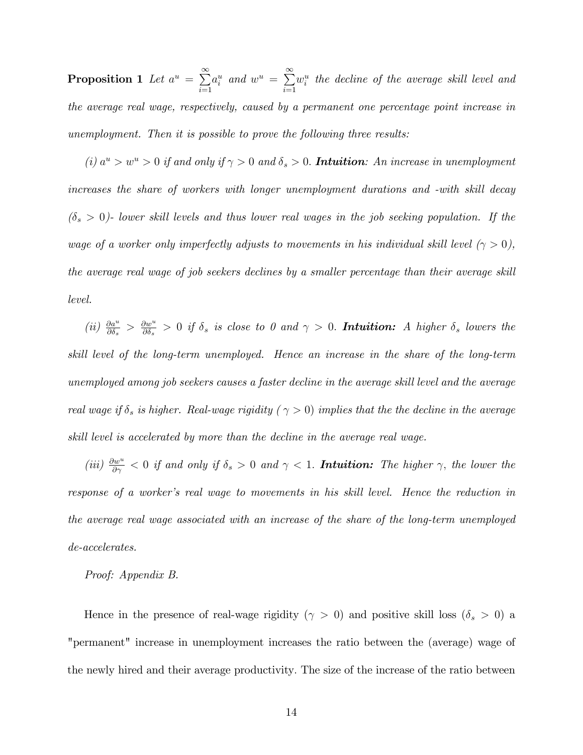**Proposition 1** *Let* $a^u = \sum_{i=1}^{\infty} a_i^u$ *and* $w^u = \sum_{i=1}^{\infty} w_i^u$ *the decline of the average skill level and the average real wage, respectively, caused by a permanent one percentage point increase in unemployment. Then it is possible to prove the following three results:*

*(i)* $a^u > w^u > 0$ *if and only if* $\gamma > 0$ *and* $\delta_s > 0$. ***Intuition****: An increase in unemployment increases the share of workers with longer unemployment durations and -with skill decay* $(\delta_s > 0)$*- lower skill levels and thus lower real wages in the job seeking population. If the wage of a worker only imperfectly adjusts to movements in his individual skill level* $(\gamma > 0)$*, the average real wage of job seekers declines by a smaller percentage than their average skill level.*

*(ii)* $\frac{\partial a^u}{\partial \delta_s} > \frac{\partial w^u}{\partial \delta_s} > 0$ *if* $\delta_s$ *is close to 0 and* $\gamma > 0$. ***Intuition:*** *A higher* $\delta_s$ *lowers the skill level of the long-term unemployed. Hence an increase in the share of the long-term unemployed among job seekers causes a faster decline in the average skill level and the average real wage if* $\delta_s$ *is higher. Real-wage rigidity (* $\gamma > 0$*) implies that the the decline in the average skill level is accelerated by more than the decline in the average real wage.*

*(iii)* $\frac{\partial w^u}{\partial \gamma} < 0$ *if and only if* $\delta_s > 0$ *and* $\gamma < 1$. ***Intuition:*** *The higher* $\gamma$*, the lower the response of a worker's real wage to movements in his skill level. Hence the reduction in the average real wage associated with an increase of the share of the long-term unemployed de-accelerates.*

*Proof: Appendix B.*

Hence in the presence of real-wage rigidity ($\gamma > 0$) and positive skill loss ($\delta_s > 0$) a "permanent" increase in unemployment increases the ratio between the (average) wage of the newly hired and their average productivity. The size of the increase of the ratio between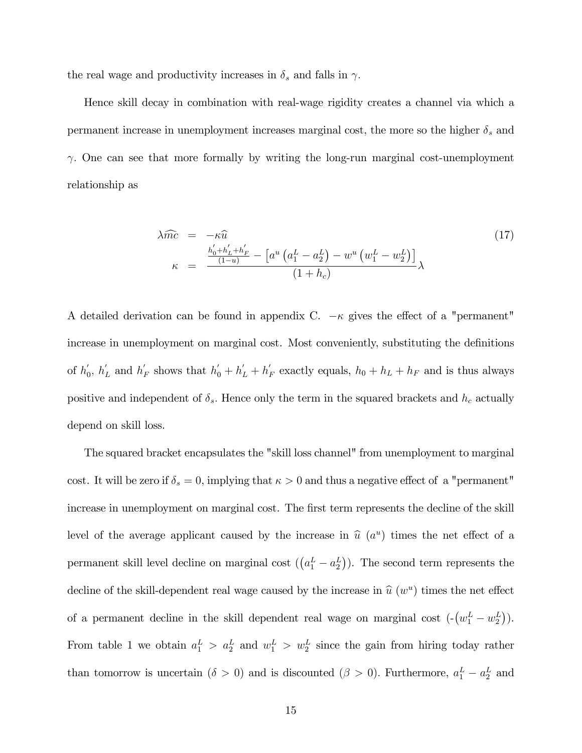the real wage and productivity increases in $\delta_s$ and falls in $\gamma$.

Hence skill decay in combination with real-wage rigidity creates a channel via which a permanent increase in unemployment increases marginal cost, the more so the higher $\delta_s$ and $\gamma$. One can see that more formally by writing the long-run marginal cost-unemployment relationship as

$$
\begin{aligned}
\lambda\widehat{mc} &= -\kappa\widehat{u} \\
\kappa &= \frac{\frac{h_0^{'}+h_L^{'}+h_F^{'}}{(1-u)} - \left[a^u\left(a_1^L - a_2^L\right) - w^u\left(w_1^L - w_2^L\right)\right]}{(1+h_c)}\lambda
\end{aligned}
\tag{17}
$$

A detailed derivation can be found in appendix C. $-\kappa$ gives the effect of a "permanent" increase in unemployment on marginal cost. Most conveniently, substituting the definitions of $h_0^{'}$, $h_L^{'}$ and $h_F^{'}$ shows that $h_0^{'}+h_L^{'}+h_F^{'}$ exactly equals, $h_0+h_L+h_F$ and is thus always positive and independent of $\delta_s$. Hence only the term in the squared brackets and $h_c$ actually depend on skill loss.

The squared bracket encapsulates the "skill loss channel" from unemployment to marginal cost. It will be zero if $\delta_s = 0$, implying that $\kappa > 0$ and thus a negative effect of a "permanent" increase in unemployment on marginal cost. The first term represents the decline of the skill level of the average applicant caused by the increase in $\widehat{u}$ ($a^u$) times the net effect of a permanent skill level decline on marginal cost ($\left(a_1^L - a_2^L\right)$). The second term represents the decline of the skill-dependent real wage caused by the increase in $\widehat{u}$ ($w^u$) times the net effect of a permanent decline in the skill dependent real wage on marginal cost (-$\left(w_1^L - w_2^L\right)$). From table 1 we obtain $a_1^L > a_2^L$ and $w_1^L > w_2^L$ since the gain from hiring today rather than tomorrow is uncertain ($\delta > 0$) and is discounted ($\beta > 0$). Furthermore, $a_1^L - a_2^L$ and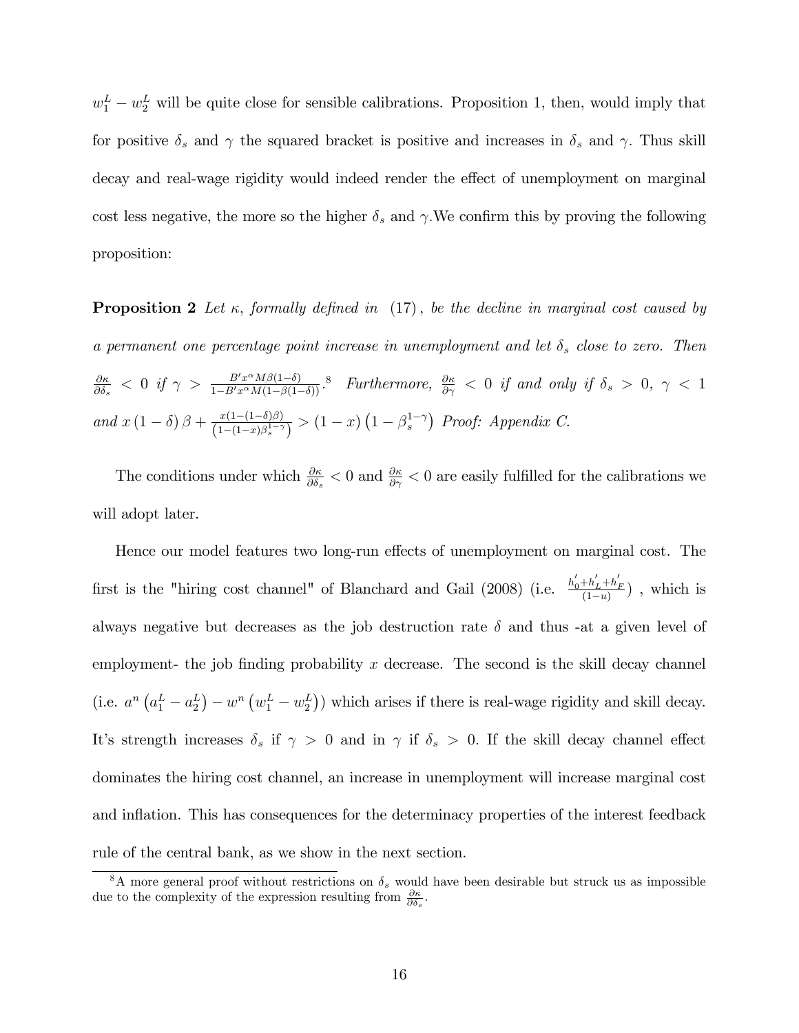$w_1^L - w_2^L$ will be quite close for sensible calibrations. Proposition 1, then, would imply that for positive $\delta_s$ and $\gamma$ the squared bracket is positive and increases in $\delta_s$ and $\gamma$. Thus skill decay and real-wage rigidity would indeed render the effect of unemployment on marginal cost less negative, the more so the higher $\delta_s$ and $\gamma$.We confirm this by proving the following proposition:

**Proposition 2** *Let $\kappa$, formally defined in (17), be the decline in marginal cost caused by a permanent one percentage point increase in unemployment and let $\delta_s$ close to zero. Then $\frac{\partial \kappa}{\partial \delta_s} < 0$ if $\gamma > \frac{B' x^{\alpha} M \beta (1-\delta)}{1 - B' x^{\alpha} M (1 - \beta(1-\delta))}$.*[8] *Furthermore, $\frac{\partial \kappa}{\partial \gamma} < 0$ if and only if $\delta_s > 0$, $\gamma < 1$ and $x(1-\delta)\beta + \frac{x(1-(1-\delta)\beta)}{\left(1-(1-x)\beta_s^{1-\gamma}\right)} > (1-x)\left(1-\beta_s^{1-\gamma}\right)$ Proof: Appendix C.*

The conditions under which $\frac{\partial \kappa}{\partial \delta_s} < 0$ and $\frac{\partial \kappa}{\partial \gamma} < 0$ are easily fulfilled for the calibrations we will adopt later.

Hence our model features two long-run effects of unemployment on marginal cost. The first is the "hiring cost channel" of Blanchard and Gail (2008) (i.e. $\frac{h_0' + h_L' + h_F'}{(1-u)}$) , which is always negative but decreases as the job destruction rate $\delta$ and thus -at a given level of employment- the job finding probability $x$ decrease. The second is the skill decay channel (i.e. $a^n\left(a_1^L - a_2^L\right) - w^n\left(w_1^L - w_2^L\right)$) which arises if there is real-wage rigidity and skill decay. It's strength increases $\delta_s$ if $\gamma > 0$ and in $\gamma$ if $\delta_s > 0$. If the skill decay channel effect dominates the hiring cost channel, an increase in unemployment will increase marginal cost and inflation. This has consequences for the determinacy properties of the interest feedback rule of the central bank, as we show in the next section.

[8] A more general proof without restrictions on $\delta_s$ would have been desirable but struck us as impossible due to the complexity of the expression resulting from $\frac{\partial \kappa}{\partial \delta_s}$.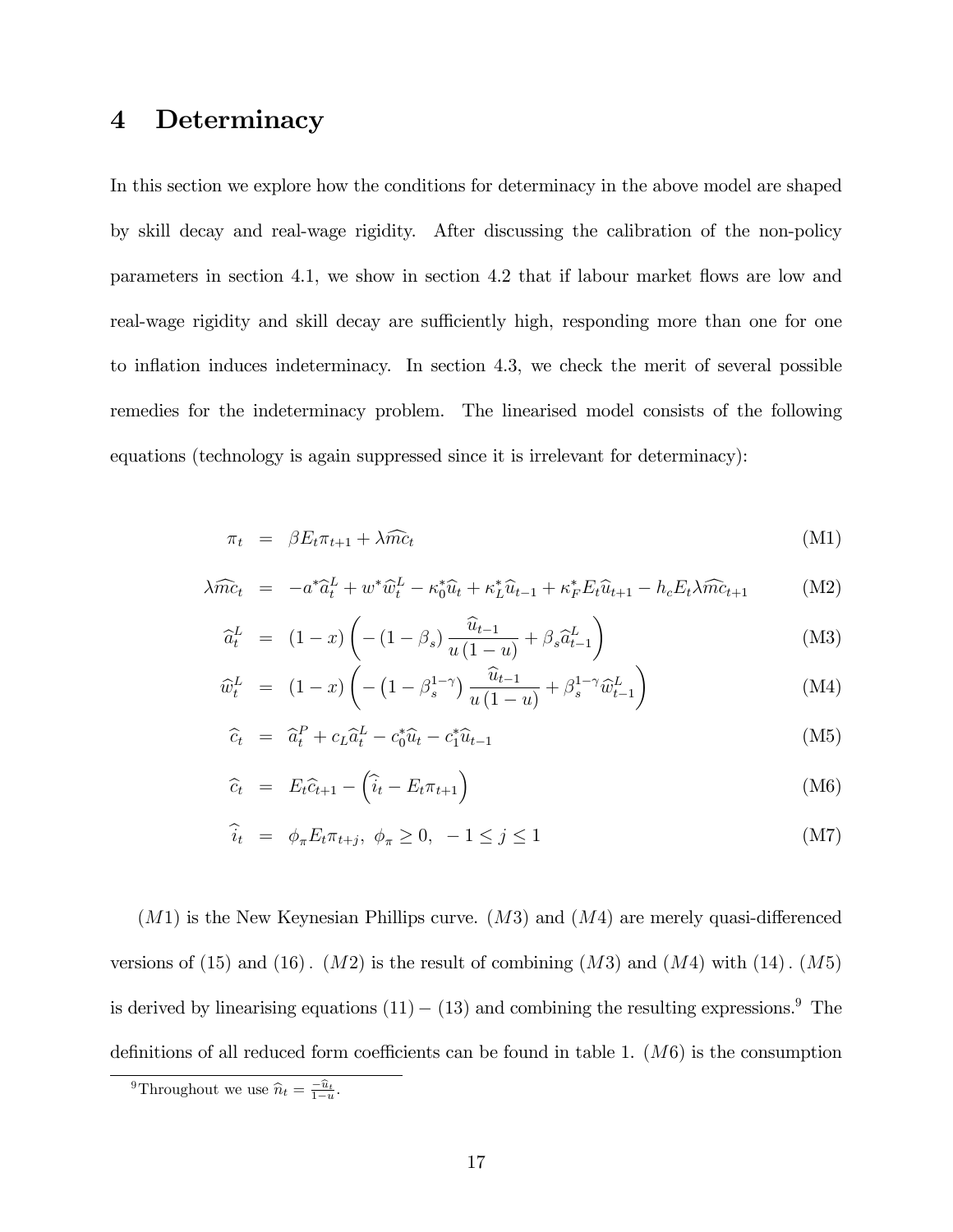# 4 Determinacy

In this section we explore how the conditions for determinacy in the above model are shaped by skill decay and real-wage rigidity. After discussing the calibration of the non-policy parameters in section 4.1, we show in section 4.2 that if labour market flows are low and real-wage rigidity and skill decay are sufficiently high, responding more than one for one to inflation induces indeterminacy. In section 4.3, we check the merit of several possible remedies for the indeterminacy problem. The linearised model consists of the following equations (technology is again suppressed since it is irrelevant for determinacy):

$$\pi_t = \beta E_t \pi_{t+1} + \lambda \widehat{mc}_t \tag{M1}$$

$$\lambda \widehat{mc}_t = -a^* \widehat{a}_t^L + w^* \widehat{w}_t^L - \kappa_0^* \widehat{u}_t + \kappa_L^* \widehat{u}_{t-1} + \kappa_F^* E_t \widehat{u}_{t+1} - h_c E_t \lambda \widehat{mc}_{t+1} \tag{M2}$$

$$\widehat{a}_t^L = (1-x)\left(-(1-\beta_s)\frac{\widehat{u}_{t-1}}{u(1-u)} + \beta_s \widehat{a}_{t-1}^L\right) \tag{M3}$$

$$\widehat{w}_t^L = (1-x)\left(-\left(1-\beta_s^{1-\gamma}\right)\frac{\widehat{u}_{t-1}}{u(1-u)} + \beta_s^{1-\gamma} \widehat{w}_{t-1}^L\right) \tag{M4}$$

$$\widehat{c}_t = \widehat{a}_t^P + c_L \widehat{a}_t^L - c_0^* \widehat{u}_t - c_1^* \widehat{u}_{t-1} \tag{M5}$$

$$\widehat{c}_t = E_t \widehat{c}_{t+1} - \left(\widehat{i}_t - E_t \pi_{t+1}\right) \tag{M6}$$

$$\widehat{i}_t = \phi_\pi E_t \pi_{t+j}, \ \phi_\pi \geq 0, \ -1 \leq j \leq 1 \tag{M7}$$

$(M1)$ is the New Keynesian Phillips curve. $(M3)$ and $(M4)$ are merely quasi-differenced versions of $(15)$ and $(16)$. $(M2)$ is the result of combining $(M3)$ and $(M4)$ with $(14)$. $(M5)$ is derived by linearising equations $(11)-(13)$ and combining the resulting expressions.[9] The definitions of all reduced form coefficients can be found in table 1. $(M6)$ is the consumption

[9] Throughout we use $\widehat{n}_t = \frac{-\widehat{u}_t}{1-u}$.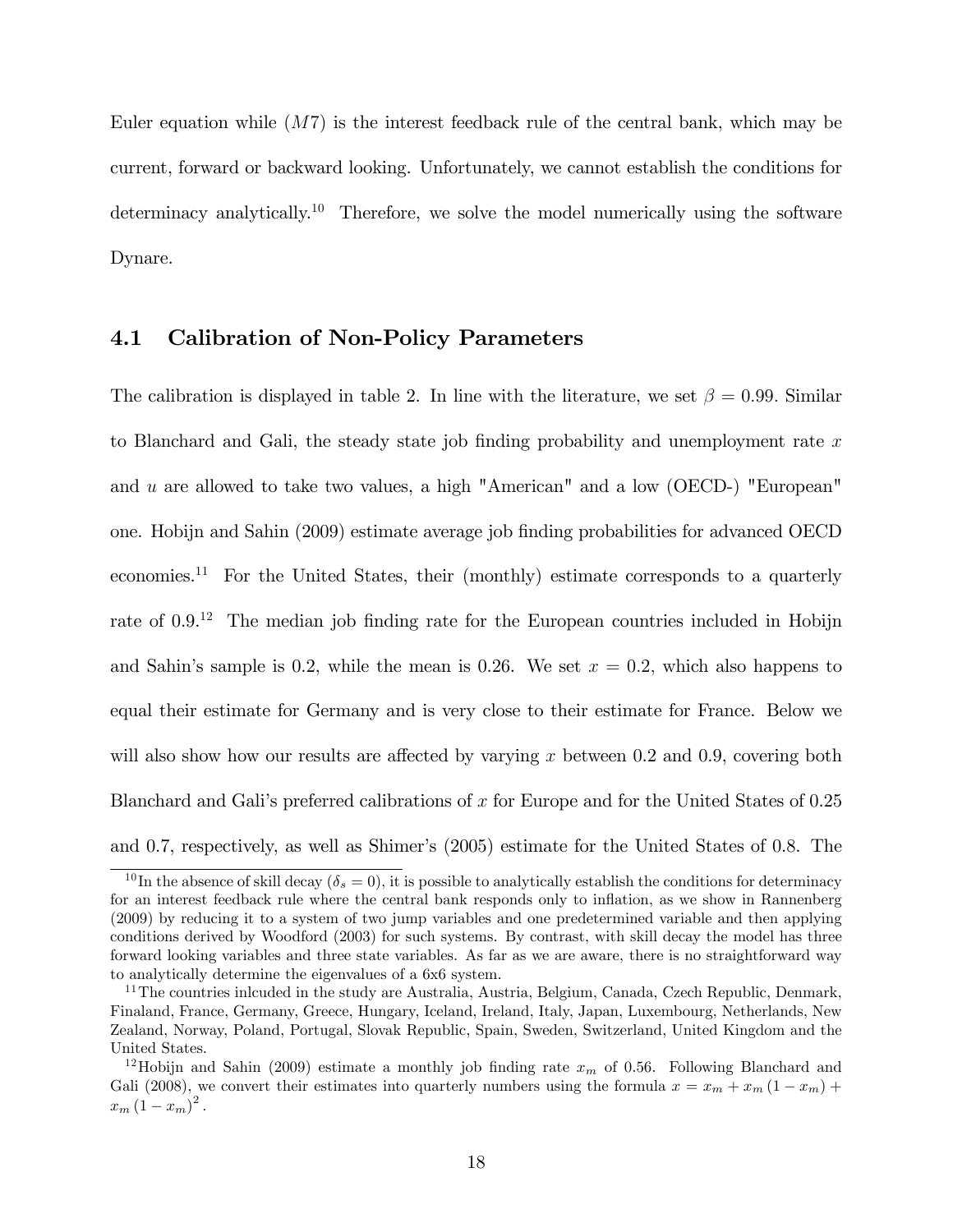Euler equation while ($M7$) is the interest feedback rule of the central bank, which may be current, forward or backward looking. Unfortunately, we cannot establish the conditions for determinacy analytically.[10] Therefore, we solve the model numerically using the software Dynare.

## 4.1 Calibration of Non-Policy Parameters

The calibration is displayed in table 2. In line with the literature, we set $\beta = 0.99$. Similar to Blanchard and Gali, the steady state job finding probability and unemployment rate $x$ and $u$ are allowed to take two values, a high "American" and a low (OECD-) "European" one. Hobijn and Sahin (2009) estimate average job finding probabilities for advanced OECD economies.[11] For the United States, their (monthly) estimate corresponds to a quarterly rate of 0.9.[12] The median job finding rate for the European countries included in Hobijn and Sahin's sample is 0.2, while the mean is 0.26. We set $x = 0.2$, which also happens to equal their estimate for Germany and is very close to their estimate for France. Below we will also show how our results are affected by varying $x$ between 0.2 and 0.9, covering both Blanchard and Gali's preferred calibrations of $x$ for Europe and for the United States of 0.25 and 0.7, respectively, as well as Shimer's (2005) estimate for the United States of 0.8. The

[10] In the absence of skill decay ($\delta_s = 0$), it is possible to analytically establish the conditions for determinacy for an interest feedback rule where the central bank responds only to inflation, as we show in Rannenberg (2009) by reducing it to a system of two jump variables and one predetermined variable and then applying conditions derived by Woodford (2003) for such systems. By contrast, with skill decay the model has three forward looking variables and three state variables. As far as we are aware, there is no straightforward way to analytically determine the eigenvalues of a 6x6 system.

[11] The countries inlcuded in the study are Australia, Austria, Belgium, Canada, Czech Republic, Denmark, Finaland, France, Germany, Greece, Hungary, Iceland, Ireland, Italy, Japan, Luxembourg, Netherlands, New Zealand, Norway, Poland, Portugal, Slovak Republic, Spain, Sweden, Switzerland, United Kingdom and the United States.

[12] Hobijn and Sahin (2009) estimate a monthly job finding rate $x_m$ of 0.56. Following Blanchard and Gali (2008), we convert their estimates into quarterly numbers using the formula $x = x_m + x_m (1 - x_m) + x_m (1 - x_m)^2$.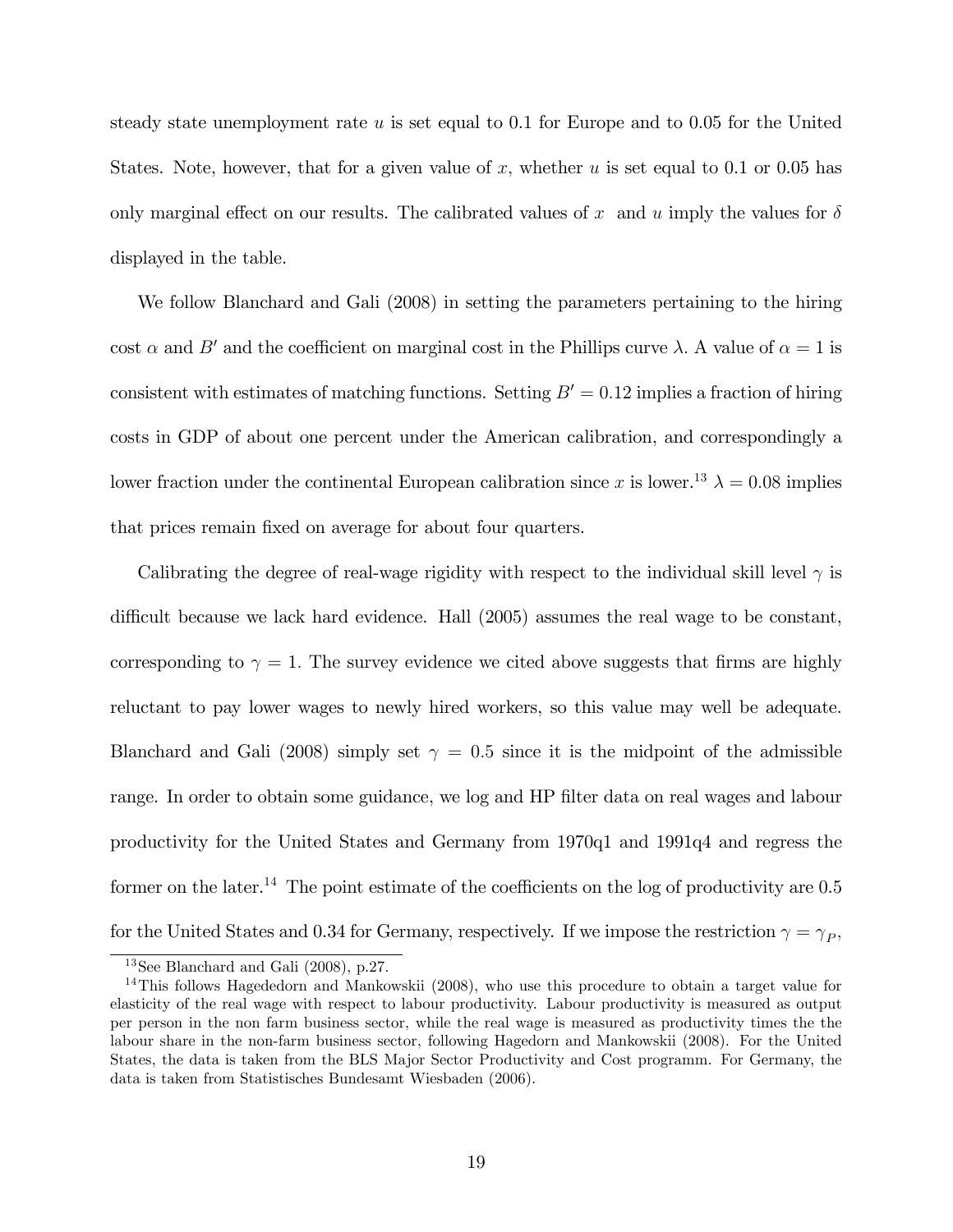steady state unemployment rate $u$ is set equal to 0.1 for Europe and to 0.05 for the United States. Note, however, that for a given value of $x$, whether $u$ is set equal to 0.1 or 0.05 has only marginal effect on our results. The calibrated values of $x$ and $u$ imply the values for $\delta$ displayed in the table.

We follow Blanchard and Gali (2008) in setting the parameters pertaining to the hiring cost $\alpha$ and $B'$ and the coefficient on marginal cost in the Phillips curve $\lambda$. A value of $\alpha = 1$ is consistent with estimates of matching functions. Setting $B' = 0.12$ implies a fraction of hiring costs in GDP of about one percent under the American calibration, and correspondingly a lower fraction under the continental European calibration since $x$ is lower.[13] $\lambda = 0.08$ implies that prices remain fixed on average for about four quarters.

Calibrating the degree of real-wage rigidity with respect to the individual skill level $\gamma$ is difficult because we lack hard evidence. Hall (2005) assumes the real wage to be constant, corresponding to $\gamma = 1$. The survey evidence we cited above suggests that firms are highly reluctant to pay lower wages to newly hired workers, so this value may well be adequate. Blanchard and Gali (2008) simply set $\gamma = 0.5$ since it is the midpoint of the admissible range. In order to obtain some guidance, we log and HP filter data on real wages and labour productivity for the United States and Germany from 1970q1 and 1991q4 and regress the former on the later.[14] The point estimate of the coefficients on the log of productivity are 0.5 for the United States and 0.34 for Germany, respectively. If we impose the restriction $\gamma = \gamma_P$,

[13] See Blanchard and Gali (2008), p.27.

[14] This follows Hagededorn and Mankowskii (2008), who use this procedure to obtain a target value for elasticity of the real wage with respect to labour productivity. Labour productivity is measured as output per person in the non farm business sector, while the real wage is measured as productivity times the the labour share in the non-farm business sector, following Hagedorn and Mankowskii (2008). For the United States, the data is taken from the BLS Major Sector Productivity and Cost programm. For Germany, the data is taken from Statistisches Bundesamt Wiesbaden (2006).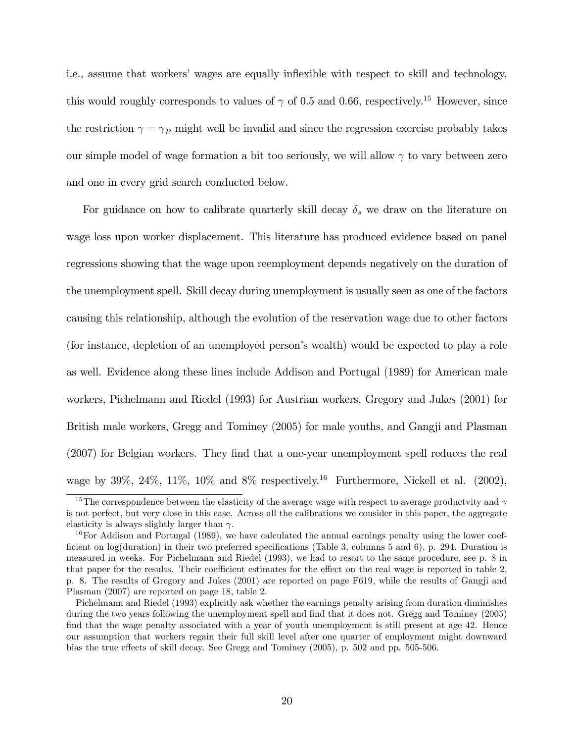i.e., assume that workers' wages are equally inflexible with respect to skill and technology, this would roughly corresponds to values of $\gamma$ of 0.5 and 0.66, respectively.[15] However, since the restriction $\gamma = \gamma_P$ might well be invalid and since the regression exercise probably takes our simple model of wage formation a bit too seriously, we will allow $\gamma$ to vary between zero and one in every grid search conducted below.

For guidance on how to calibrate quarterly skill decay $\delta_s$ we draw on the literature on wage loss upon worker displacement. This literature has produced evidence based on panel regressions showing that the wage upon reemployment depends negatively on the duration of the unemployment spell. Skill decay during unemployment is usually seen as one of the factors causing this relationship, although the evolution of the reservation wage due to other factors (for instance, depletion of an unemployed person's wealth) would be expected to play a role as well. Evidence along these lines include Addison and Portugal (1989) for American male workers, Pichelmann and Riedel (1993) for Austrian workers, Gregory and Jukes (2001) for British male workers, Gregg and Tominey (2005) for male youths, and Gangji and Plasman (2007) for Belgian workers. They find that a one-year unemployment spell reduces the real wage by 39%, 24%, 11%, 10% and 8% respectively.[16] Furthermore, Nickell et al. (2002),

[15] The correspondence between the elasticity of the average wage with respect to average productvity and $\gamma$ is not perfect, but very close in this case. Across all the calibrations we consider in this paper, the aggregate elasticity is always slightly larger than $\gamma$.

[16] For Addison and Portugal (1989), we have calculated the annual earnings penalty using the lower coefficient on log(duration) in their two preferred specifications (Table 3, columns 5 and 6), p. 294. Duration is measured in weeks. For Pichelmann and Riedel (1993), we had to resort to the same procedure, see p. 8 in that paper for the results. Their coefficient estimates for the effect on the real wage is reported in table 2, p. 8. The results of Gregory and Jukes (2001) are reported on page F619, while the results of Gangji and Plasman (2007) are reported on page 18, table 2.

Pichelmann and Riedel (1993) explicitly ask whether the earnings penalty arising from duration diminishes during the two years following the unemployment spell and find that it does not. Gregg and Tominey (2005) find that the wage penalty associated with a year of youth unemployment is still present at age 42. Hence our assumption that workers regain their full skill level after one quarter of employment might downward bias the true effects of skill decay. See Gregg and Tominey (2005), p. 502 and pp. 505-506.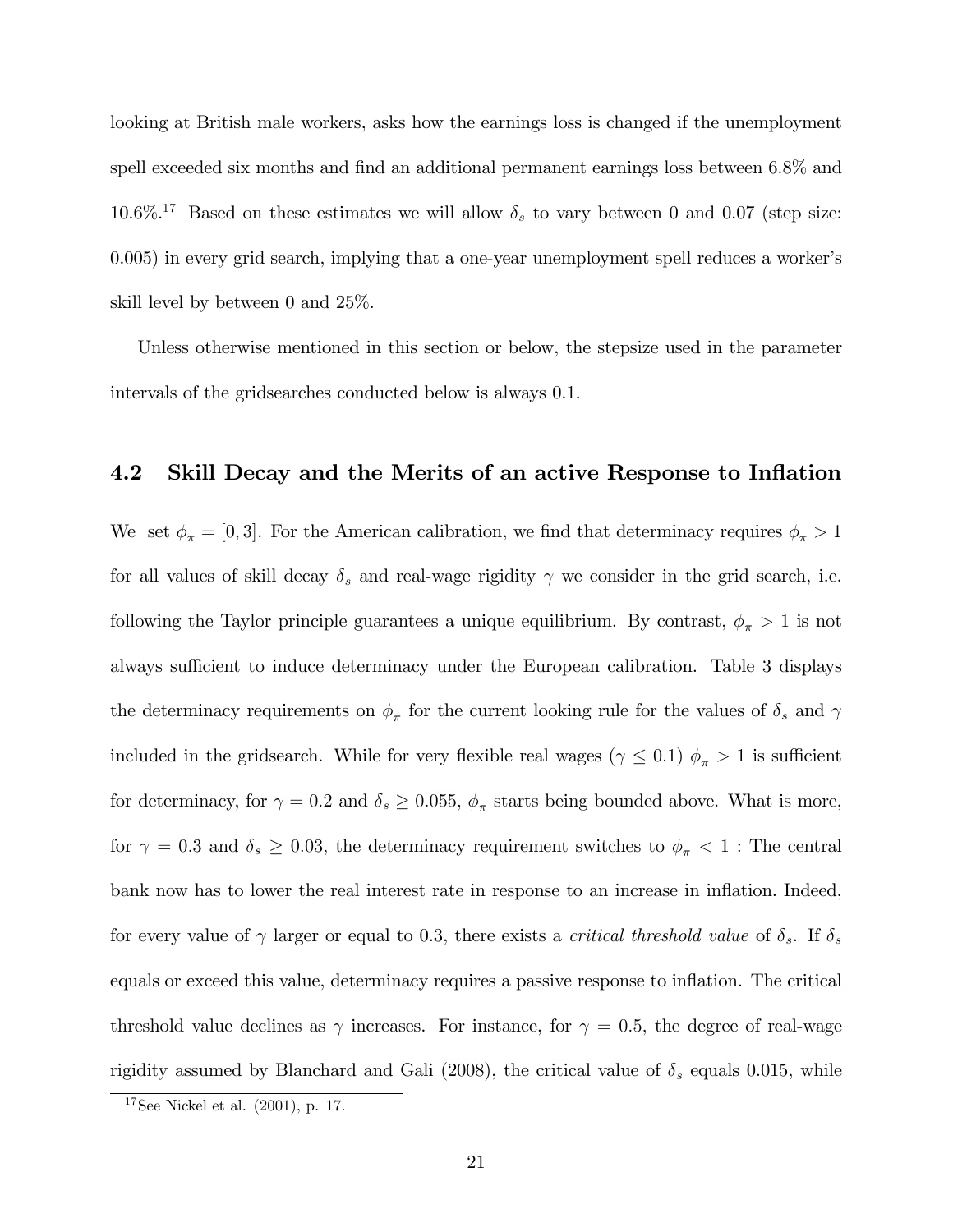looking at British male workers, asks how the earnings loss is changed if the unemployment spell exceeded six months and find an additional permanent earnings loss between 6.8% and 10.6%.[17] Based on these estimates we will allow $\delta_s$ to vary between 0 and 0.07 (step size: 0.005) in every grid search, implying that a one-year unemployment spell reduces a worker's skill level by between 0 and 25%.

Unless otherwise mentioned in this section or below, the stepsize used in the parameter intervals of the gridsearches conducted below is always 0.1.

## 4.2 Skill Decay and the Merits of an active Response to Inflation

We set $\phi_\pi = [0, 3]$. For the American calibration, we find that determinacy requires $\phi_\pi > 1$ for all values of skill decay $\delta_s$ and real-wage rigidity $\gamma$ we consider in the grid search, i.e. following the Taylor principle guarantees a unique equilibrium. By contrast, $\phi_\pi > 1$ is not always sufficient to induce determinacy under the European calibration. Table 3 displays the determinacy requirements on $\phi_\pi$ for the current looking rule for the values of $\delta_s$ and $\gamma$ included in the gridsearch. While for very flexible real wages ($\gamma \leq 0.1$) $\phi_\pi > 1$ is sufficient for determinacy, for $\gamma = 0.2$ and $\delta_s \geq 0.055$, $\phi_\pi$ starts being bounded above. What is more, for $\gamma = 0.3$ and $\delta_s \geq 0.03$, the determinacy requirement switches to $\phi_\pi < 1$ : The central bank now has to lower the real interest rate in response to an increase in inflation. Indeed, for every value of $\gamma$ larger or equal to 0.3, there exists a *critical threshold value* of $\delta_s$. If $\delta_s$ equals or exceed this value, determinacy requires a passive response to inflation. The critical threshold value declines as $\gamma$ increases. For instance, for $\gamma = 0.5$, the degree of real-wage rigidity assumed by Blanchard and Gali (2008), the critical value of $\delta_s$ equals 0.015, while

[17] See Nickel et al. (2001), p. 17.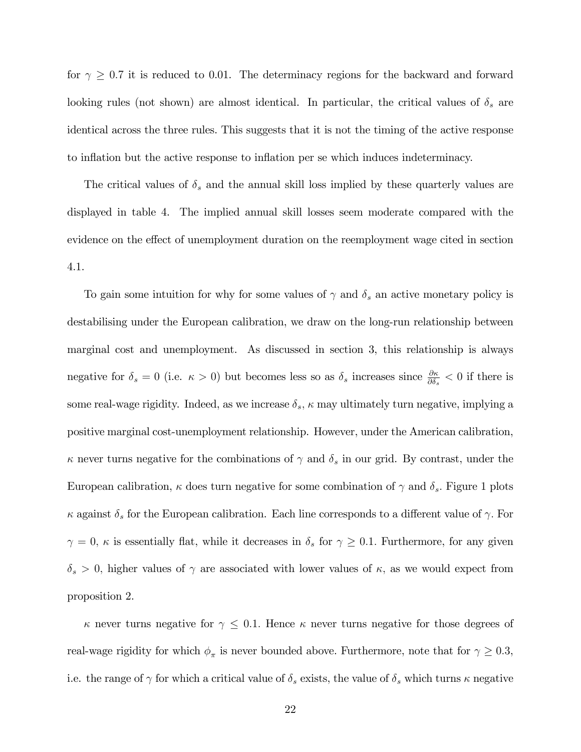for $\gamma \geq 0.7$ it is reduced to 0.01. The determinacy regions for the backward and forward looking rules (not shown) are almost identical. In particular, the critical values of $\delta_s$ are identical across the three rules. This suggests that it is not the timing of the active response to inflation but the active response to inflation per se which induces indeterminacy.

The critical values of $\delta_s$ and the annual skill loss implied by these quarterly values are displayed in table 4. The implied annual skill losses seem moderate compared with the evidence on the effect of unemployment duration on the reemployment wage cited in section 4.1.

To gain some intuition for why for some values of $\gamma$ and $\delta_s$ an active monetary policy is destabilising under the European calibration, we draw on the long-run relationship between marginal cost and unemployment. As discussed in section 3, this relationship is always negative for $\delta_s = 0$ (i.e. $\kappa > 0$) but becomes less so as $\delta_s$ increases since $\frac{\partial \kappa}{\partial \delta_s} < 0$ if there is some real-wage rigidity. Indeed, as we increase $\delta_s$, $\kappa$ may ultimately turn negative, implying a positive marginal cost-unemployment relationship. However, under the American calibration, $\kappa$ never turns negative for the combinations of $\gamma$ and $\delta_s$ in our grid. By contrast, under the European calibration, $\kappa$ does turn negative for some combination of $\gamma$ and $\delta_s$. Figure 1 plots $\kappa$ against $\delta_s$ for the European calibration. Each line corresponds to a different value of $\gamma$. For $\gamma = 0$, $\kappa$ is essentially flat, while it decreases in $\delta_s$ for $\gamma \geq 0.1$. Furthermore, for any given $\delta_s > 0$, higher values of $\gamma$ are associated with lower values of $\kappa$, as we would expect from proposition 2.

$\kappa$ never turns negative for $\gamma \leq 0.1$. Hence $\kappa$ never turns negative for those degrees of real-wage rigidity for which $\phi_\pi$ is never bounded above. Furthermore, note that for $\gamma \geq 0.3$, i.e. the range of $\gamma$ for which a critical value of $\delta_s$ exists, the value of $\delta_s$ which turns $\kappa$ negative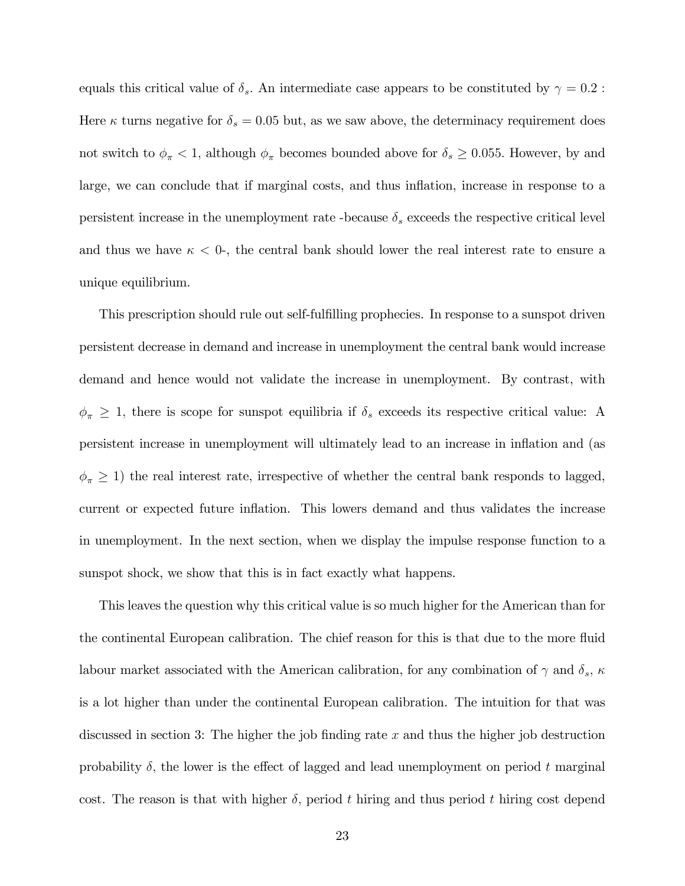equals this critical value of $\delta_s$. An intermediate case appears to be constituted by $\gamma = 0.2$ : Here $\kappa$ turns negative for $\delta_s = 0.05$ but, as we saw above, the determinacy requirement does not switch to $\phi_\pi < 1$, although $\phi_\pi$ becomes bounded above for $\delta_s \geq 0.055$. However, by and large, we can conclude that if marginal costs, and thus inflation, increase in response to a persistent increase in the unemployment rate -because $\delta_s$ exceeds the respective critical level and thus we have $\kappa < 0$-, the central bank should lower the real interest rate to ensure a unique equilibrium.

This prescription should rule out self-fulfilling prophecies. In response to a sunspot driven persistent decrease in demand and increase in unemployment the central bank would increase demand and hence would not validate the increase in unemployment. By contrast, with $\phi_\pi \geq 1$, there is scope for sunspot equilibria if $\delta_s$ exceeds its respective critical value: A persistent increase in unemployment will ultimately lead to an increase in inflation and (as $\phi_\pi \geq 1$) the real interest rate, irrespective of whether the central bank responds to lagged, current or expected future inflation. This lowers demand and thus validates the increase in unemployment. In the next section, when we display the impulse response function to a sunspot shock, we show that this is in fact exactly what happens.

This leaves the question why this critical value is so much higher for the American than for the continental European calibration. The chief reason for this is that due to the more fluid labour market associated with the American calibration, for any combination of $\gamma$ and $\delta_s$, $\kappa$ is a lot higher than under the continental European calibration. The intuition for that was discussed in section 3: The higher the job finding rate $x$ and thus the higher job destruction probability $\delta$, the lower is the effect of lagged and lead unemployment on period $t$ marginal cost. The reason is that with higher $\delta$, period $t$ hiring and thus period $t$ hiring cost depend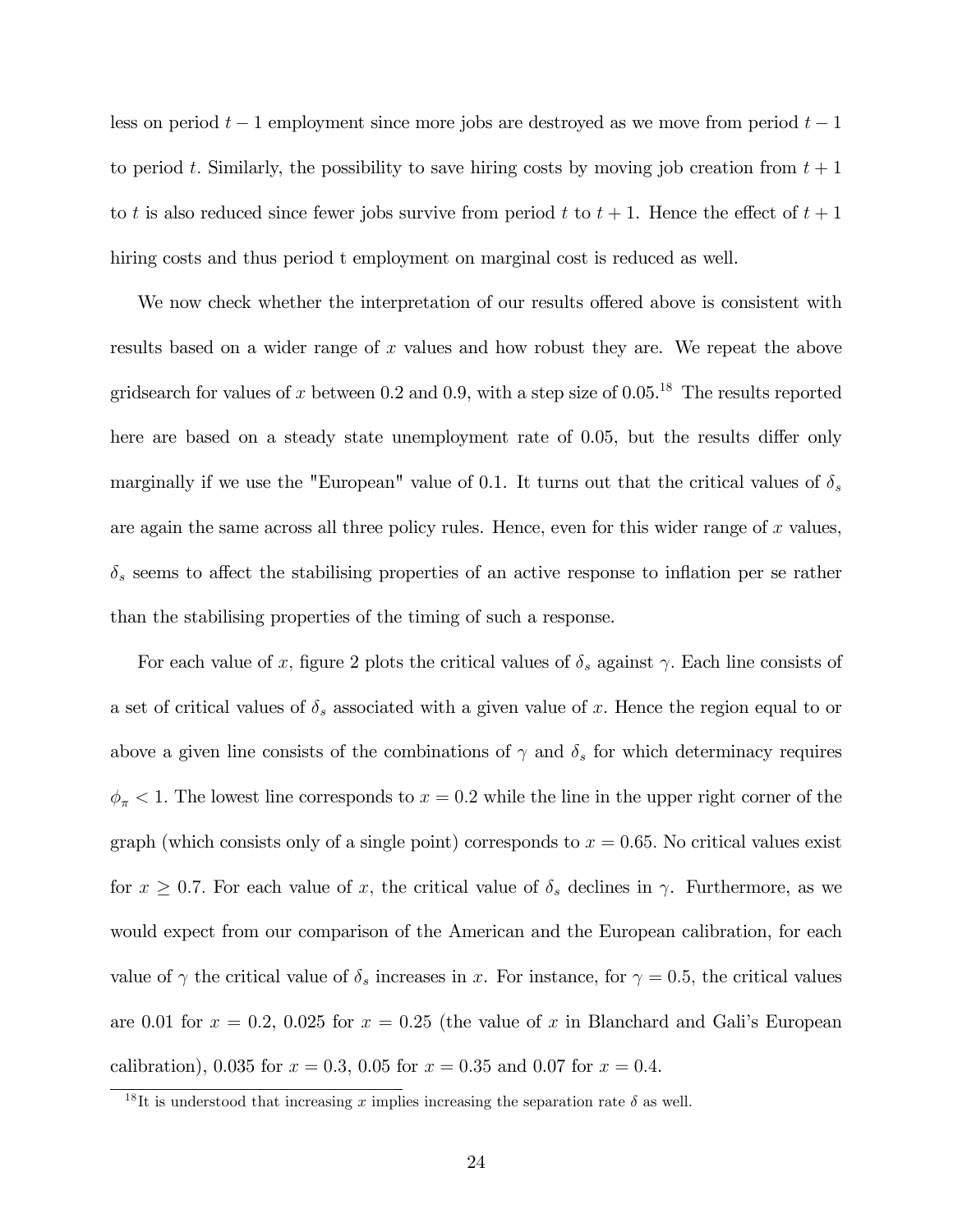less on period $t-1$ employment since more jobs are destroyed as we move from period $t-1$ to period $t$. Similarly, the possibility to save hiring costs by moving job creation from $t+1$ to $t$ is also reduced since fewer jobs survive from period $t$ to $t+1$. Hence the effect of $t+1$ hiring costs and thus period t employment on marginal cost is reduced as well.

We now check whether the interpretation of our results offered above is consistent with results based on a wider range of $x$ values and how robust they are. We repeat the above gridsearch for values of $x$ between 0.2 and 0.9, with a step size of 0.05.[18] The results reported here are based on a steady state unemployment rate of 0.05, but the results differ only marginally if we use the "European" value of 0.1. It turns out that the critical values of $\delta_s$ are again the same across all three policy rules. Hence, even for this wider range of $x$ values, $\delta_s$ seems to affect the stabilising properties of an active response to inflation per se rather than the stabilising properties of the timing of such a response.

For each value of $x$, figure 2 plots the critical values of $\delta_s$ against $\gamma$. Each line consists of a set of critical values of $\delta_s$ associated with a given value of $x$. Hence the region equal to or above a given line consists of the combinations of $\gamma$ and $\delta_s$ for which determinacy requires $\phi_\pi < 1$. The lowest line corresponds to $x = 0.2$ while the line in the upper right corner of the graph (which consists only of a single point) corresponds to $x = 0.65$. No critical values exist for $x \geq 0.7$. For each value of $x$, the critical value of $\delta_s$ declines in $\gamma$. Furthermore, as we would expect from our comparison of the American and the European calibration, for each value of $\gamma$ the critical value of $\delta_s$ increases in $x$. For instance, for $\gamma = 0.5$, the critical values are 0.01 for $x = 0.2$, 0.025 for $x = 0.25$ (the value of $x$ in Blanchard and Gali's European calibration), 0.035 for $x = 0.3$, 0.05 for $x = 0.35$ and 0.07 for $x = 0.4$.

[18] It is understood that increasing $x$ implies increasing the separation rate $\delta$ as well.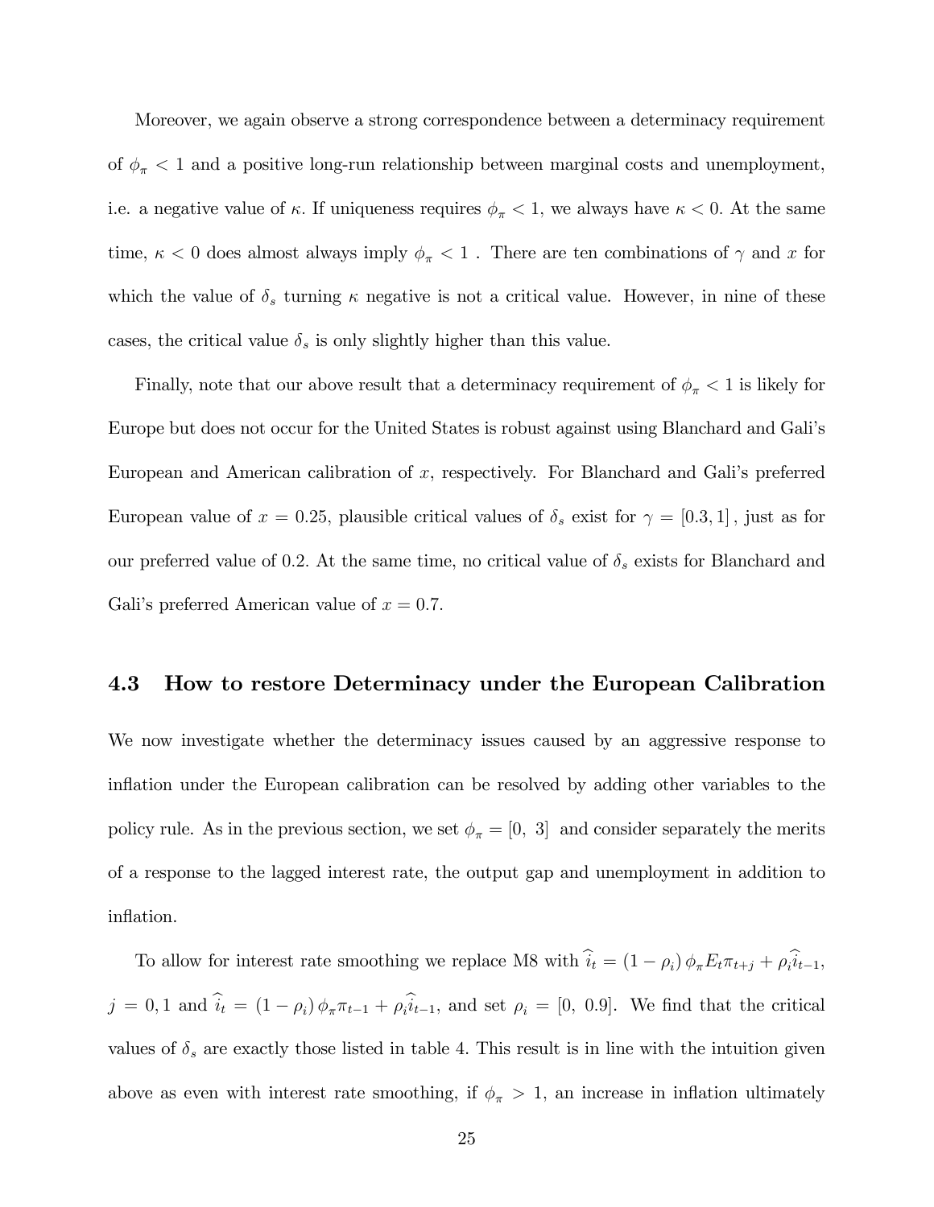Moreover, we again observe a strong correspondence between a determinacy requirement of $\phi_\pi < 1$ and a positive long-run relationship between marginal costs and unemployment, i.e. a negative value of $\kappa$. If uniqueness requires $\phi_\pi < 1$, we always have $\kappa < 0$. At the same time, $\kappa < 0$ does almost always imply $\phi_\pi < 1$ . There are ten combinations of $\gamma$ and $x$ for which the value of $\delta_s$ turning $\kappa$ negative is not a critical value. However, in nine of these cases, the critical value $\delta_s$ is only slightly higher than this value.

Finally, note that our above result that a determinacy requirement of $\phi_\pi < 1$ is likely for Europe but does not occur for the United States is robust against using Blanchard and Gali's European and American calibration of $x$, respectively. For Blanchard and Gali's preferred European value of $x = 0.25$, plausible critical values of $\delta_s$ exist for $\gamma = [0.3, 1]$ , just as for our preferred value of 0.2. At the same time, no critical value of $\delta_s$ exists for Blanchard and Gali's preferred American value of $x = 0.7$.

### 4.3 How to restore Determinacy under the European Calibration

We now investigate whether the determinacy issues caused by an aggressive response to inflation under the European calibration can be resolved by adding other variables to the policy rule. As in the previous section, we set $\phi_\pi = [0,\ 3]$ and consider separately the merits of a response to the lagged interest rate, the output gap and unemployment in addition to inflation.

To allow for interest rate smoothing we replace M8 with $\widehat{i}_t = (1 - \rho_i)\,\phi_\pi E_t \pi_{t+j} + \rho_i \widehat{i}_{t-1}$, $j = 0, 1$ and $\widehat{i}_t = (1 - \rho_i)\,\phi_\pi \pi_{t-1} + \rho_i \widehat{i}_{t-1}$, and set $\rho_i = [0,\ 0.9]$. We find that the critical values of $\delta_s$ are exactly those listed in table 4. This result is in line with the intuition given above as even with interest rate smoothing, if $\phi_\pi > 1$, an increase in inflation ultimately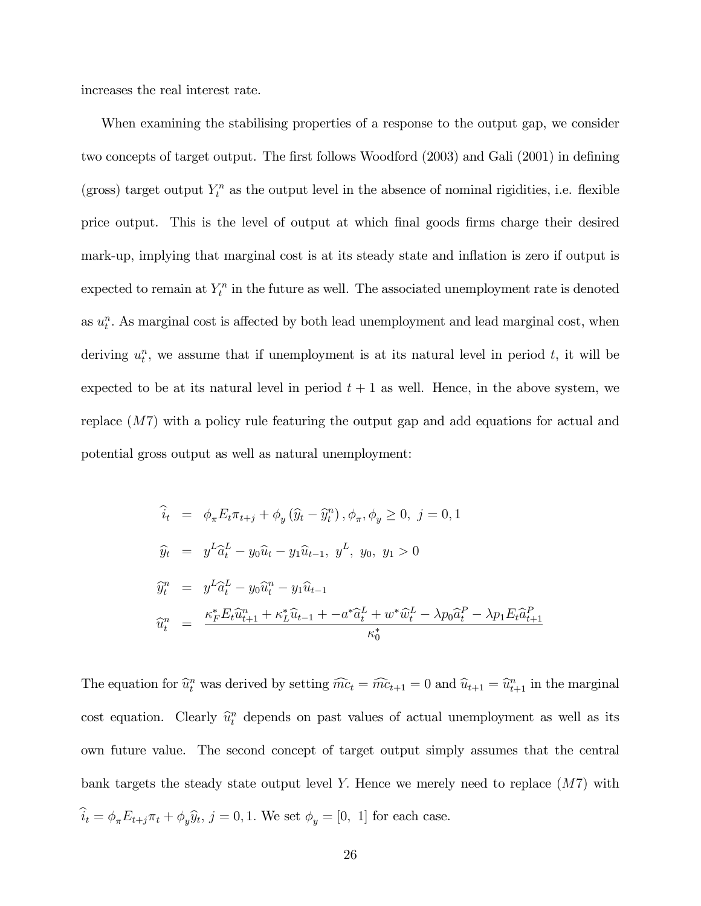increases the real interest rate.

When examining the stabilising properties of a response to the output gap, we consider two concepts of target output. The first follows Woodford (2003) and Gali (2001) in defining (gross) target output $Y_t^n$ as the output level in the absence of nominal rigidities, i.e. flexible price output. This is the level of output at which final goods firms charge their desired mark-up, implying that marginal cost is at its steady state and inflation is zero if output is expected to remain at $Y_t^n$ in the future as well. The associated unemployment rate is denoted as $u_t^n$. As marginal cost is affected by both lead unemployment and lead marginal cost, when deriving $u_t^n$, we assume that if unemployment is at its natural level in period $t$, it will be expected to be at its natural level in period $t+1$ as well. Hence, in the above system, we replace $(M7)$ with a policy rule featuring the output gap and add equations for actual and potential gross output as well as natural unemployment:

$$
\begin{aligned}
\widehat{i}_t &= \phi_\pi E_t \pi_{t+j} + \phi_y \left(\widehat{y}_t - \widehat{y}_t^n\right), \phi_\pi, \phi_y \geq 0, \ j = 0, 1 \\
\widehat{y}_t &= y^L \widehat{a}_t^L - y_0 \widehat{u}_t - y_1 \widehat{u}_{t-1}, \ y^L, \ y_0, \ y_1 > 0 \\
\widehat{y}_t^n &= y^L \widehat{a}_t^L - y_0 \widehat{u}_t^n - y_1 \widehat{u}_{t-1} \\
\widehat{u}_t^n &= \frac{\kappa_F^* E_t \widehat{u}_{t+1}^n + \kappa_L^* \widehat{u}_{t-1} + -a^* \widehat{a}_t^L + w^* \widehat{w}_t^L - \lambda p_0 \widehat{a}_t^P - \lambda p_1 E_t \widehat{a}_{t+1}^P}{\kappa_0^*}
\end{aligned}
$$

The equation for $\widehat{u}_t^n$ was derived by setting $\widehat{mc}_t = \widehat{mc}_{t+1} = 0$ and $\widehat{u}_{t+1} = \widehat{u}_{t+1}^n$ in the marginal cost equation. Clearly $\widehat{u}_t^n$ depends on past values of actual unemployment as well as its own future value. The second concept of target output simply assumes that the central bank targets the steady state output level $Y$. Hence we merely need to replace $(M7)$ with $\widehat{i}_t = \phi_\pi E_{t+j} \pi_t + \phi_y \widehat{y}_t$, $j = 0, 1$. We set $\phi_y = [0, \ 1]$ for each case.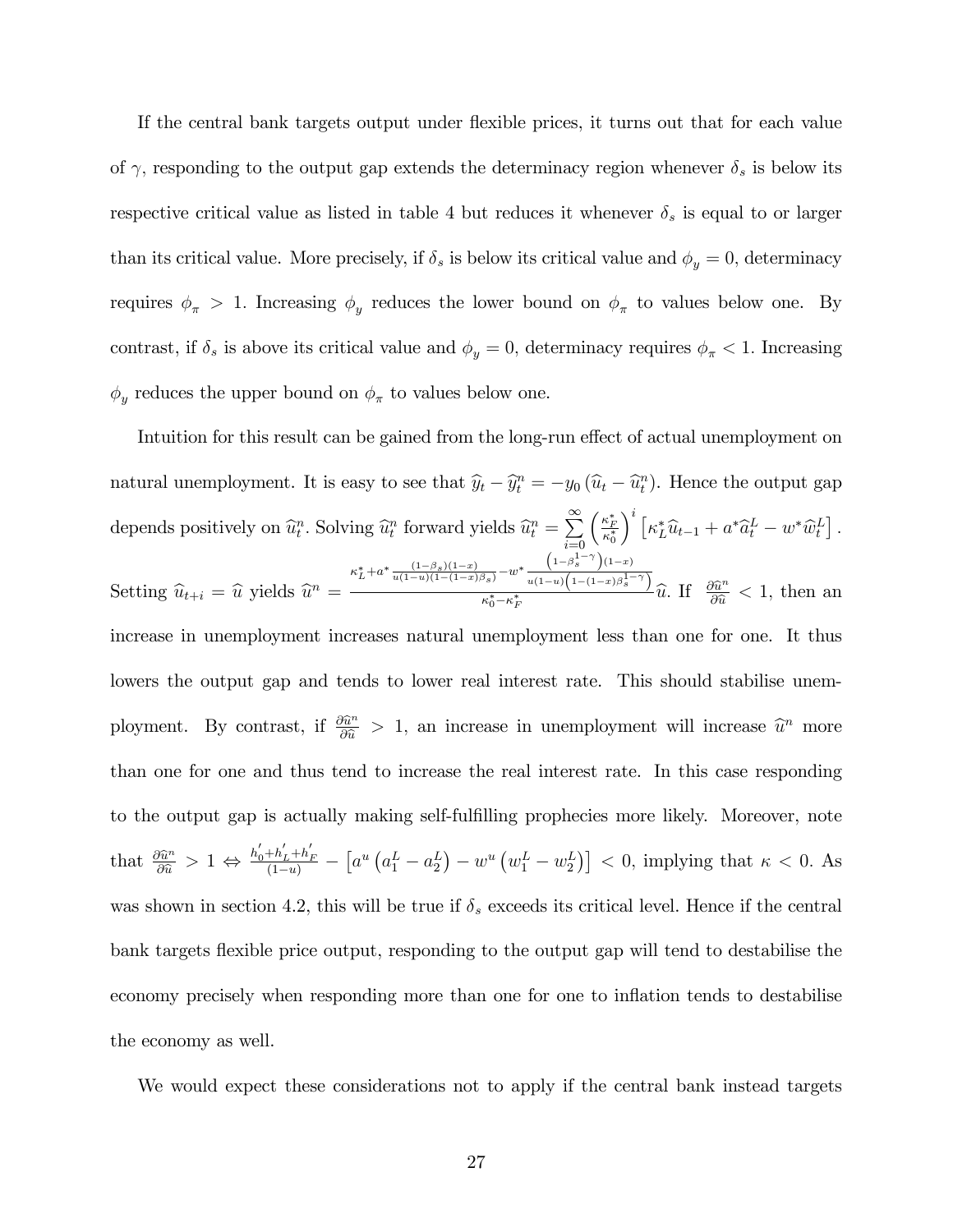If the central bank targets output under flexible prices, it turns out that for each value of $\gamma$, responding to the output gap extends the determinacy region whenever $\delta_s$ is below its respective critical value as listed in table 4 but reduces it whenever $\delta_s$ is equal to or larger than its critical value. More precisely, if $\delta_s$ is below its critical value and $\phi_y = 0$, determinacy requires $\phi_\pi > 1$. Increasing $\phi_y$ reduces the lower bound on $\phi_\pi$ to values below one. By contrast, if $\delta_s$ is above its critical value and $\phi_y = 0$, determinacy requires $\phi_\pi < 1$. Increasing $\phi_y$ reduces the upper bound on $\phi_\pi$ to values below one.

Intuition for this result can be gained from the long-run effect of actual unemployment on natural unemployment. It is easy to see that $\widehat{y}_t - \widehat{y}_t^n = -y_0 \left(\widehat{u}_t - \widehat{u}_t^n\right)$. Hence the output gap depends positively on $\widehat{u}_t^n$. Solving $\widehat{u}_t^n$ forward yields $\widehat{u}_t^n = \sum_{i=0}^{\infty} \left(\frac{\kappa_F^*}{\kappa_0^*}\right)^i \left[\kappa_L^* \widehat{u}_{t-1} + a^* \widehat{a}_t^L - w^* \widehat{w}_t^L\right]$. Setting $\widehat{u}_{t+i} = \widehat{u}$ yields $\widehat{u}^n = \frac{\kappa_L^* + a^* \frac{(1-\beta_s)(1-x)}{u(1-u)(1-(1-x)\beta_s)} - w^* \frac{\left(1-\beta_s^{1-\gamma}\right)(1-x)}{u(1-u)\left(1-(1-x)\beta_s^{1-\gamma}\right)}}{\kappa_0^* - \kappa_F^*} \widehat{u}$. If $\frac{\partial \widehat{u}^n}{\partial \widehat{u}} < 1$, then an increase in unemployment increases natural unemployment less than one for one. It thus lowers the output gap and tends to lower real interest rate. This should stabilise unemployment. By contrast, if $\frac{\partial \widehat{u}^n}{\partial \widehat{u}} > 1$, an increase in unemployment will increase $\widehat{u}^n$ more than one for one and thus tend to increase the real interest rate. In this case responding to the output gap is actually making self-fulfilling prophecies more likely. Moreover, note that $\frac{\partial \widehat{u}^n}{\partial \widehat{u}} > 1 \Leftrightarrow \frac{h_0' + h_L' + h_F'}{(1-u)} - \left[a^u \left(a_1^L - a_2^L\right) - w^u \left(w_1^L - w_2^L\right)\right] < 0$, implying that $\kappa < 0$. As was shown in section 4.2, this will be true if $\delta_s$ exceeds its critical level. Hence if the central bank targets flexible price output, responding to the output gap will tend to destabilise the economy precisely when responding more than one for one to inflation tends to destabilise the economy as well.

We would expect these considerations not to apply if the central bank instead targets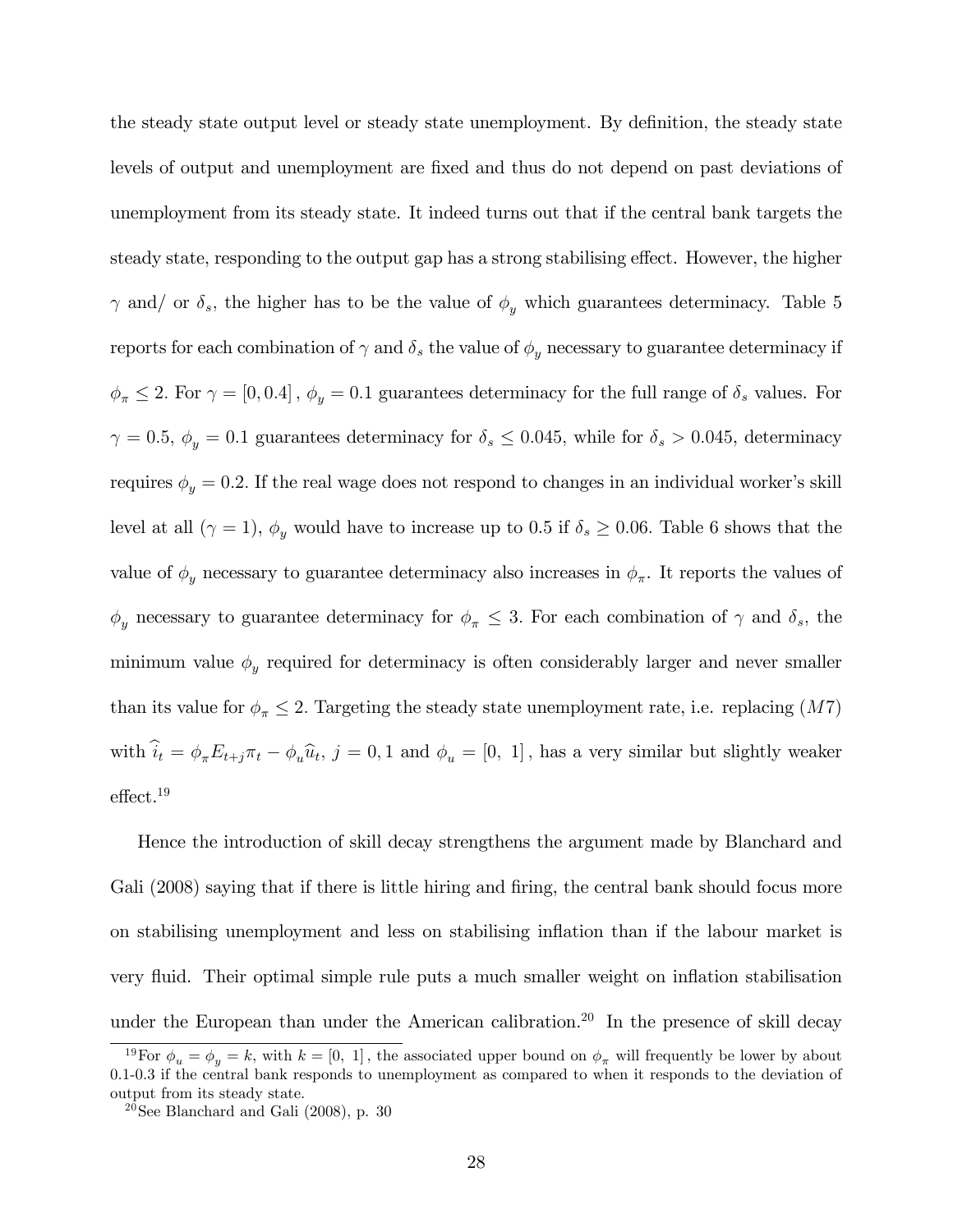the steady state output level or steady state unemployment. By definition, the steady state levels of output and unemployment are fixed and thus do not depend on past deviations of unemployment from its steady state. It indeed turns out that if the central bank targets the steady state, responding to the output gap has a strong stabilising effect. However, the higher $\gamma$ and/ or $\delta_s$, the higher has to be the value of $\phi_y$ which guarantees determinacy. Table 5 reports for each combination of $\gamma$ and $\delta_s$ the value of $\phi_y$ necessary to guarantee determinacy if $\phi_\pi \leq 2$. For $\gamma = [0, 0.4]$, $\phi_y = 0.1$ guarantees determinacy for the full range of $\delta_s$ values. For $\gamma = 0.5$, $\phi_y = 0.1$ guarantees determinacy for $\delta_s \leq 0.045$, while for $\delta_s > 0.045$, determinacy requires $\phi_y = 0.2$. If the real wage does not respond to changes in an individual worker's skill level at all ($\gamma = 1$), $\phi_y$ would have to increase up to 0.5 if $\delta_s \geq 0.06$. Table 6 shows that the value of $\phi_y$ necessary to guarantee determinacy also increases in $\phi_\pi$. It reports the values of $\phi_y$ necessary to guarantee determinacy for $\phi_\pi \leq 3$. For each combination of $\gamma$ and $\delta_s$, the minimum value $\phi_y$ required for determinacy is often considerably larger and never smaller than its value for $\phi_\pi \leq 2$. Targeting the steady state unemployment rate, i.e. replacing $(M7)$ with $\widehat{i}_t = \phi_\pi E_{t+j}\pi_t - \phi_u \widehat{u}_t$, $j = 0, 1$ and $\phi_u = [0,\ 1]$, has a very similar but slightly weaker effect.[19]

Hence the introduction of skill decay strengthens the argument made by Blanchard and Gali (2008) saying that if there is little hiring and firing, the central bank should focus more on stabilising unemployment and less on stabilising inflation than if the labour market is very fluid. Their optimal simple rule puts a much smaller weight on inflation stabilisation under the European than under the American calibration.[20] In the presence of skill decay

[19] For $\phi_u = \phi_y = k$, with $k = [0,\ 1]$, the associated upper bound on $\phi_\pi$ will frequently be lower by about 0.1-0.3 if the central bank responds to unemployment as compared to when it responds to the deviation of output from its steady state.

[20] See Blanchard and Gali (2008), p. 30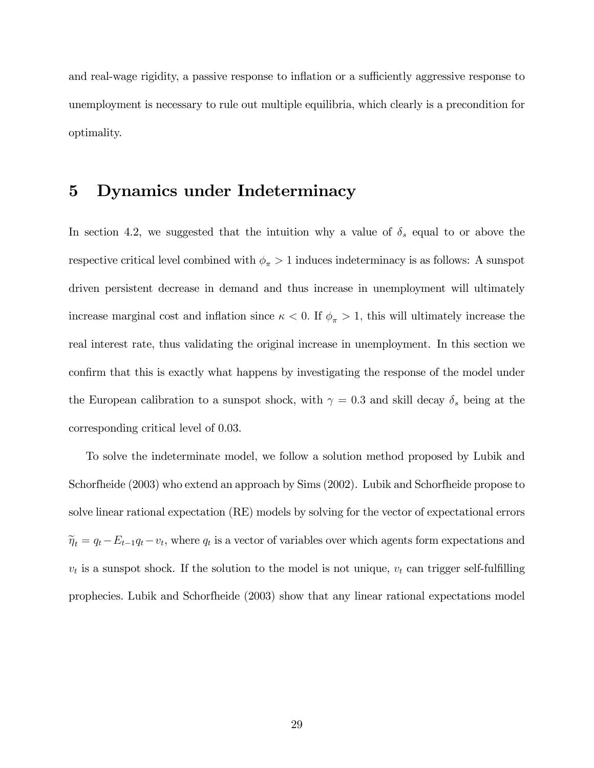and real-wage rigidity, a passive response to inflation or a sufficiently aggressive response to unemployment is necessary to rule out multiple equilibria, which clearly is a precondition for optimality.

# 5 Dynamics under Indeterminacy

In section 4.2, we suggested that the intuition why a value of $\delta_s$ equal to or above the respective critical level combined with $\phi_\pi > 1$ induces indeterminacy is as follows: A sunspot driven persistent decrease in demand and thus increase in unemployment will ultimately increase marginal cost and inflation since $\kappa < 0$. If $\phi_\pi > 1$, this will ultimately increase the real interest rate, thus validating the original increase in unemployment. In this section we confirm that this is exactly what happens by investigating the response of the model under the European calibration to a sunspot shock, with $\gamma = 0.3$ and skill decay $\delta_s$ being at the corresponding critical level of 0.03.

To solve the indeterminate model, we follow a solution method proposed by Lubik and Schorfheide (2003) who extend an approach by Sims (2002). Lubik and Schorfheide propose to solve linear rational expectation (RE) models by solving for the vector of expectational errors $\widetilde{\eta}_t = q_t - E_{t-1}q_t - v_t$, where $q_t$ is a vector of variables over which agents form expectations and $v_t$ is a sunspot shock. If the solution to the model is not unique, $v_t$ can trigger self-fulfilling prophecies. Lubik and Schorfheide (2003) show that any linear rational expectations model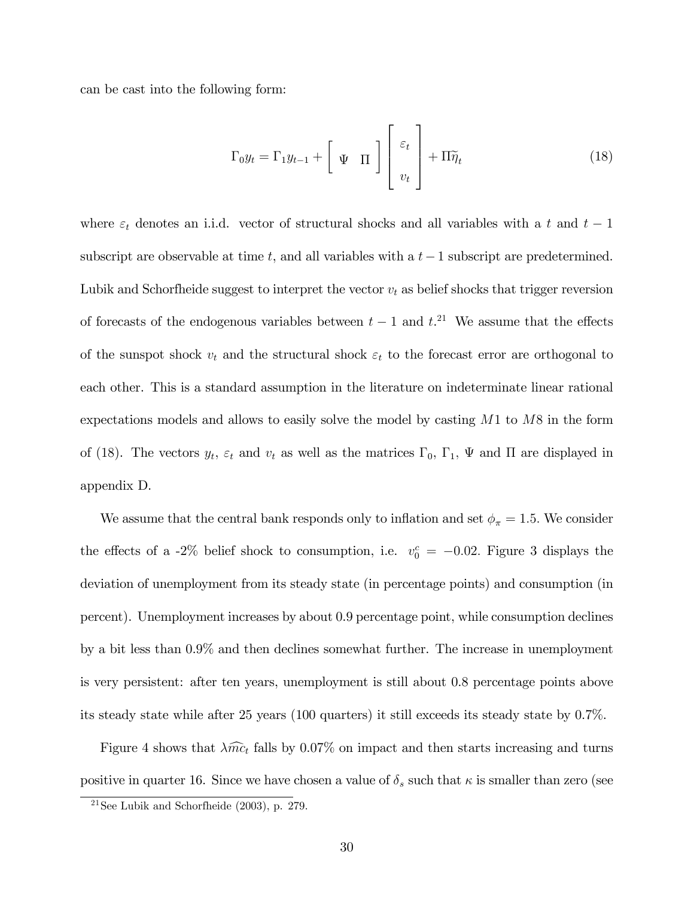can be cast into the following form:

$$\Gamma_0 y_t = \Gamma_1 y_{t-1} + \begin{bmatrix} \Psi & \Pi \end{bmatrix} \begin{bmatrix} \varepsilon_t \\ v_t \end{bmatrix} + \Pi \widetilde{\eta}_t \tag{18}$$

where $\varepsilon_t$ denotes an i.i.d. vector of structural shocks and all variables with a $t$ and $t-1$ subscript are observable at time $t$, and all variables with a $t-1$ subscript are predetermined. Lubik and Schorfheide suggest to interpret the vector $v_t$ as belief shocks that trigger reversion of forecasts of the endogenous variables between $t-1$ and $t$.[21] We assume that the effects of the sunspot shock $v_t$ and the structural shock $\varepsilon_t$ to the forecast error are orthogonal to each other. This is a standard assumption in the literature on indeterminate linear rational expectations models and allows to easily solve the model by casting $M1$ to $M8$ in the form of (18). The vectors $y_t$, $\varepsilon_t$ and $v_t$ as well as the matrices $\Gamma_0$, $\Gamma_1$, $\Psi$ and $\Pi$ are displayed in appendix D.

We assume that the central bank responds only to inflation and set $\phi_\pi = 1.5$. We consider the effects of a -2% belief shock to consumption, i.e. $v_0^c = -0.02$. Figure 3 displays the deviation of unemployment from its steady state (in percentage points) and consumption (in percent). Unemployment increases by about 0.9 percentage point, while consumption declines by a bit less than 0.9% and then declines somewhat further. The increase in unemployment is very persistent: after ten years, unemployment is still about 0.8 percentage points above its steady state while after 25 years (100 quarters) it still exceeds its steady state by 0.7%.

Figure 4 shows that $\lambda \widehat{mc}_t$ falls by 0.07% on impact and then starts increasing and turns positive in quarter 16. Since we have chosen a value of $\delta_s$ such that $\kappa$ is smaller than zero (see

[21] See Lubik and Schorfheide (2003), p. 279.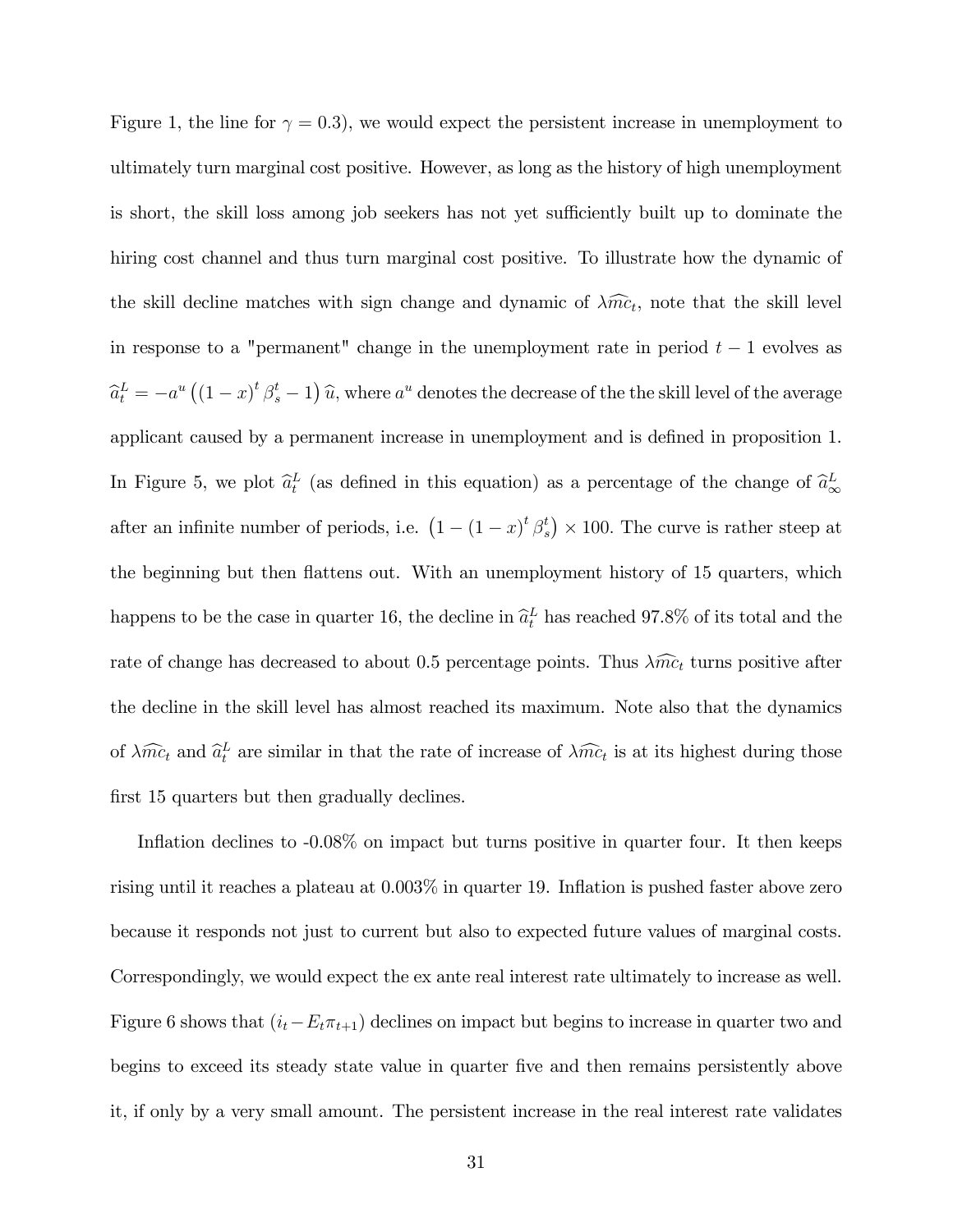Figure 1, the line for $\gamma = 0.3$), we would expect the persistent increase in unemployment to ultimately turn marginal cost positive. However, as long as the history of high unemployment is short, the skill loss among job seekers has not yet sufficiently built up to dominate the hiring cost channel and thus turn marginal cost positive. To illustrate how the dynamic of the skill decline matches with sign change and dynamic of $\lambda\widehat{mc}_t$, note that the skill level in response to a "permanent" change in the unemployment rate in period $t-1$ evolves as $\widehat{a}_t^L = -a^u \left((1-x)^t \beta_s^t - 1\right)\widehat{u}$, where $a^u$ denotes the decrease of the the skill level of the average applicant caused by a permanent increase in unemployment and is defined in proposition 1. In Figure 5, we plot $\widehat{a}_t^L$ (as defined in this equation) as a percentage of the change of $\widehat{a}_\infty^L$ after an infinite number of periods, i.e. $\left(1-(1-x)^t \beta_s^t\right) \times 100$. The curve is rather steep at the beginning but then flattens out. With an unemployment history of 15 quarters, which happens to be the case in quarter 16, the decline in $\widehat{a}_t^L$ has reached 97.8% of its total and the rate of change has decreased to about 0.5 percentage points. Thus $\lambda\widehat{mc}_t$ turns positive after the decline in the skill level has almost reached its maximum. Note also that the dynamics of $\lambda\widehat{mc}_t$ and $\widehat{a}_t^L$ are similar in that the rate of increase of $\lambda\widehat{mc}_t$ is at its highest during those first 15 quarters but then gradually declines.

Inflation declines to -0.08% on impact but turns positive in quarter four. It then keeps rising until it reaches a plateau at 0.003% in quarter 19. Inflation is pushed faster above zero because it responds not just to current but also to expected future values of marginal costs. Correspondingly, we would expect the ex ante real interest rate ultimately to increase as well. Figure 6 shows that $(i_t - E_t\pi_{t+1})$ declines on impact but begins to increase in quarter two and begins to exceed its steady state value in quarter five and then remains persistently above it, if only by a very small amount. The persistent increase in the real interest rate validates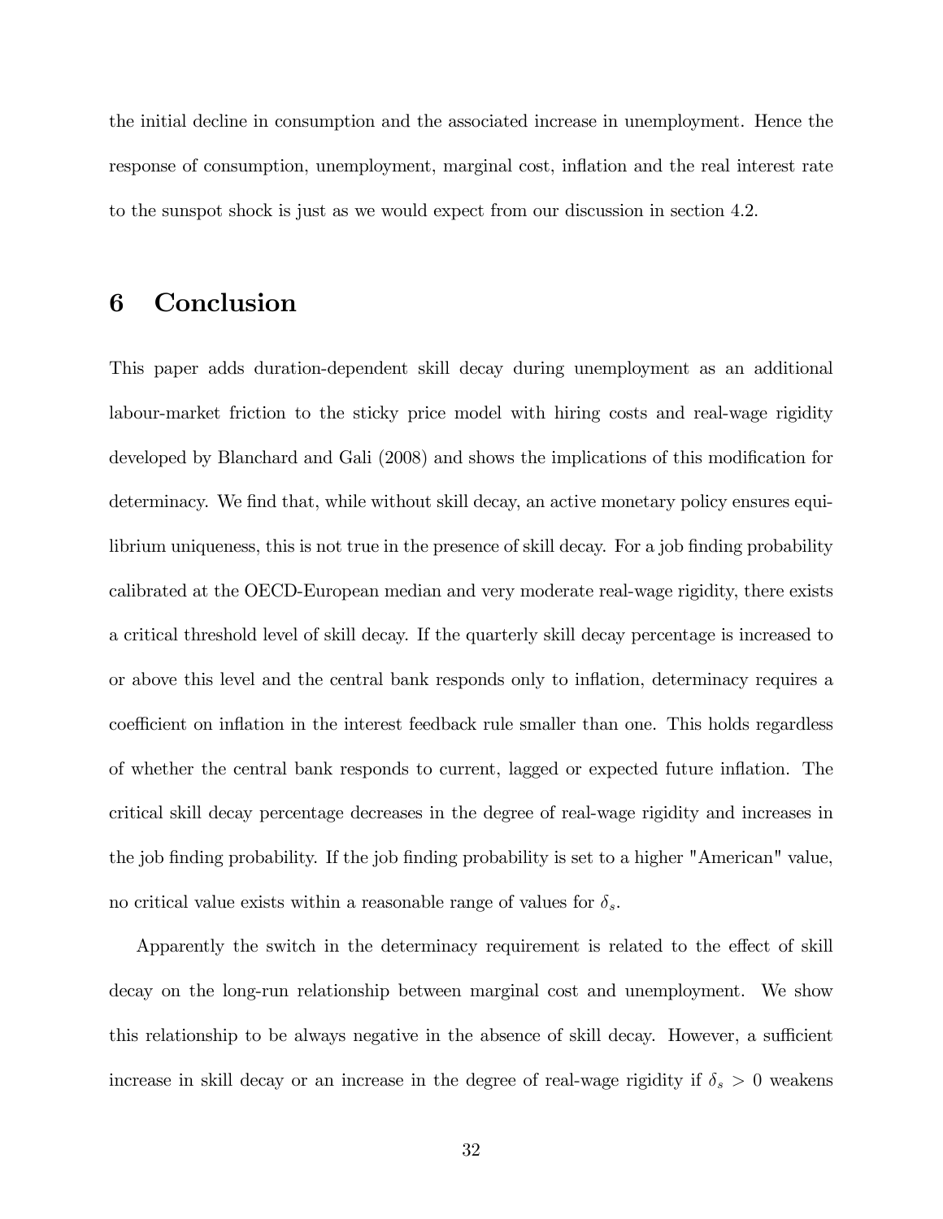the initial decline in consumption and the associated increase in unemployment. Hence the response of consumption, unemployment, marginal cost, inflation and the real interest rate to the sunspot shock is just as we would expect from our discussion in section 4.2.

# 6 Conclusion

This paper adds duration-dependent skill decay during unemployment as an additional labour-market friction to the sticky price model with hiring costs and real-wage rigidity developed by Blanchard and Gali (2008) and shows the implications of this modification for determinacy. We find that, while without skill decay, an active monetary policy ensures equilibrium uniqueness, this is not true in the presence of skill decay. For a job finding probability calibrated at the OECD-European median and very moderate real-wage rigidity, there exists a critical threshold level of skill decay. If the quarterly skill decay percentage is increased to or above this level and the central bank responds only to inflation, determinacy requires a coefficient on inflation in the interest feedback rule smaller than one. This holds regardless of whether the central bank responds to current, lagged or expected future inflation. The critical skill decay percentage decreases in the degree of real-wage rigidity and increases in the job finding probability. If the job finding probability is set to a higher "American" value, no critical value exists within a reasonable range of values for $\delta_s$.

Apparently the switch in the determinacy requirement is related to the effect of skill decay on the long-run relationship between marginal cost and unemployment. We show this relationship to be always negative in the absence of skill decay. However, a sufficient increase in skill decay or an increase in the degree of real-wage rigidity if $\delta_s > 0$ weakens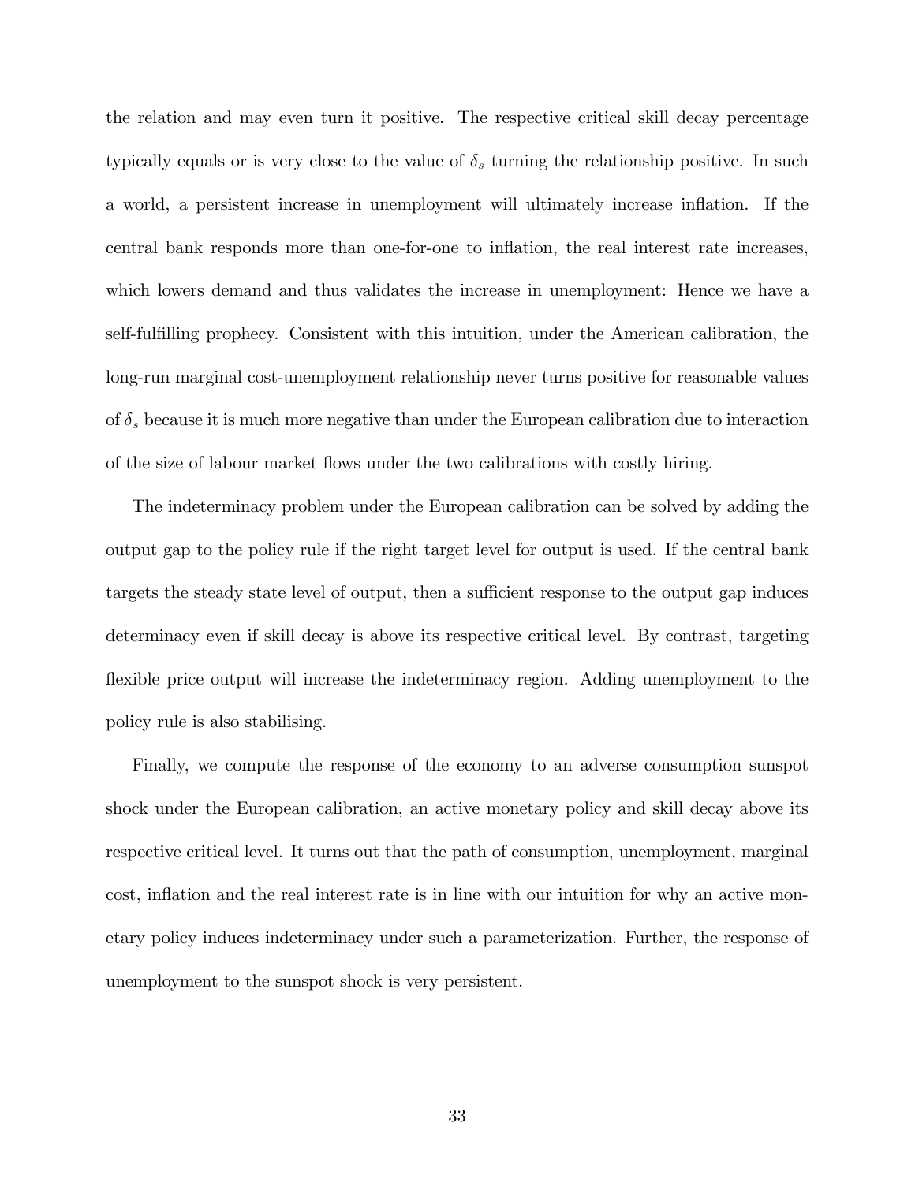the relation and may even turn it positive. The respective critical skill decay percentage typically equals or is very close to the value of $\delta_s$ turning the relationship positive. In such a world, a persistent increase in unemployment will ultimately increase inflation. If the central bank responds more than one-for-one to inflation, the real interest rate increases, which lowers demand and thus validates the increase in unemployment: Hence we have a self-fulfilling prophecy. Consistent with this intuition, under the American calibration, the long-run marginal cost-unemployment relationship never turns positive for reasonable values of $\delta_s$ because it is much more negative than under the European calibration due to interaction of the size of labour market flows under the two calibrations with costly hiring.

The indeterminacy problem under the European calibration can be solved by adding the output gap to the policy rule if the right target level for output is used. If the central bank targets the steady state level of output, then a sufficient response to the output gap induces determinacy even if skill decay is above its respective critical level. By contrast, targeting flexible price output will increase the indeterminacy region. Adding unemployment to the policy rule is also stabilising.

Finally, we compute the response of the economy to an adverse consumption sunspot shock under the European calibration, an active monetary policy and skill decay above its respective critical level. It turns out that the path of consumption, unemployment, marginal cost, inflation and the real interest rate is in line with our intuition for why an active monetary policy induces indeterminacy under such a parameterization. Further, the response of unemployment to the sunspot shock is very persistent.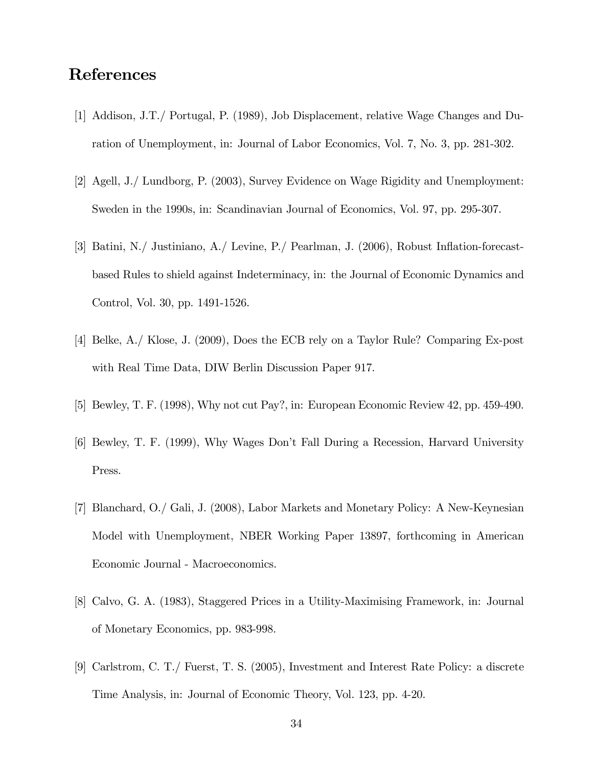## References

[1] Addison, J.T./ Portugal, P. (1989), Job Displacement, relative Wage Changes and Duration of Unemployment, in: Journal of Labor Economics, Vol. 7, No. 3, pp. 281-302.

[2] Agell, J./ Lundborg, P. (2003), Survey Evidence on Wage Rigidity and Unemployment: Sweden in the 1990s, in: Scandinavian Journal of Economics, Vol. 97, pp. 295-307.

[3] Batini, N./ Justiniano, A./ Levine, P./ Pearlman, J. (2006), Robust Inflation-forecast-based Rules to shield against Indeterminacy, in: the Journal of Economic Dynamics and Control, Vol. 30, pp. 1491-1526.

[4] Belke, A./ Klose, J. (2009), Does the ECB rely on a Taylor Rule? Comparing Ex-post with Real Time Data, DIW Berlin Discussion Paper 917.

[5] Bewley, T. F. (1998), Why not cut Pay?, in: European Economic Review 42, pp. 459-490.

[6] Bewley, T. F. (1999), Why Wages Don't Fall During a Recession, Harvard University Press.

[7] Blanchard, O./ Gali, J. (2008), Labor Markets and Monetary Policy: A New-Keynesian Model with Unemployment, NBER Working Paper 13897, forthcoming in American Economic Journal - Macroeconomics.

[8] Calvo, G. A. (1983), Staggered Prices in a Utility-Maximising Framework, in: Journal of Monetary Economics, pp. 983-998.

[9] Carlstrom, C. T./ Fuerst, T. S. (2005), Investment and Interest Rate Policy: a discrete Time Analysis, in: Journal of Economic Theory, Vol. 123, pp. 4-20.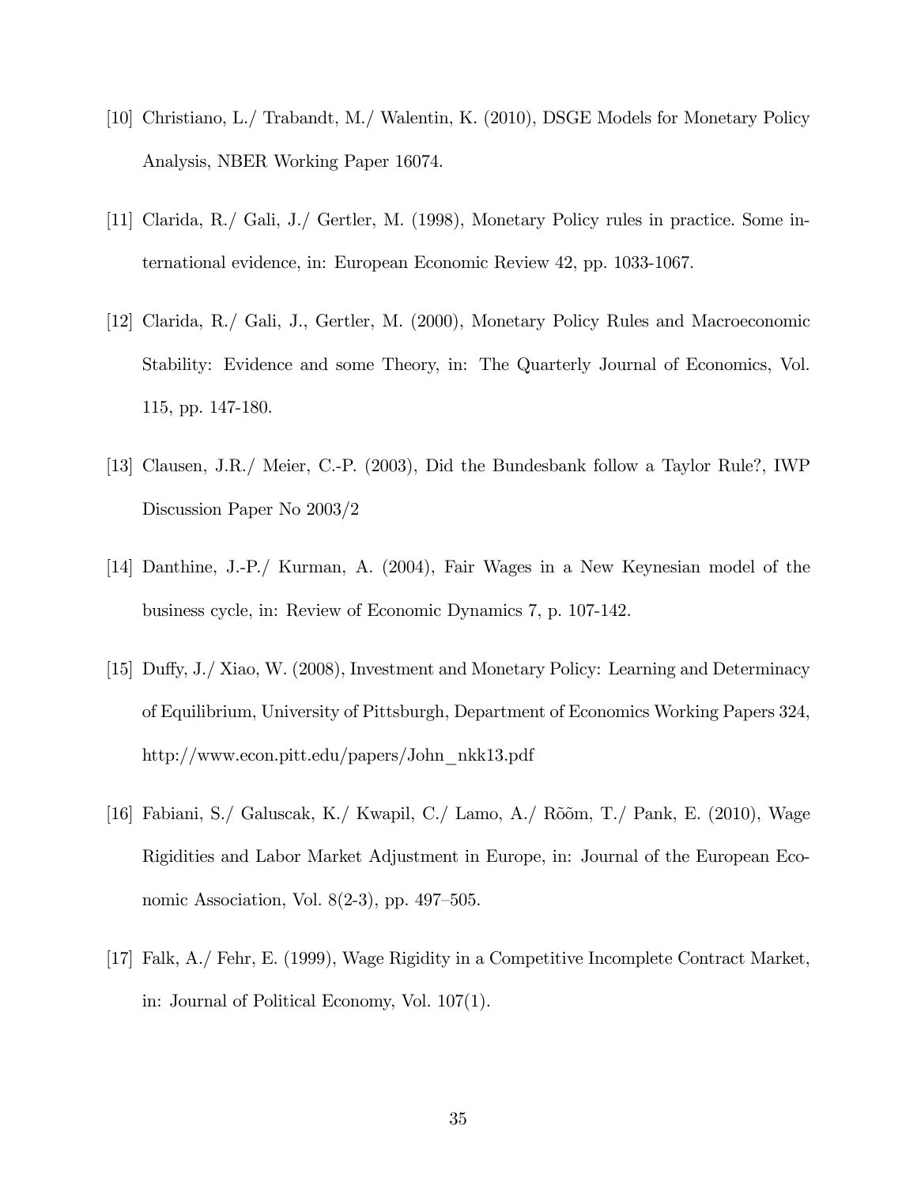[10] Christiano, L./ Trabandt, M./ Walentin, K. (2010), DSGE Models for Monetary Policy Analysis, NBER Working Paper 16074.

[11] Clarida, R./ Gali, J./ Gertler, M. (1998), Monetary Policy rules in practice. Some international evidence, in: European Economic Review 42, pp. 1033-1067.

[12] Clarida, R./ Gali, J., Gertler, M. (2000), Monetary Policy Rules and Macroeconomic Stability: Evidence and some Theory, in: The Quarterly Journal of Economics, Vol. 115, pp. 147-180.

[13] Clausen, J.R./ Meier, C.-P. (2003), Did the Bundesbank follow a Taylor Rule?, IWP Discussion Paper No 2003/2

[14] Danthine, J.-P./ Kurman, A. (2004), Fair Wages in a New Keynesian model of the business cycle, in: Review of Economic Dynamics 7, p. 107-142.

[15] Duffy, J./ Xiao, W. (2008), Investment and Monetary Policy: Learning and Determinacy of Equilibrium, University of Pittsburgh, Department of Economics Working Papers 324, http://www.econ.pitt.edu/papers/John_nkk13.pdf

[16] Fabiani, S./ Galuscak, K./ Kwapil, C./ Lamo, A./ Rõõm, T./ Pank, E. (2010), Wage Rigidities and Labor Market Adjustment in Europe, in: Journal of the European Economic Association, Vol. 8(2-3), pp. 497–505.

[17] Falk, A./ Fehr, E. (1999), Wage Rigidity in a Competitive Incomplete Contract Market, in: Journal of Political Economy, Vol. 107(1).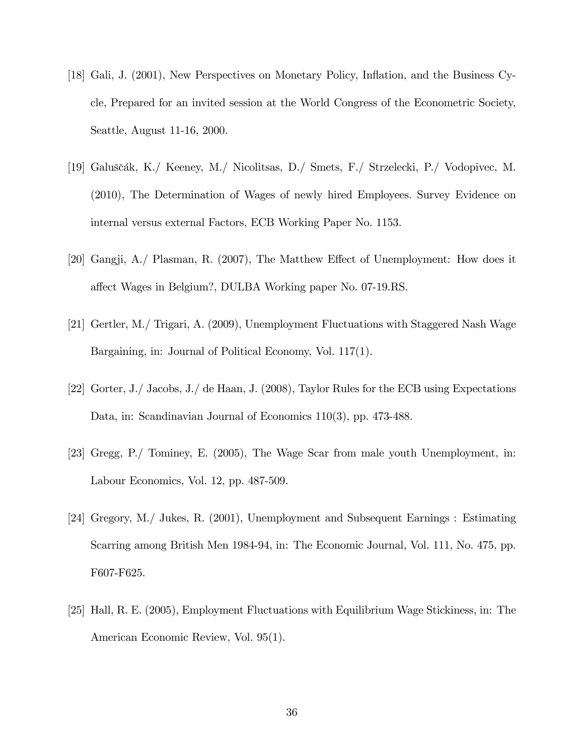[18] Gali, J. (2001), New Perspectives on Monetary Policy, Inflation, and the Business Cycle, Prepared for an invited session at the World Congress of the Econometric Society, Seattle, August 11-16, 2000.

[19] Galuščák, K./ Keeney, M./ Nicolitsas, D./ Smets, F./ Strzelecki, P./ Vodopivec, M. (2010), The Determination of Wages of newly hired Employees. Survey Evidence on internal versus external Factors, ECB Working Paper No. 1153.

[20] Gangji, A./ Plasman, R. (2007), The Matthew Effect of Unemployment: How does it affect Wages in Belgium?, DULBA Working paper No. 07-19.RS.

[21] Gertler, M./ Trigari, A. (2009), Unemployment Fluctuations with Staggered Nash Wage Bargaining, in: Journal of Political Economy, Vol. 117(1).

[22] Gorter, J./ Jacobs, J./ de Haan, J. (2008), Taylor Rules for the ECB using Expectations Data, in: Scandinavian Journal of Economics 110(3), pp. 473-488.

[23] Gregg, P./ Tominey, E. (2005), The Wage Scar from male youth Unemployment, in: Labour Economics, Vol. 12, pp. 487-509.

[24] Gregory, M./ Jukes, R. (2001), Unemployment and Subsequent Earnings : Estimating Scarring among British Men 1984-94, in: The Economic Journal, Vol. 111, No. 475, pp. F607-F625.

[25] Hall, R. E. (2005), Employment Fluctuations with Equilibrium Wage Stickiness, in: The American Economic Review, Vol. 95(1).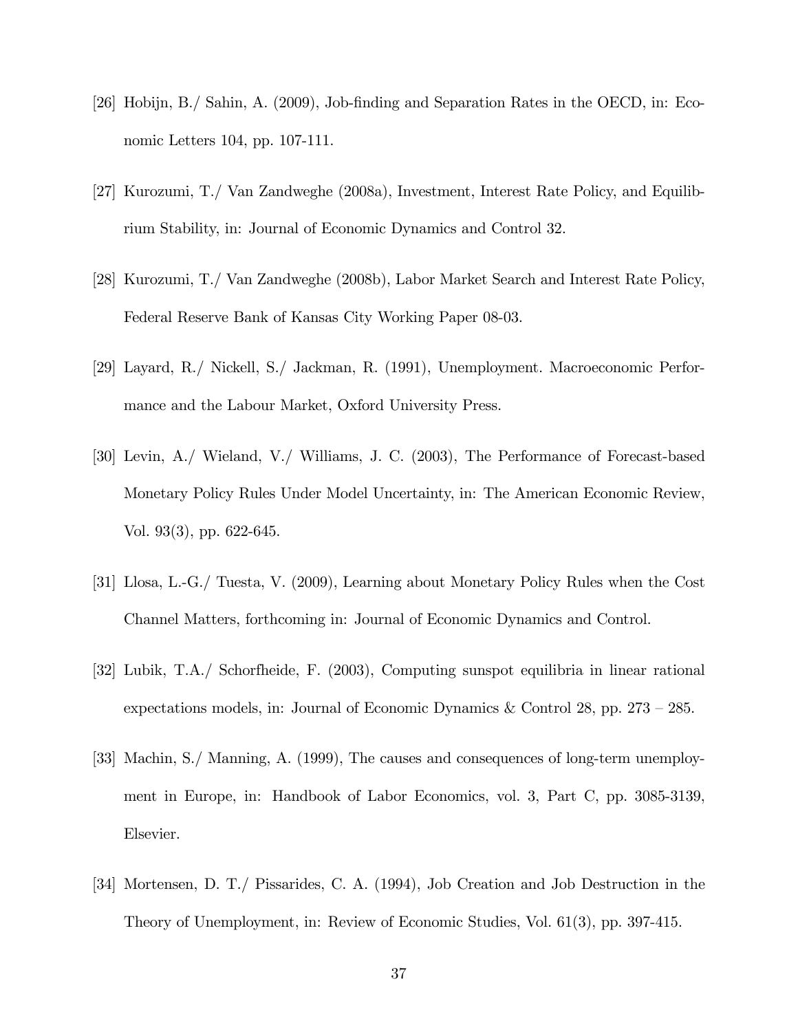[26] Hobijn, B./ Sahin, A. (2009), Job-finding and Separation Rates in the OECD, in: Economic Letters 104, pp. 107-111.

[27] Kurozumi, T./ Van Zandweghe (2008a), Investment, Interest Rate Policy, and Equilibrium Stability, in: Journal of Economic Dynamics and Control 32.

[28] Kurozumi, T./ Van Zandweghe (2008b), Labor Market Search and Interest Rate Policy, Federal Reserve Bank of Kansas City Working Paper 08-03.

[29] Layard, R./ Nickell, S./ Jackman, R. (1991), Unemployment. Macroeconomic Performance and the Labour Market, Oxford University Press.

[30] Levin, A./ Wieland, V./ Williams, J. C. (2003), The Performance of Forecast-based Monetary Policy Rules Under Model Uncertainty, in: The American Economic Review, Vol. 93(3), pp. 622-645.

[31] Llosa, L.-G./ Tuesta, V. (2009), Learning about Monetary Policy Rules when the Cost Channel Matters, forthcoming in: Journal of Economic Dynamics and Control.

[32] Lubik, T.A./ Schorfheide, F. (2003), Computing sunspot equilibria in linear rational expectations models, in: Journal of Economic Dynamics & Control 28, pp. 273 – 285.

[33] Machin, S./ Manning, A. (1999), The causes and consequences of long-term unemployment in Europe, in: Handbook of Labor Economics, vol. 3, Part C, pp. 3085-3139, Elsevier.

[34] Mortensen, D. T./ Pissarides, C. A. (1994), Job Creation and Job Destruction in the Theory of Unemployment, in: Review of Economic Studies, Vol. 61(3), pp. 397-415.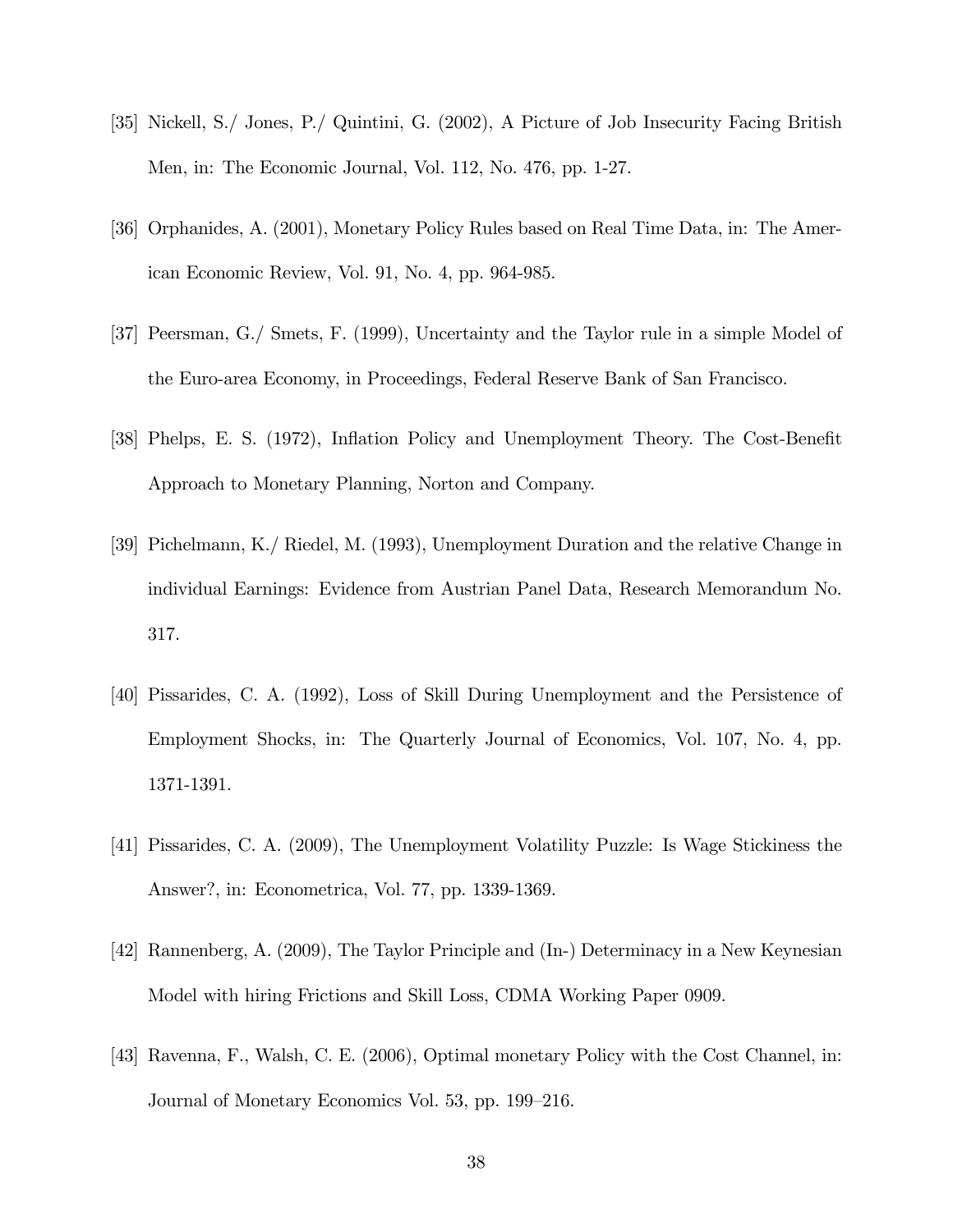[35] Nickell, S./ Jones, P./ Quintini, G. (2002), A Picture of Job Insecurity Facing British Men, in: The Economic Journal, Vol. 112, No. 476, pp. 1-27.

[36] Orphanides, A. (2001), Monetary Policy Rules based on Real Time Data, in: The American Economic Review, Vol. 91, No. 4, pp. 964-985.

[37] Peersman, G./ Smets, F. (1999), Uncertainty and the Taylor rule in a simple Model of the Euro-area Economy, in Proceedings, Federal Reserve Bank of San Francisco.

[38] Phelps, E. S. (1972), Inflation Policy and Unemployment Theory. The Cost-Benefit Approach to Monetary Planning, Norton and Company.

[39] Pichelmann, K./ Riedel, M. (1993), Unemployment Duration and the relative Change in individual Earnings: Evidence from Austrian Panel Data, Research Memorandum No. 317.

[40] Pissarides, C. A. (1992), Loss of Skill During Unemployment and the Persistence of Employment Shocks, in: The Quarterly Journal of Economics, Vol. 107, No. 4, pp. 1371-1391.

[41] Pissarides, C. A. (2009), The Unemployment Volatility Puzzle: Is Wage Stickiness the Answer?, in: Econometrica, Vol. 77, pp. 1339-1369.

[42] Rannenberg, A. (2009), The Taylor Principle and (In-) Determinacy in a New Keynesian Model with hiring Frictions and Skill Loss, CDMA Working Paper 0909.

[43] Ravenna, F., Walsh, C. E. (2006), Optimal monetary Policy with the Cost Channel, in: Journal of Monetary Economics Vol. 53, pp. 199–216.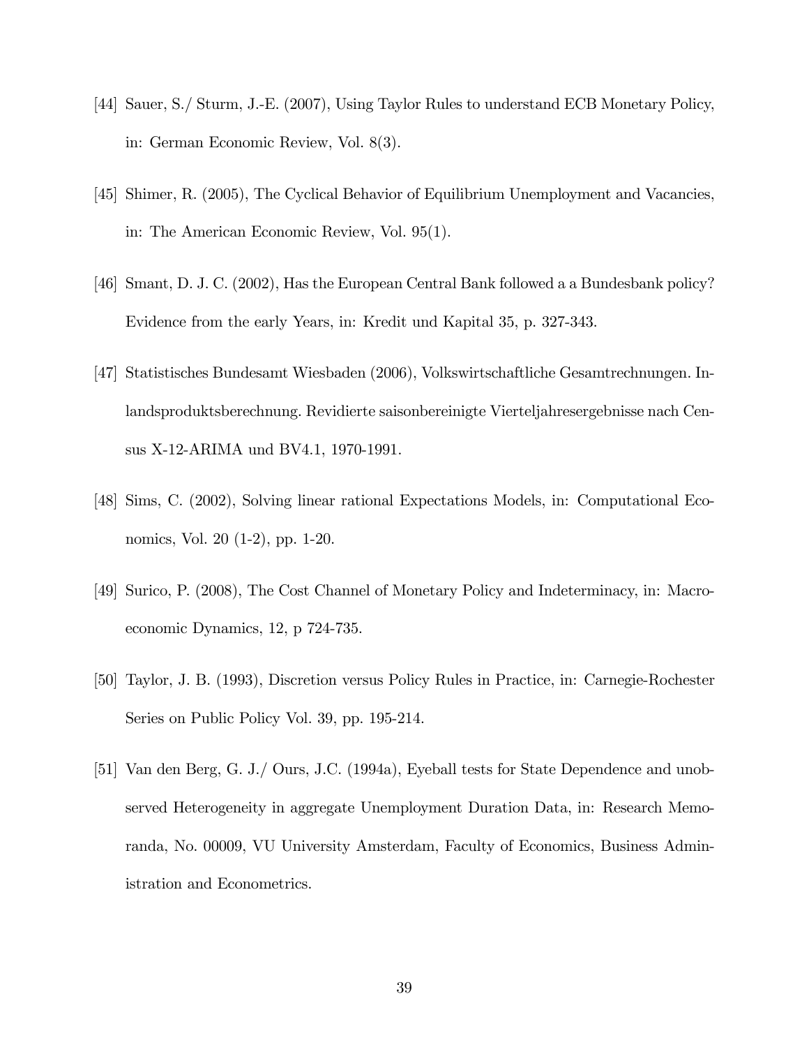[44] Sauer, S./ Sturm, J.-E. (2007), Using Taylor Rules to understand ECB Monetary Policy, in: German Economic Review, Vol. 8(3).

[45] Shimer, R. (2005), The Cyclical Behavior of Equilibrium Unemployment and Vacancies, in: The American Economic Review, Vol. 95(1).

[46] Smant, D. J. C. (2002), Has the European Central Bank followed a a Bundesbank policy? Evidence from the early Years, in: Kredit und Kapital 35, p. 327-343.

[47] Statistisches Bundesamt Wiesbaden (2006), Volkswirtschaftliche Gesamtrechnungen. Inlandsproduktsberechnung. Revidierte saisonbereinigte Vierteljahresergebnisse nach Census X-12-ARIMA und BV4.1, 1970-1991.

[48] Sims, C. (2002), Solving linear rational Expectations Models, in: Computational Economics, Vol. 20 (1-2), pp. 1-20.

[49] Surico, P. (2008), The Cost Channel of Monetary Policy and Indeterminacy, in: Macroeconomic Dynamics, 12, p 724-735.

[50] Taylor, J. B. (1993), Discretion versus Policy Rules in Practice, in: Carnegie-Rochester Series on Public Policy Vol. 39, pp. 195-214.

[51] Van den Berg, G. J./ Ours, J.C. (1994a), Eyeball tests for State Dependence and unobserved Heterogeneity in aggregate Unemployment Duration Data, in: Research Memoranda, No. 00009, VU University Amsterdam, Faculty of Economics, Business Administration and Econometrics.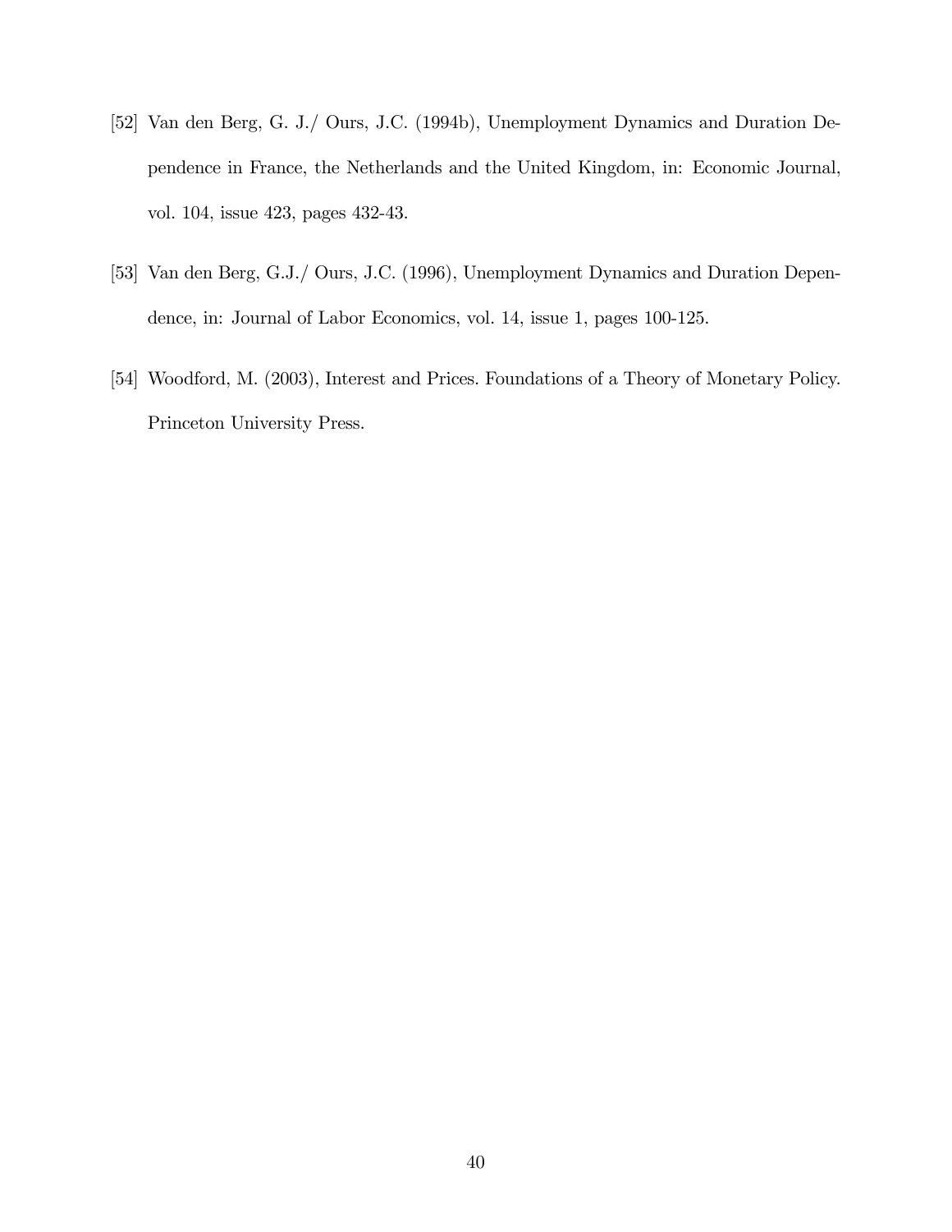[52] Van den Berg, G. J./ Ours, J.C. (1994b), Unemployment Dynamics and Duration Dependence in France, the Netherlands and the United Kingdom, in: Economic Journal, vol. 104, issue 423, pages 432-43.

[53] Van den Berg, G.J./ Ours, J.C. (1996), Unemployment Dynamics and Duration Dependence, in: Journal of Labor Economics, vol. 14, issue 1, pages 100-125.

[54] Woodford, M. (2003), Interest and Prices. Foundations of a Theory of Monetary Policy. Princeton University Press.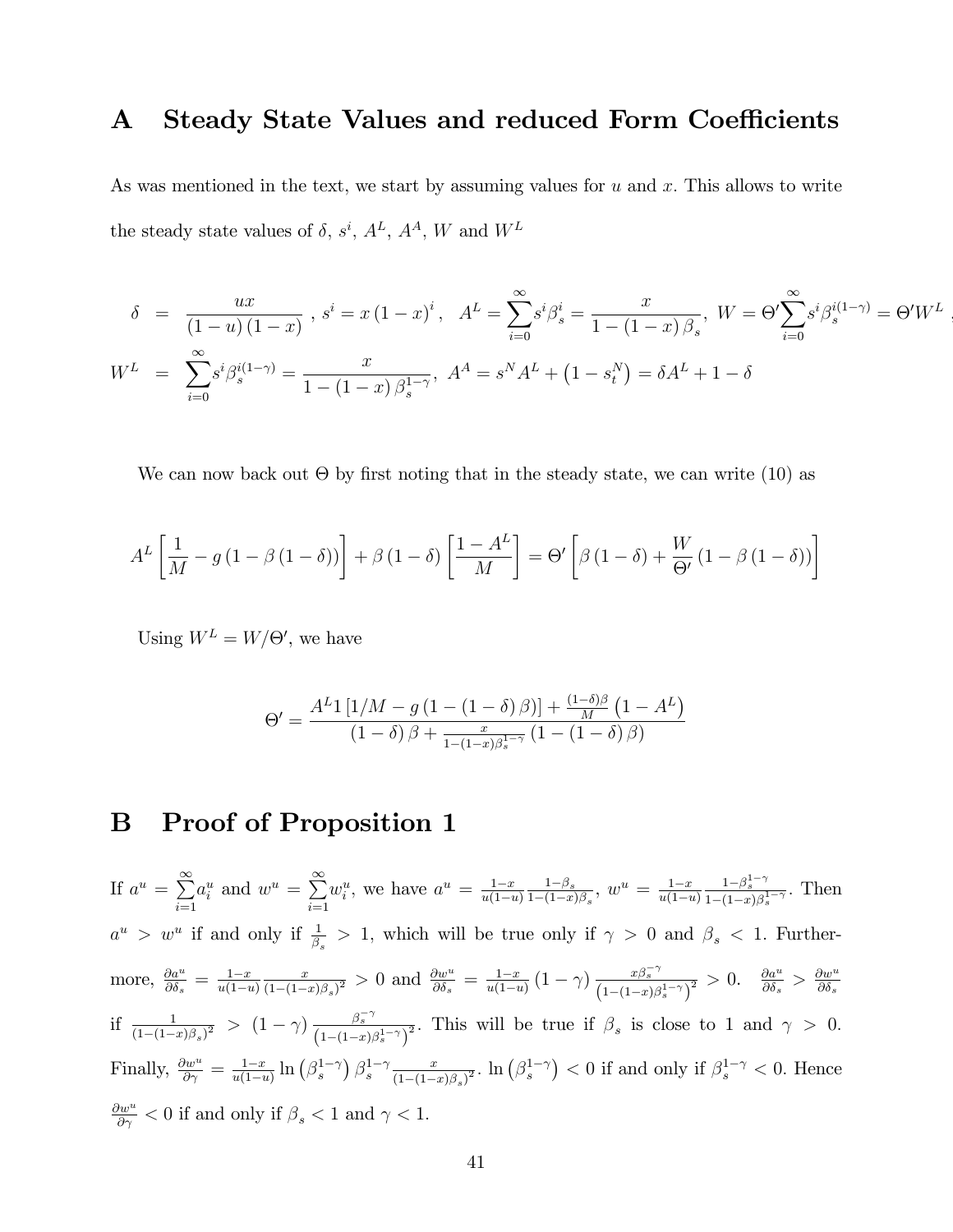# A Steady State Values and reduced Form Coefficients

As was mentioned in the text, we start by assuming values for $u$ and $x$. This allows to write the steady state values of $\delta$, $s^i$, $A^L$, $A^A$, $W$ and $W^L$

$$
\begin{aligned}
\delta &= \frac{ux}{(1-u)(1-x)}\ ,\ s^i = x(1-x)^i\ ,\ \ A^L = \sum_{i=0}^{\infty} s^i \beta_s^i = \frac{x}{1-(1-x)\beta_s}\ ,\ W = \Theta' \sum_{i=0}^{\infty} s^i \beta_s^{i(1-\gamma)} = \Theta' W^L\ , \\
W^L &= \sum_{i=0}^{\infty} s^i \beta_s^{i(1-\gamma)} = \frac{x}{1-(1-x)\beta_s^{1-\gamma}}\ ,\ A^A = s^N A^L + \left(1 - s_t^N\right) = \delta A^L + 1 - \delta
\end{aligned}
$$

We can now back out $\Theta$ by first noting that in the steady state, we can write (10) as

$$
A^L \left[ \frac{1}{M} - g\left(1 - \beta(1-\delta)\right) \right] + \beta(1-\delta)\left[ \frac{1-A^L}{M} \right] = \Theta' \left[ \beta(1-\delta) + \frac{W}{\Theta'}\left(1 - \beta(1-\delta)\right) \right]
$$

Using $W^L = W/\Theta'$, we have

$$
\Theta' = \frac{A^L 1\left[1/M - g\left(1 - (1-\delta)\beta\right)\right] + \frac{(1-\delta)\beta}{M}\left(1 - A^L\right)}{(1-\delta)\beta + \frac{x}{1-(1-x)\beta_s^{1-\gamma}}\left(1 - (1-\delta)\beta\right)}
$$

# B Proof of Proposition 1

If $a^u = \sum_{i=1}^{\infty} a_i^u$ and $w^u = \sum_{i=1}^{\infty} w_i^u$, we have $a^u = \frac{1-x}{u(1-u)} \frac{1-\beta_s}{1-(1-x)\beta_s}$, $w^u = \frac{1-x}{u(1-u)} \frac{1-\beta_s^{1-\gamma}}{1-(1-x)\beta_s^{1-\gamma}}$. Then $a^u > w^u$ if and only if $\frac{1}{\beta_s} > 1$, which will be true only if $\gamma > 0$ and $\beta_s < 1$. Furthermore, $\frac{\partial a^u}{\partial \delta_s} = \frac{1-x}{u(1-u)} \frac{x}{(1-(1-x)\beta_s)^2} > 0$ and $\frac{\partial w^u}{\partial \delta_s} = \frac{1-x}{u(1-u)} (1-\gamma) \frac{x\beta_s^{-\gamma}}{\left(1-(1-x)\beta_s^{1-\gamma}\right)^2} > 0$. $\frac{\partial a^u}{\partial \delta_s} > \frac{\partial w^u}{\partial \delta_s}$ if $\frac{1}{(1-(1-x)\beta_s)^2} > (1-\gamma) \frac{\beta_s^{-\gamma}}{\left(1-(1-x)\beta_s^{1-\gamma}\right)^2}$. This will be true if $\beta_s$ is close to 1 and $\gamma > 0$. Finally, $\frac{\partial w^u}{\partial \gamma} = \frac{1-x}{u(1-u)} \ln\left(\beta_s^{1-\gamma}\right) \beta_s^{1-\gamma} \frac{x}{(1-(1-x)\beta_s)^2}$. $\ln\left(\beta_s^{1-\gamma}\right) < 0$ if and only if $\beta_s^{1-\gamma} < 0$. Hence $\frac{\partial w^u}{\partial \gamma} < 0$ if and only if $\beta_s < 1$ and $\gamma < 1$.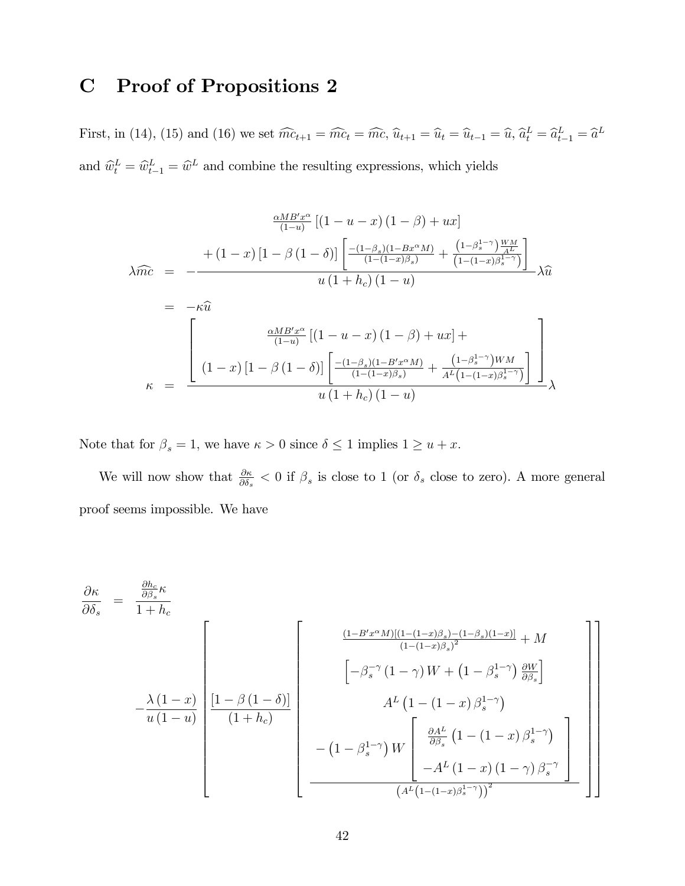# C Proof of Propositions 2

First, in (14), (15) and (16) we set $\widehat{mc}_{t+1} = \widehat{mc}_t = \widehat{mc}$, $\widehat{u}_{t+1} = \widehat{u}_t = \widehat{u}_{t-1} = \widehat{u}$, $\widehat{a}^L_t = \widehat{a}^L_{t-1} = \widehat{a}^L$ and $\widehat{w}^L_t = \widehat{w}^L_{t-1} = \widehat{w}^L$ and combine the resulting expressions, which yields

$$
\begin{aligned}
\lambda \widehat{mc} &= -\frac{\begin{array}{c}\frac{\alpha M B' x^{\alpha}}{(1-u)}\left[(1-u-x)(1-\beta)+ux\right] \\ +(1-x)\left[1-\beta(1-\delta)\right]\left[\frac{-(1-\beta_s)(1-Bx^{\alpha}M)}{(1-(1-x)\beta_s)} + \frac{\left(1-\beta_s^{1-\gamma}\right)\frac{WM}{A^L}}{\left(1-(1-x)\beta_s^{1-\gamma}\right)}\right]\end{array}}{u(1+h_c)(1-u)}\lambda \widehat{u} \\
&= -\kappa \widehat{u} \\
\kappa &= \frac{\left[\begin{array}{c}\frac{\alpha M B' x^{\alpha}}{(1-u)}\left[(1-u-x)(1-\beta)+ux\right]+ \\ (1-x)\left[1-\beta(1-\delta)\right]\left[\frac{-(1-\beta_s)(1-B'x^{\alpha}M)}{(1-(1-x)\beta_s)} + \frac{\left(1-\beta_s^{1-\gamma}\right)WM}{A^L\left(1-(1-x)\beta_s^{1-\gamma}\right)}\right]\end{array}\right]}{u(1+h_c)(1-u)}\lambda
\end{aligned}
$$

Note that for $\beta_s = 1$, we have $\kappa > 0$ since $\delta \leq 1$ implies $1 \geq u + x$.

We will now show that $\frac{\partial \kappa}{\partial \delta_s} < 0$ if $\beta_s$ is close to 1 (or $\delta_s$ close to zero). A more general proof seems impossible. We have

$$
\begin{aligned}
\frac{\partial \kappa}{\partial \delta_s} &= \frac{\frac{\partial h_c}{\partial \beta_s}\kappa}{1+h_c} \\
&\quad -\frac{\lambda(1-x)}{u(1-u)}\left[\frac{\left[1-\beta(1-\delta)\right]}{(1+h_c)}\left[\begin{array}{c}\frac{(1-B'x^{\alpha}M)\left[(1-(1-x)\beta_s)-(1-\beta_s)(1-x)\right]}{(1-(1-x)\beta_s)^2}+M \\ \frac{\begin{array}{c}\left[-\beta_s^{-\gamma}(1-\gamma)W + \left(1-\beta_s^{1-\gamma}\right)\frac{\partial W}{\partial \beta_s}\right] \\ A^L\left(1-(1-x)\beta_s^{1-\gamma}\right) \\ -\left(1-\beta_s^{1-\gamma}\right)W\left[\begin{array}{c}\frac{\partial A^L}{\partial \beta_s}\left(1-(1-x)\beta_s^{1-\gamma}\right) \\ -A^L(1-x)(1-\gamma)\beta_s^{-\gamma}\end{array}\right]\end{array}}{\left(A^L\left(1-(1-x)\beta_s^{1-\gamma}\right)\right)^2}\end{array}\right]\right]
\end{aligned}
$$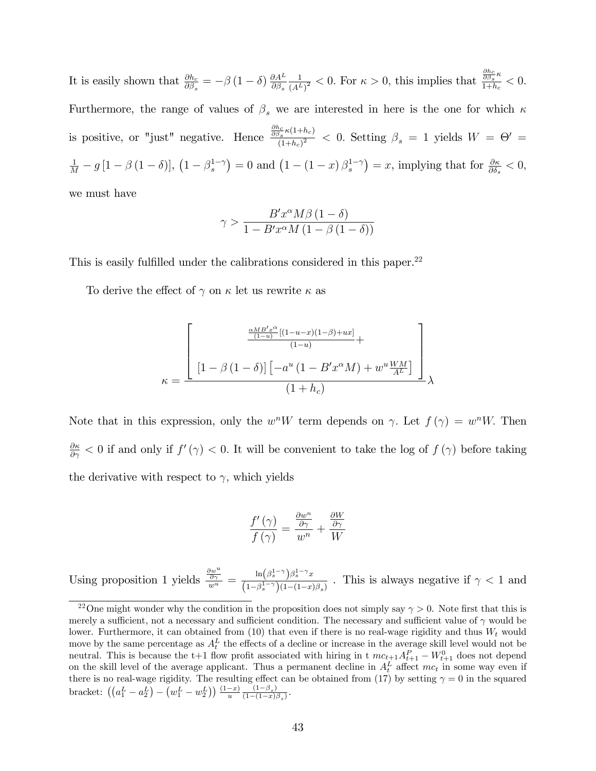It is easily shown that $\frac{\partial h_c}{\partial \beta_s} = -\beta(1-\delta)\frac{\partial A^L}{\partial \beta_s}\frac{1}{(A^L)^2} < 0$. For $\kappa > 0$, this implies that $\frac{\frac{\partial h_c}{\partial \beta_s}\kappa}{1+h_c} < 0$. Furthermore, the range of values of $\beta_s$ we are interested in here is the one for which $\kappa$ is positive, or "just" negative. Hence $\frac{\frac{\partial h_c}{\partial \beta_s}\kappa(1+h_c)}{(1+h_c)^2} < 0$. Setting $\beta_s = 1$ yields $W = \Theta' = \frac{1}{M} - g[1-\beta(1-\delta)]$, $\left(1-\beta_s^{1-\gamma}\right) = 0$ and $\left(1-(1-x)\beta_s^{1-\gamma}\right) = x$, implying that for $\frac{\partial \kappa}{\partial \delta_s} < 0$, we must have

$$\gamma > \frac{B'x^\alpha M\beta(1-\delta)}{1-B'x^\alpha M(1-\beta(1-\delta))}$$

This is easily fulfilled under the calibrations considered in this paper.[22]

To derive the effect of $\gamma$ on $\kappa$ let us rewrite $\kappa$ as

$$\kappa = \frac{\left[\begin{array}{c} \frac{\frac{\alpha MB'x^\alpha}{(1-u)}[(1-u-x)(1-\beta)+ux]}{(1-u)} + \\ [1-\beta(1-\delta)]\left[-a^u(1-B'x^\alpha M) + w^u\frac{WM}{A^L}\right] \end{array}\right]}{(1+h_c)}\lambda$$

Note that in this expression, only the $w^nW$ term depends on $\gamma$. Let $f(\gamma) = w^nW$. Then $\frac{\partial \kappa}{\partial \gamma} < 0$ if and only if $f'(\gamma) < 0$. It will be convenient to take the log of $f(\gamma)$ before taking the derivative with respect to $\gamma$, which yields

$$\frac{f'(\gamma)}{f(\gamma)} = \frac{\frac{\partial w^n}{\partial \gamma}}{w^n} + \frac{\frac{\partial W}{\partial \gamma}}{W}$$

Using proposition 1 yields $\frac{\frac{\partial w^u}{\partial \gamma}}{w^u} = \frac{\ln\left(\beta_s^{1-\gamma}\right)\beta_s^{1-\gamma}x}{\left(1-\beta_s^{1-\gamma}\right)(1-(1-x)\beta_s)}$ . This is always negative if $\gamma < 1$ and

[22] One might wonder why the condition in the proposition does not simply say $\gamma > 0$. Note first that this is merely a sufficient, not a necessary and sufficient condition. The necessary and sufficient value of $\gamma$ would be lower. Furthermore, it can obtained from (10) that even if there is no real-wage rigidity and thus $W_t$ would move by the same percentage as $A_t^L$ the effects of a decline or increase in the average skill level would not be neutral. This is because the t+1 flow profit associated with hiring in t $mc_{t+1}A_{t+1}^P - W_{t+1}^0$ does not depend on the skill level of the average applicant. Thus a permanent decline in $A_t^L$ affect $mc_t$ in some way even if there is no real-wage rigidity. The resulting effect can be obtained from (17) by setting $\gamma = 0$ in the squared bracket: $\left(\left(a_1^L - a_2^L\right) - \left(w_1^L - w_2^L\right)\right)\frac{(1-x)}{u}\frac{(1-\beta_s)}{(1-(1-x)\beta_s)}$.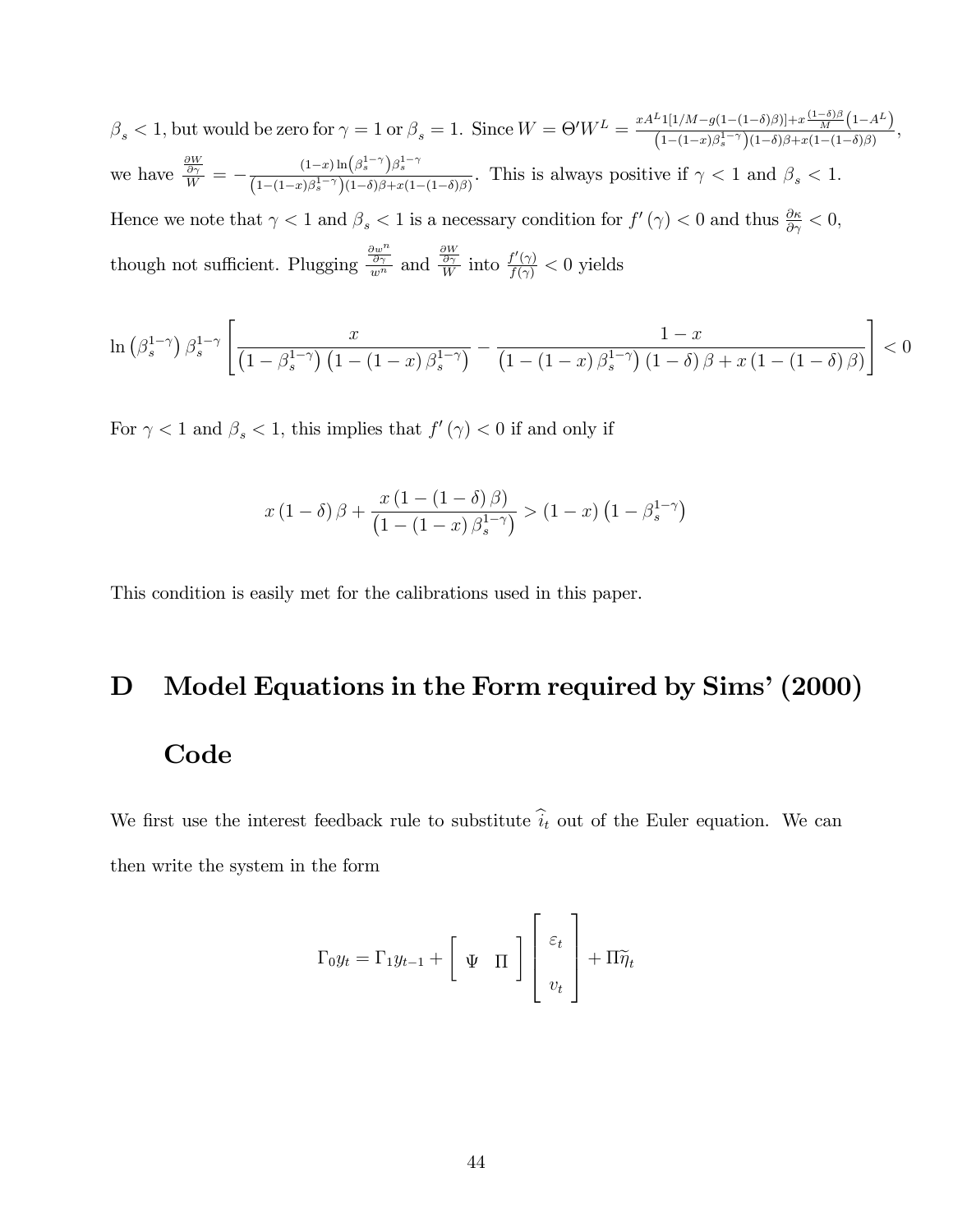$\beta_s < 1$, but would be zero for $\gamma = 1$ or $\beta_s = 1$. Since $W = \Theta' W^L = \frac{xA^L 1[1/M - g(1-(1-\delta)\beta)] + x\frac{(1-\delta)\beta}{M}\left(1-A^L\right)}{\left(1-(1-x)\beta_s^{1-\gamma}\right)(1-\delta)\beta + x(1-(1-\delta)\beta)}$, we have $\frac{\frac{\partial W}{\partial \gamma}}{W} = -\frac{(1-x)\ln\left(\beta_s^{1-\gamma}\right)\beta_s^{1-\gamma}}{\left(1-(1-x)\beta_s^{1-\gamma}\right)(1-\delta)\beta + x(1-(1-\delta)\beta)}$. This is always positive if $\gamma < 1$ and $\beta_s < 1$. Hence we note that $\gamma < 1$ and $\beta_s < 1$ is a necessary condition for $f'(\gamma) < 0$ and thus $\frac{\partial \kappa}{\partial \gamma} < 0$, though not sufficient. Plugging $\frac{\frac{\partial w^n}{\partial \gamma}}{w^n}$ and $\frac{\frac{\partial W}{\partial \gamma}}{W}$ into $\frac{f'(\gamma)}{f(\gamma)} < 0$ yields

$$\ln\left(\beta_s^{1-\gamma}\right)\beta_s^{1-\gamma}\left[\frac{x}{\left(1-\beta_s^{1-\gamma}\right)\left(1-(1-x)\beta_s^{1-\gamma}\right)} - \frac{1-x}{\left(1-(1-x)\beta_s^{1-\gamma}\right)(1-\delta)\beta + x(1-(1-\delta)\beta)}\right] < 0$$

For $\gamma < 1$ and $\beta_s < 1$, this implies that $f'(\gamma) < 0$ if and only if

$$x(1-\delta)\beta + \frac{x(1-(1-\delta)\beta)}{\left(1-(1-x)\beta_s^{1-\gamma}\right)} > (1-x)\left(1-\beta_s^{1-\gamma}\right)$$

This condition is easily met for the calibrations used in this paper.

# D Model Equations in the Form required by Sims' (2000) Code

We first use the interest feedback rule to substitute $\widehat{i}_t$ out of the Euler equation. We can then write the system in the form

$$\Gamma_0 y_t = \Gamma_1 y_{t-1} + \begin{bmatrix} \Psi & \Pi \end{bmatrix}\begin{bmatrix} \varepsilon_t \\ v_t \end{bmatrix} + \Pi \widetilde{\eta}_t$$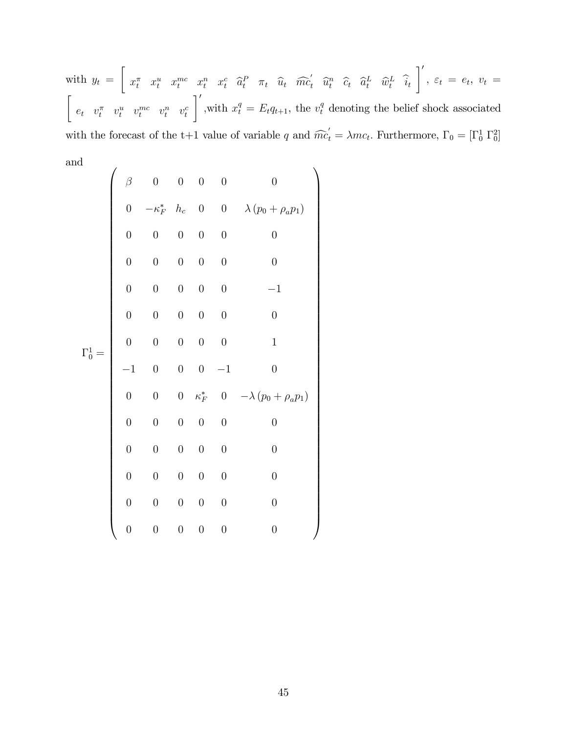with $y_t = \left[ \begin{array}{cccccccccccccc} x_t^\pi & x_t^u & x_t^{mc} & x_t^n & x_t^c & \widehat{a}_t^P & \pi_t & \widehat{u}_t & \widehat{mc}_t^{'} & \widehat{u}_t^n & \widehat{c}_t & \widehat{a}_t^L & \widehat{w}_t^L & \widehat{i}_t \end{array} \right]'$, $\varepsilon_t = e_t$, $v_t = \left[ \begin{array}{cccccc} e_t & v_t^\pi & v_t^u & v_t^{mc} & v_t^n & v_t^c \end{array} \right]'$,with $x_t^q = E_t q_{t+1}$, the $v_t^q$ denoting the belief shock associated with the forecast of the t+1 value of variable $q$ and $\widehat{mc}_t^{'} = \lambda mc_t$. Furthermore, $\Gamma_0 = [\Gamma_0^1 \; \Gamma_0^2]$

and

$$
\Gamma_0^1 = \left( \begin{array}{cccccc}
\beta & 0 & 0 & 0 & 0 & 0 \\
0 & -\kappa_F^* & h_c & 0 & 0 & \lambda \left( p_0 + \rho_a p_1 \right) \\
0 & 0 & 0 & 0 & 0 & 0 \\
0 & 0 & 0 & 0 & 0 & 0 \\
0 & 0 & 0 & 0 & 0 & -1 \\
0 & 0 & 0 & 0 & 0 & 0 \\
0 & 0 & 0 & 0 & 0 & 1 \\
-1 & 0 & 0 & 0 & -1 & 0 \\
0 & 0 & 0 & \kappa_F^* & 0 & -\lambda \left( p_0 + \rho_a p_1 \right) \\
0 & 0 & 0 & 0 & 0 & 0 \\
0 & 0 & 0 & 0 & 0 & 0 \\
0 & 0 & 0 & 0 & 0 & 0 \\
0 & 0 & 0 & 0 & 0 & 0 \\
0 & 0 & 0 & 0 & 0 & 0
\end{array} \right)
$$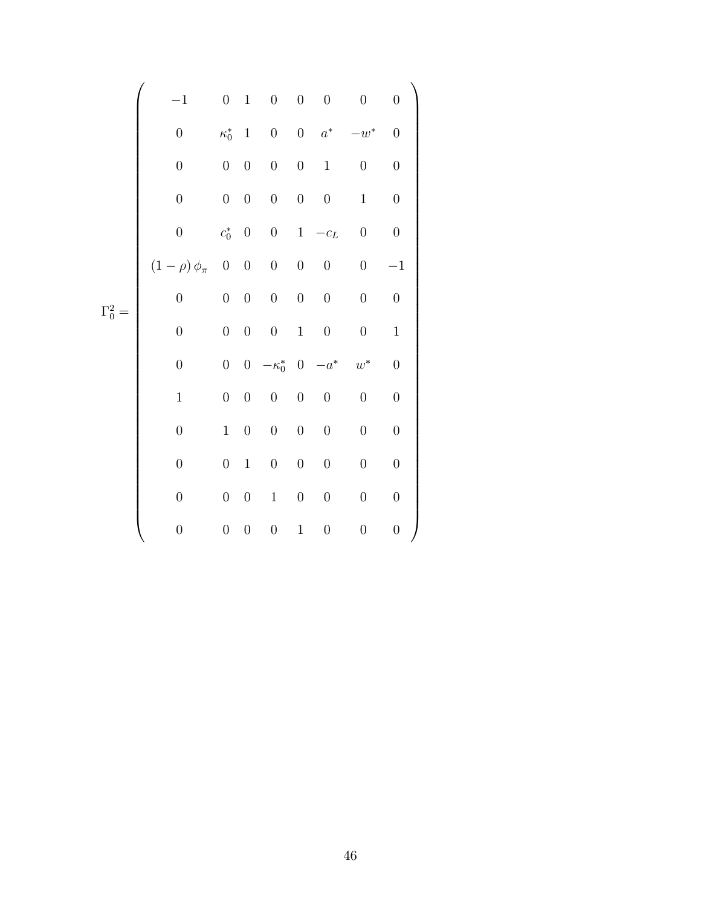$$
\Gamma_0^2 = \begin{pmatrix}
-1 & 0 & 1 & 0 & 0 & 0 & 0 & 0 \\
0 & \kappa_0^* & 1 & 0 & 0 & a^* & -w^* & 0 \\
0 & 0 & 0 & 0 & 0 & 1 & 0 & 0 \\
0 & 0 & 0 & 0 & 0 & 0 & 1 & 0 \\
0 & c_0^* & 0 & 0 & 1 & -c_L & 0 & 0 \\
(1-\rho)\,\phi_\pi & 0 & 0 & 0 & 0 & 0 & 0 & -1 \\
0 & 0 & 0 & 0 & 0 & 0 & 0 & 0 \\
0 & 0 & 0 & 0 & 1 & 0 & 0 & 1 \\
0 & 0 & 0 & -\kappa_0^* & 0 & -a^* & w^* & 0 \\
1 & 0 & 0 & 0 & 0 & 0 & 0 & 0 \\
0 & 1 & 0 & 0 & 0 & 0 & 0 & 0 \\
0 & 0 & 1 & 0 & 0 & 0 & 0 & 0 \\
0 & 0 & 0 & 1 & 0 & 0 & 0 & 0 \\
0 & 0 & 0 & 0 & 1 & 0 & 0 & 0
\end{pmatrix}
$$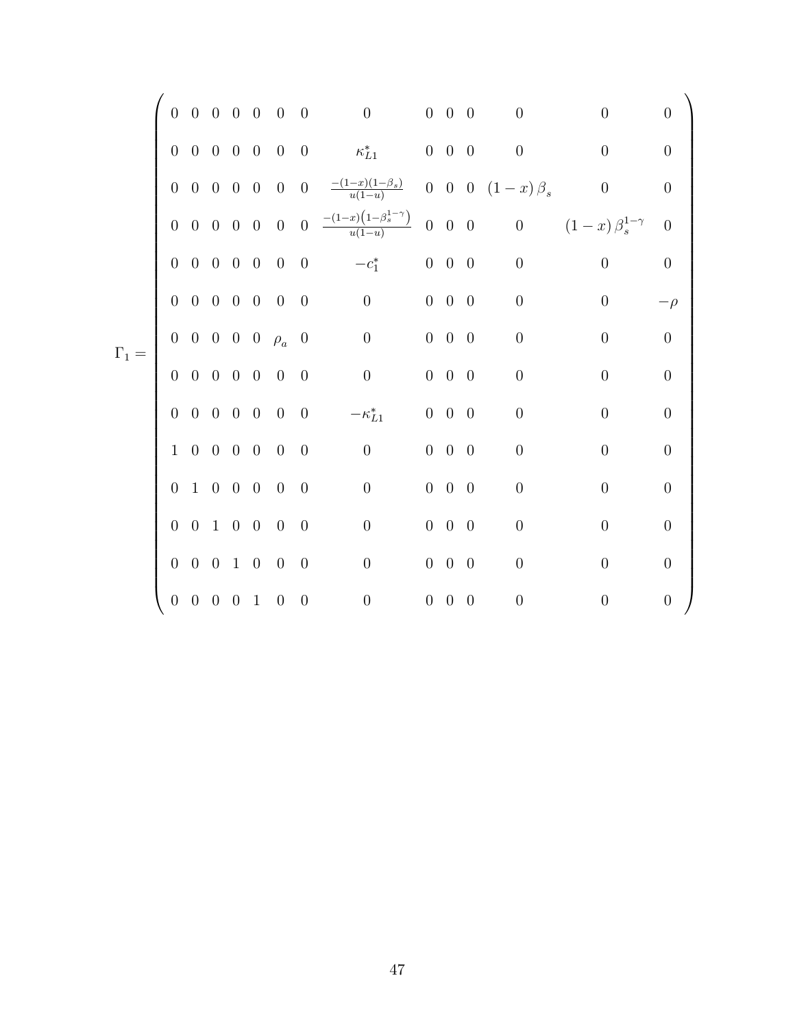$$
\Gamma_1 = \begin{pmatrix}
0 & 0 & 0 & 0 & 0 & 0 & 0 & 0 & 0 & 0 & 0 & 0 & 0 & 0 \\
0 & 0 & 0 & 0 & 0 & 0 & 0 & \kappa_{L1}^{*} & 0 & 0 & 0 & 0 & 0 & 0 \\
0 & 0 & 0 & 0 & 0 & 0 & 0 & \frac{-(1-x)(1-\beta_s)}{u(1-u)} & 0 & 0 & 0 & (1-x)\,\beta_s & 0 & 0 \\
0 & 0 & 0 & 0 & 0 & 0 & 0 & \frac{-(1-x)\left(1-\beta_s^{1-\gamma}\right)}{u(1-u)} & 0 & 0 & 0 & 0 & (1-x)\,\beta_s^{1-\gamma} & 0 \\
0 & 0 & 0 & 0 & 0 & 0 & 0 & -c_1^{*} & 0 & 0 & 0 & 0 & 0 & 0 \\
0 & 0 & 0 & 0 & 0 & 0 & 0 & 0 & 0 & 0 & 0 & 0 & 0 & -\rho \\
0 & 0 & 0 & 0 & 0 & \rho_a & 0 & 0 & 0 & 0 & 0 & 0 & 0 & 0 \\
0 & 0 & 0 & 0 & 0 & 0 & 0 & 0 & 0 & 0 & 0 & 0 & 0 & 0 \\
0 & 0 & 0 & 0 & 0 & 0 & 0 & -\kappa_{L1}^{*} & 0 & 0 & 0 & 0 & 0 & 0 \\
1 & 0 & 0 & 0 & 0 & 0 & 0 & 0 & 0 & 0 & 0 & 0 & 0 & 0 \\
0 & 1 & 0 & 0 & 0 & 0 & 0 & 0 & 0 & 0 & 0 & 0 & 0 & 0 \\
0 & 0 & 1 & 0 & 0 & 0 & 0 & 0 & 0 & 0 & 0 & 0 & 0 & 0 \\
0 & 0 & 0 & 1 & 0 & 0 & 0 & 0 & 0 & 0 & 0 & 0 & 0 & 0 \\
0 & 0 & 0 & 0 & 1 & 0 & 0 & 0 & 0 & 0 & 0 & 0 & 0 & 0
\end{pmatrix}
$$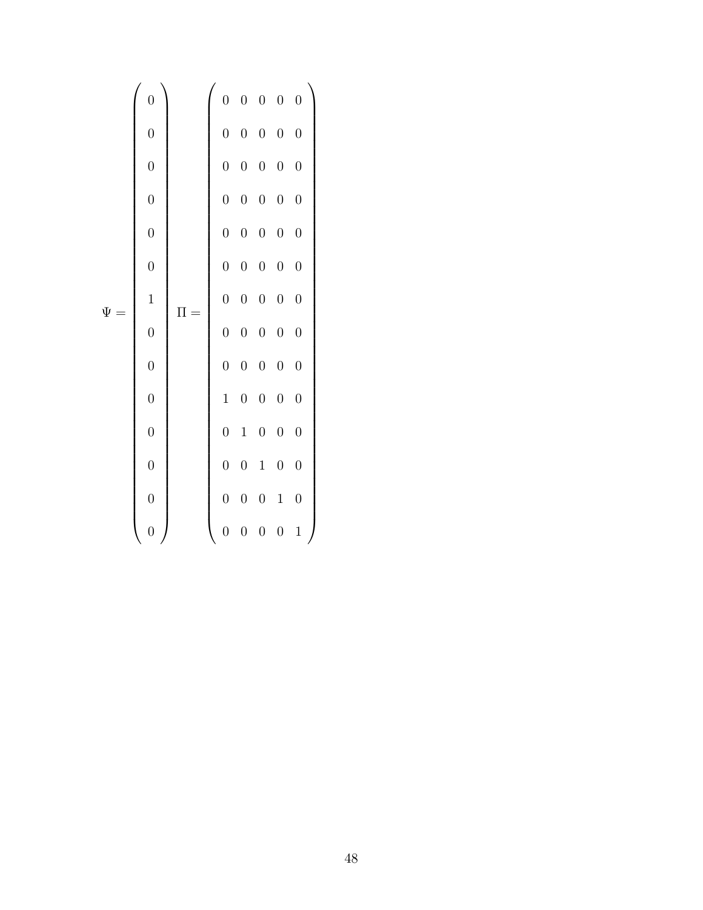$$
\Psi = \begin{pmatrix} 0 \\ 0 \\ 0 \\ 0 \\ 0 \\ 0 \\ 1 \\ 0 \\ 0 \\ 0 \\ 0 \\ 0 \\ 0 \\ 0 \end{pmatrix} \quad \Pi = \begin{pmatrix} 0 & 0 & 0 & 0 & 0 \\ 0 & 0 & 0 & 0 & 0 \\ 0 & 0 & 0 & 0 & 0 \\ 0 & 0 & 0 & 0 & 0 \\ 0 & 0 & 0 & 0 & 0 \\ 0 & 0 & 0 & 0 & 0 \\ 0 & 0 & 0 & 0 & 0 \\ 0 & 0 & 0 & 0 & 0 \\ 0 & 0 & 0 & 0 & 0 \\ 1 & 0 & 0 & 0 & 0 \\ 0 & 1 & 0 & 0 & 0 \\ 0 & 0 & 1 & 0 & 0 \\ 0 & 0 & 0 & 1 & 0 \\ 0 & 0 & 0 & 0 & 1 \end{pmatrix}
$$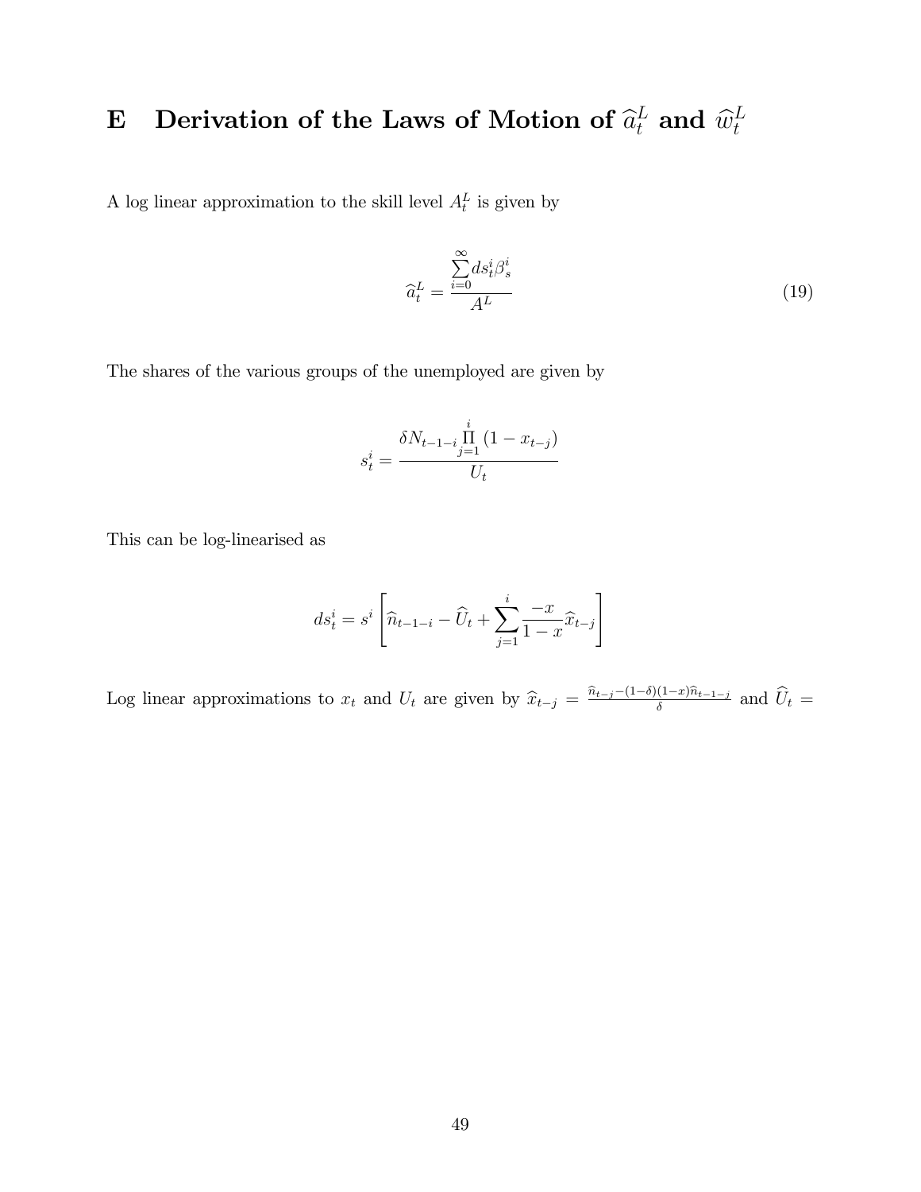# E Derivation of the Laws of Motion of $\widehat{a}_t^L$ and $\widehat{w}_t^L$

A log linear approximation to the skill level $A_t^L$ is given by

$$\widehat{a}_t^L = \frac{\sum_{i=0}^{\infty} ds_t^i \beta_s^i}{A^L} \tag{19}$$

The shares of the various groups of the unemployed are given by

$$s_t^i = \frac{\delta N_{t-1-i} \prod_{j=1}^{i} (1 - x_{t-j})}{U_t}$$

This can be log-linearised as

$$ds_t^i = s^i \left[ \widehat{n}_{t-1-i} - \widehat{U}_t + \sum_{j=1}^{i} \frac{-x}{1-x} \widehat{x}_{t-j} \right]$$

Log linear approximations to $x_t$ and $U_t$ are given by $\widehat{x}_{t-j} = \frac{\widehat{n}_{t-j} - (1-\delta)(1-x)\widehat{n}_{t-1-j}}{\delta}$ and $\widehat{U}_t =$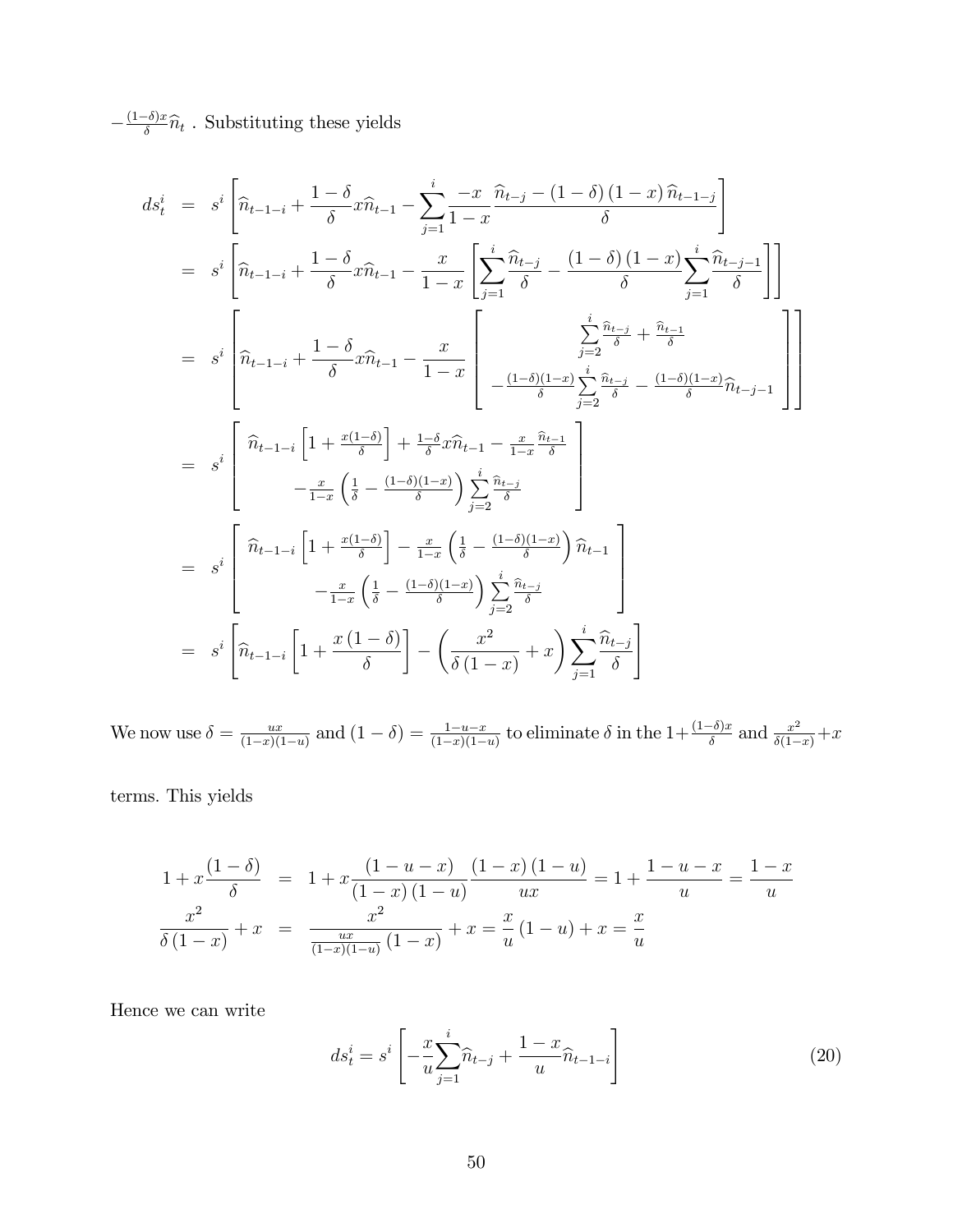$-\frac{(1-\delta)x}{\delta}\widehat{n}_t$ . Substituting these yields

$$
\begin{aligned}
ds_t^i &= s^i \left[ \widehat{n}_{t-1-i} + \frac{1-\delta}{\delta} x \widehat{n}_{t-1} - \sum_{j=1}^{i} \frac{-x}{1-x} \frac{\widehat{n}_{t-j} - (1-\delta)(1-x)\widehat{n}_{t-1-j}}{\delta} \right] \\
&= s^i \left[ \widehat{n}_{t-1-i} + \frac{1-\delta}{\delta} x \widehat{n}_{t-1} - \frac{x}{1-x} \left[ \sum_{j=1}^{i} \frac{\widehat{n}_{t-j}}{\delta} - \frac{(1-\delta)(1-x)}{\delta} \sum_{j=1}^{i} \frac{\widehat{n}_{t-j-1}}{\delta} \right] \right] \\
&= s^i \left[ \widehat{n}_{t-1-i} + \frac{1-\delta}{\delta} x \widehat{n}_{t-1} - \frac{x}{1-x} \left[ \begin{array}{c} \sum_{j=2}^{i} \frac{\widehat{n}_{t-j}}{\delta} + \frac{\widehat{n}_{t-1}}{\delta} \\ - \frac{(1-\delta)(1-x)}{\delta} \sum_{j=2}^{i} \frac{\widehat{n}_{t-j}}{\delta} - \frac{(1-\delta)(1-x)}{\delta} \widehat{n}_{t-j-1} \end{array} \right] \right] \\
&= s^i \left[ \begin{array}{c} \widehat{n}_{t-1-i} \left[ 1 + \frac{x(1-\delta)}{\delta} \right] + \frac{1-\delta}{\delta} x \widehat{n}_{t-1} - \frac{x}{1-x} \frac{\widehat{n}_{t-1}}{\delta} \\ - \frac{x}{1-x} \left( \frac{1}{\delta} - \frac{(1-\delta)(1-x)}{\delta} \right) \sum_{j=2}^{i} \frac{\widehat{n}_{t-j}}{\delta} \end{array} \right] \\
&= s^i \left[ \begin{array}{c} \widehat{n}_{t-1-i} \left[ 1 + \frac{x(1-\delta)}{\delta} \right] - \frac{x}{1-x} \left( \frac{1}{\delta} - \frac{(1-\delta)(1-x)}{\delta} \right) \widehat{n}_{t-1} \\ - \frac{x}{1-x} \left( \frac{1}{\delta} - \frac{(1-\delta)(1-x)}{\delta} \right) \sum_{j=2}^{i} \frac{\widehat{n}_{t-j}}{\delta} \end{array} \right] \\
&= s^i \left[ \widehat{n}_{t-1-i} \left[ 1 + \frac{x(1-\delta)}{\delta} \right] - \left( \frac{x^2}{\delta(1-x)} + x \right) \sum_{j=1}^{i} \frac{\widehat{n}_{t-j}}{\delta} \right]
\end{aligned}
$$

We now use $\delta = \frac{ux}{(1-x)(1-u)}$ and $(1-\delta) = \frac{1-u-x}{(1-x)(1-u)}$ to eliminate $\delta$ in the $1+\frac{(1-\delta)x}{\delta}$ and $\frac{x^2}{\delta(1-x)}+x$ terms. This yields

$$
\begin{aligned}
1 + x\frac{(1-\delta)}{\delta} &= 1 + x \frac{(1-u-x)}{(1-x)(1-u)} \frac{(1-x)(1-u)}{ux} = 1 + \frac{1-u-x}{u} = \frac{1-x}{u} \\
\frac{x^2}{\delta(1-x)} + x &= \frac{x^2}{\frac{ux}{(1-x)(1-u)}(1-x)} + x = \frac{x}{u}(1-u) + x = \frac{x}{u}
\end{aligned}
$$

Hence we can write

$$
ds_t^i = s^i \left[ -\frac{x}{u} \sum_{j=1}^{i} \widehat{n}_{t-j} + \frac{1-x}{u} \widehat{n}_{t-1-i} \right] \tag{20}
$$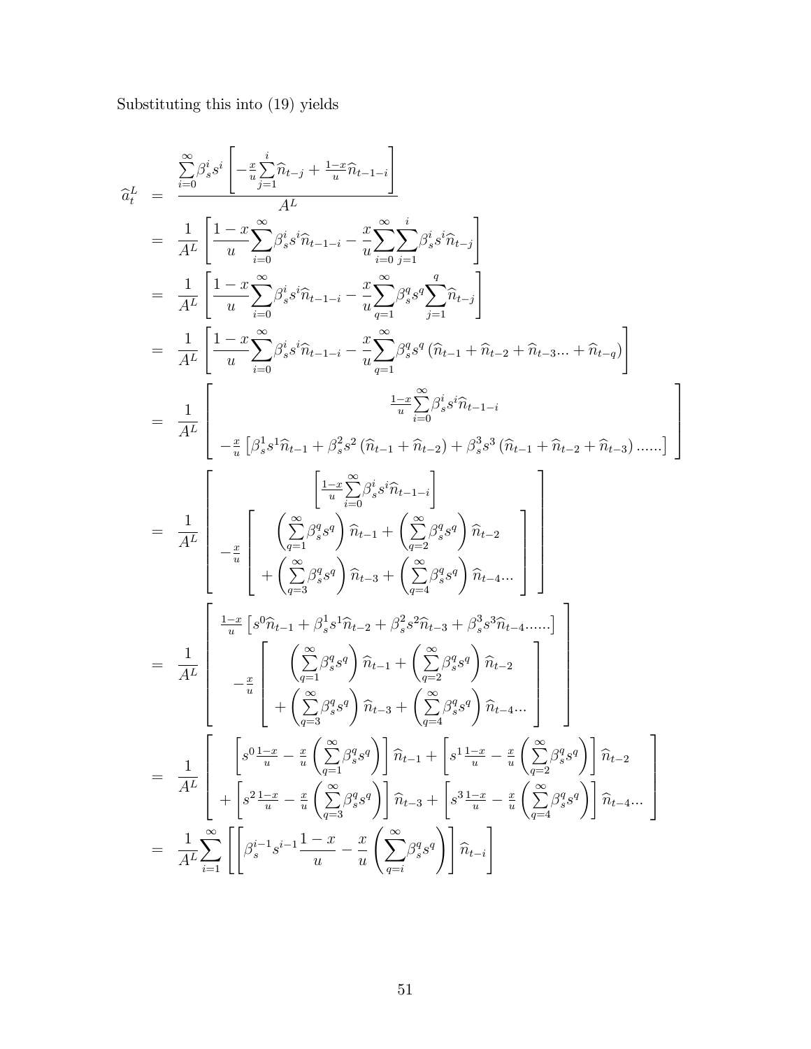Substituting this into (19) yields

$$
\begin{aligned}
\widehat{a}_t^L &= \frac{\sum\limits_{i=0}^{\infty}\beta_s^i s^i\left[-\frac{x}{u}\sum\limits_{j=1}^{i}\widehat{n}_{t-j}+\frac{1-x}{u}\widehat{n}_{t-1-i}\right]}{A^L} \\
&= \frac{1}{A^L}\left[\frac{1-x}{u}\sum_{i=0}^{\infty}\beta_s^i s^i \widehat{n}_{t-1-i}-\frac{x}{u}\sum_{i=0}^{\infty}\sum_{j=1}^{i}\beta_s^i s^i \widehat{n}_{t-j}\right] \\
&= \frac{1}{A^L}\left[\frac{1-x}{u}\sum_{i=0}^{\infty}\beta_s^i s^i \widehat{n}_{t-1-i}-\frac{x}{u}\sum_{q=1}^{\infty}\beta_s^q s^q\sum_{j=1}^{q}\widehat{n}_{t-j}\right] \\
&= \frac{1}{A^L}\left[\frac{1-x}{u}\sum_{i=0}^{\infty}\beta_s^i s^i \widehat{n}_{t-1-i}-\frac{x}{u}\sum_{q=1}^{\infty}\beta_s^q s^q\left(\widehat{n}_{t-1}+\widehat{n}_{t-2}+\widehat{n}_{t-3}...+\widehat{n}_{t-q}\right)\right] \\
&= \frac{1}{A^L}\left[\begin{array}{c}\frac{1-x}{u}\sum\limits_{i=0}^{\infty}\beta_s^i s^i \widehat{n}_{t-1-i} \\ -\frac{x}{u}\left[\beta_s^1 s^1\widehat{n}_{t-1}+\beta_s^2 s^2\left(\widehat{n}_{t-1}+\widehat{n}_{t-2}\right)+\beta_s^3 s^3\left(\widehat{n}_{t-1}+\widehat{n}_{t-2}+\widehat{n}_{t-3}\right)......\right]\end{array}\right] \\
&= \frac{1}{A^L}\left[\begin{array}{c}\left[\frac{1-x}{u}\sum\limits_{i=0}^{\infty}\beta_s^i s^i \widehat{n}_{t-1-i}\right] \\ -\frac{x}{u}\left[\begin{array}{c}\left(\sum\limits_{q=1}^{\infty}\beta_s^q s^q\right)\widehat{n}_{t-1}+\left(\sum\limits_{q=2}^{\infty}\beta_s^q s^q\right)\widehat{n}_{t-2} \\ +\left(\sum\limits_{q=3}^{\infty}\beta_s^q s^q\right)\widehat{n}_{t-3}+\left(\sum\limits_{q=4}^{\infty}\beta_s^q s^q\right)\widehat{n}_{t-4}...\end{array}\right]\end{array}\right] \\
&= \frac{1}{A^L}\left[\begin{array}{c}\frac{1-x}{u}\left[s^0\widehat{n}_{t-1}+\beta_s^1 s^1\widehat{n}_{t-2}+\beta_s^2 s^2\widehat{n}_{t-3}+\beta_s^3 s^3\widehat{n}_{t-4}......\right] \\ -\frac{x}{u}\left[\begin{array}{c}\left(\sum\limits_{q=1}^{\infty}\beta_s^q s^q\right)\widehat{n}_{t-1}+\left(\sum\limits_{q=2}^{\infty}\beta_s^q s^q\right)\widehat{n}_{t-2} \\ +\left(\sum\limits_{q=3}^{\infty}\beta_s^q s^q\right)\widehat{n}_{t-3}+\left(\sum\limits_{q=4}^{\infty}\beta_s^q s^q\right)\widehat{n}_{t-4}...\end{array}\right]\end{array}\right] \\
&= \frac{1}{A^L}\left[\begin{array}{c}\left[s^0\frac{1-x}{u}-\frac{x}{u}\left(\sum\limits_{q=1}^{\infty}\beta_s^q s^q\right)\right]\widehat{n}_{t-1}+\left[s^1\frac{1-x}{u}-\frac{x}{u}\left(\sum\limits_{q=2}^{\infty}\beta_s^q s^q\right)\right]\widehat{n}_{t-2} \\ +\left[s^2\frac{1-x}{u}-\frac{x}{u}\left(\sum\limits_{q=3}^{\infty}\beta_s^q s^q\right)\right]\widehat{n}_{t-3}+\left[s^3\frac{1-x}{u}-\frac{x}{u}\left(\sum\limits_{q=4}^{\infty}\beta_s^q s^q\right)\right]\widehat{n}_{t-4}...\end{array}\right] \\
&= \frac{1}{A^L}\sum_{i=1}^{\infty}\left[\left[\beta_s^{i-1}s^{i-1}\frac{1-x}{u}-\frac{x}{u}\left(\sum_{q=i}^{\infty}\beta_s^q s^q\right)\right]\widehat{n}_{t-i}\right]
\end{aligned}
$$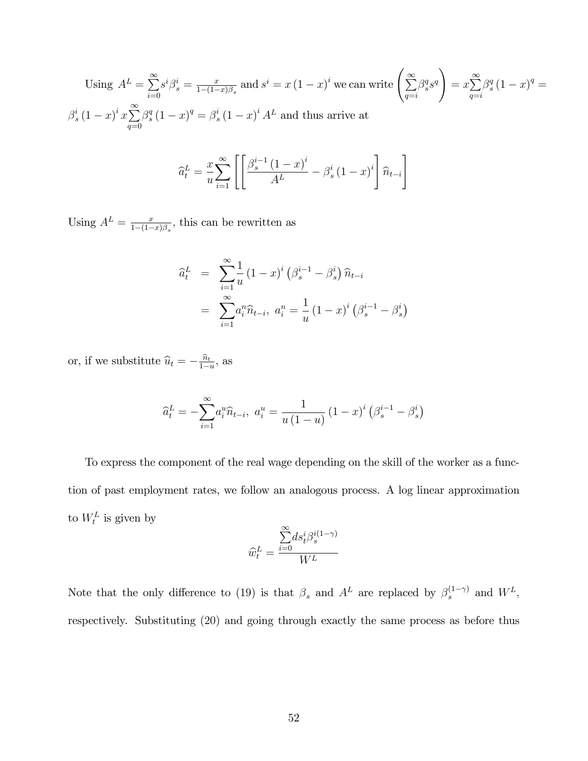Using $A^L = \sum_{i=0}^{\infty} s^i \beta_s^i = \frac{x}{1-(1-x)\beta_s}$ and $s^i = x(1-x)^i$ we can write $\left(\sum_{q=i}^{\infty} \beta_s^q s^q\right) = x \sum_{q=i}^{\infty} \beta_s^q (1-x)^q = \beta_s^i (1-x)^i x \sum_{q=0}^{\infty} \beta_s^q (1-x)^q = \beta_s^i (1-x)^i A^L$ and thus arrive at

$$\widehat{a}_t^L = \frac{x}{u} \sum_{i=1}^{\infty} \left[ \left[ \frac{\beta_s^{i-1} (1-x)^i}{A^L} - \beta_s^i (1-x)^i \right] \widehat{n}_{t-i} \right]$$

Using $A^L = \frac{x}{1-(1-x)\beta_s}$, this can be rewritten as

$$\begin{aligned} \widehat{a}_t^L &= \sum_{i=1}^{\infty} \frac{1}{u} (1-x)^i \left( \beta_s^{i-1} - \beta_s^i \right) \widehat{n}_{t-i} \\ &= \sum_{i=1}^{\infty} a_i^n \widehat{n}_{t-i}, \; a_i^n = \frac{1}{u} (1-x)^i \left( \beta_s^{i-1} - \beta_s^i \right) \end{aligned}$$

or, if we substitute $\widehat{u}_t = -\frac{\widehat{n}_t}{1-u}$, as

$$\widehat{a}_t^L = -\sum_{i=1}^{\infty} a_i^u \widehat{n}_{t-i}, \; a_i^u = \frac{1}{u(1-u)} (1-x)^i \left( \beta_s^{i-1} - \beta_s^i \right)$$

To express the component of the real wage depending on the skill of the worker as a function of past employment rates, we follow an analogous process. A log linear approximation to $W_t^L$ is given by

$$\widehat{w}_t^L = \frac{\sum_{i=0}^{\infty} ds_t^i \beta_s^{i(1-\gamma)}}{W^L}$$

Note that the only difference to (19) is that $\beta_s$ and $A^L$ are replaced by $\beta_s^{(1-\gamma)}$ and $W^L$, respectively. Substituting (20) and going through exactly the same process as before thus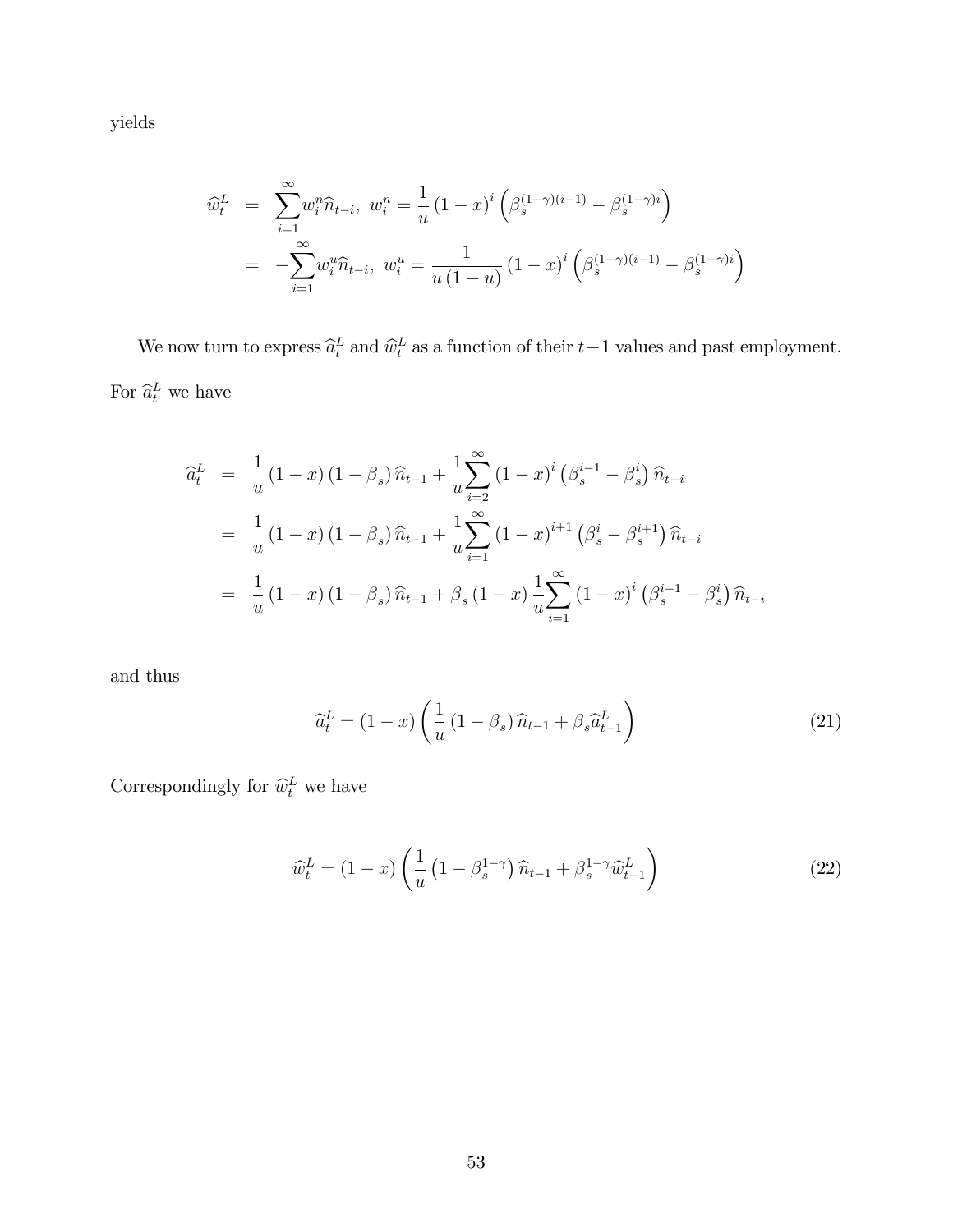yields

$$
\begin{aligned}
\widehat{w}_t^L &= \sum_{i=1}^{\infty} w_i^n \widehat{n}_{t-i},\ w_i^n = \frac{1}{u}(1-x)^i \left(\beta_s^{(1-\gamma)(i-1)} - \beta_s^{(1-\gamma)i}\right) \\
&= -\sum_{i=1}^{\infty} w_i^u \widehat{n}_{t-i},\ w_i^u = \frac{1}{u(1-u)}(1-x)^i \left(\beta_s^{(1-\gamma)(i-1)} - \beta_s^{(1-\gamma)i}\right)
\end{aligned}
$$

We now turn to express $\widehat{a}_t^L$ and $\widehat{w}_t^L$ as a function of their $t-1$ values and past employment. For $\widehat{a}_t^L$ we have

$$
\begin{aligned}
\widehat{a}_t^L &= \frac{1}{u}(1-x)(1-\beta_s)\widehat{n}_{t-1} + \frac{1}{u}\sum_{i=2}^{\infty}(1-x)^i \left(\beta_s^{i-1} - \beta_s^i\right)\widehat{n}_{t-i} \\
&= \frac{1}{u}(1-x)(1-\beta_s)\widehat{n}_{t-1} + \frac{1}{u}\sum_{i=1}^{\infty}(1-x)^{i+1}\left(\beta_s^i - \beta_s^{i+1}\right)\widehat{n}_{t-i} \\
&= \frac{1}{u}(1-x)(1-\beta_s)\widehat{n}_{t-1} + \beta_s(1-x)\frac{1}{u}\sum_{i=1}^{\infty}(1-x)^i\left(\beta_s^{i-1} - \beta_s^i\right)\widehat{n}_{t-i}
\end{aligned}
$$

and thus

$$
\widehat{a}_t^L = (1-x)\left(\frac{1}{u}(1-\beta_s)\widehat{n}_{t-1} + \beta_s \widehat{a}_{t-1}^L\right) \tag{21}
$$

Correspondingly for $\widehat{w}_t^L$ we have

$$
\widehat{w}_t^L = (1-x)\left(\frac{1}{u}\left(1-\beta_s^{1-\gamma}\right)\widehat{n}_{t-1} + \beta_s^{1-\gamma}\widehat{w}_{t-1}^L\right) \tag{22}
$$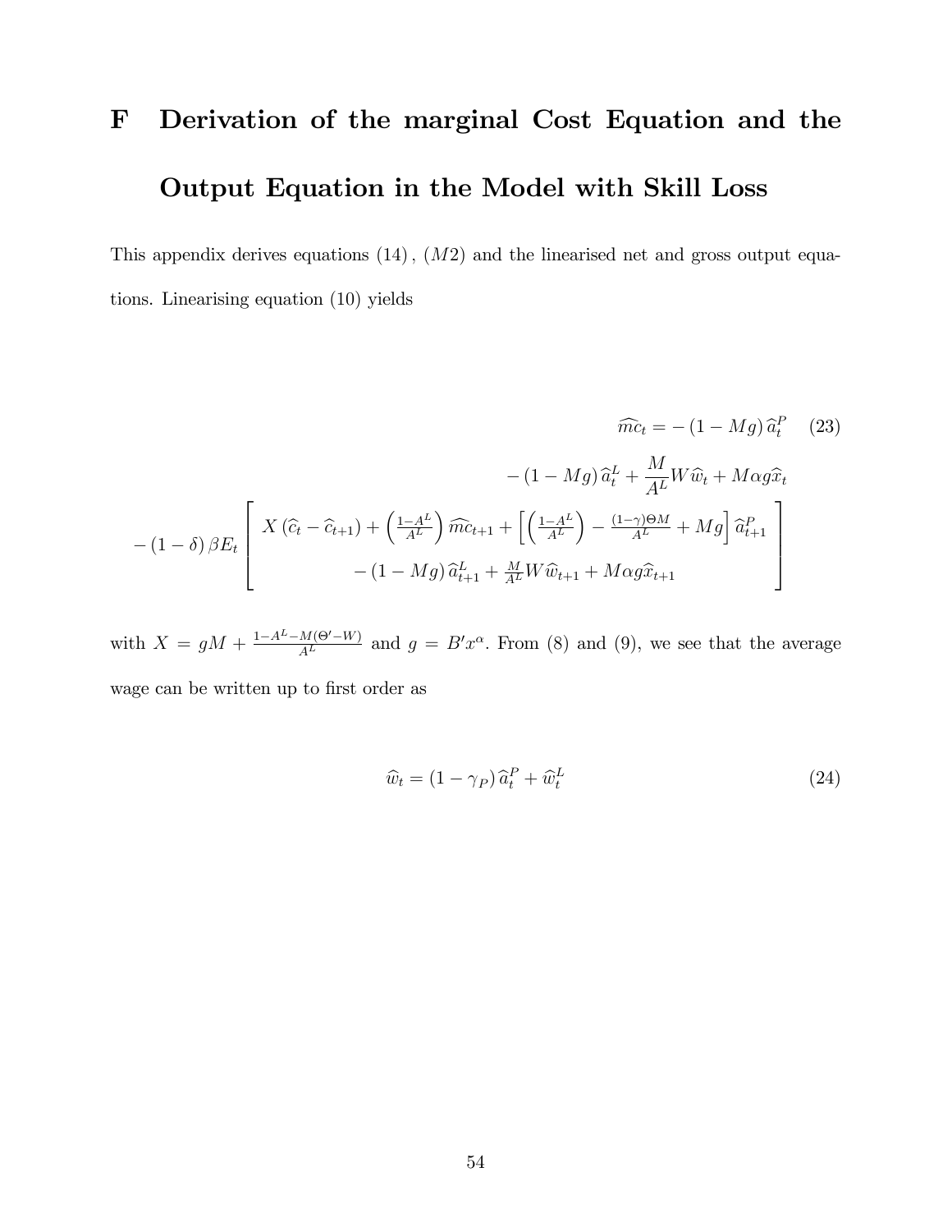# F Derivation of the marginal Cost Equation and the Output Equation in the Model with Skill Loss

This appendix derives equations $(14)$, $(M2)$ and the linearised net and gross output equations. Linearising equation (10) yields

$$
\begin{aligned}
\widehat{mc}_t = &-(1-Mg)\,\widehat{a}_t^P \\
&-(1-Mg)\,\widehat{a}_t^L + \frac{M}{A^L}W\widehat{w}_t + M\alpha g\widehat{x}_t \\
&-(1-\delta)\,\beta E_t\left[\begin{array}{c} X\left(\widehat{c}_t - \widehat{c}_{t+1}\right) + \left(\frac{1-A^L}{A^L}\right)\widehat{mc}_{t+1} + \left[\left(\frac{1-A^L}{A^L}\right) - \frac{(1-\gamma)\Theta M}{A^L} + Mg\right]\widehat{a}_{t+1}^P \\ -(1-Mg)\,\widehat{a}_{t+1}^L + \frac{M}{A^L}W\widehat{w}_{t+1} + M\alpha g\widehat{x}_{t+1} \end{array}\right]
\end{aligned}
\tag{23}
$$

with $X = gM + \frac{1-A^L-M(\Theta'-W)}{A^L}$ and $g = B'x^{\alpha}$. From (8) and (9), we see that the average wage can be written up to first order as

$$
\widehat{w}_t = (1-\gamma_P)\,\widehat{a}_t^P + \widehat{w}_t^L \tag{24}
$$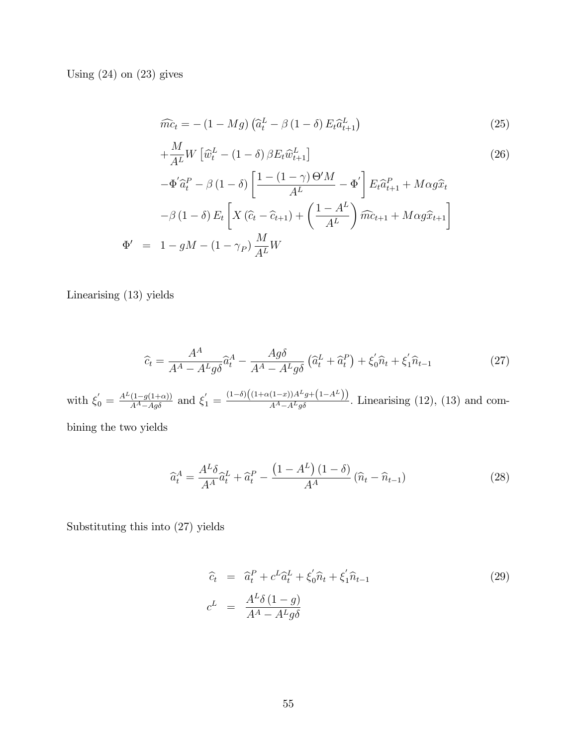Using (24) on (23) gives

$$
\begin{aligned}
\widehat{mc}_t &= -\left(1 - Mg\right)\left(\widehat{a}_t^L - \beta\left(1-\delta\right)E_t\widehat{a}_{t+1}^L\right) &(25)\\
&+\frac{M}{A^L}W\left[\widehat{w}_t^L - \left(1-\delta\right)\beta E_t\widehat{w}_{t+1}^L\right] &(26)\\
&-\Phi^{'}\widehat{a}_t^P - \beta\left(1-\delta\right)\left[\frac{1-\left(1-\gamma\right)\Theta' M}{A^L} - \Phi^{'}\right]E_t\widehat{a}_{t+1}^P + M\alpha g\widehat{x}_t \\
&-\beta\left(1-\delta\right)E_t\left[X\left(\widehat{c}_t - \widehat{c}_{t+1}\right) + \left(\frac{1-A^L}{A^L}\right)\widehat{mc}_{t+1} + M\alpha g\widehat{x}_{t+1}\right] \\
\Phi' &= 1 - gM - \left(1-\gamma_P\right)\frac{M}{A^L}W
\end{aligned}
$$

Linearising (13) yields

$$
\widehat{c}_t = \frac{A^A}{A^A - A^L g\delta}\widehat{a}_t^A - \frac{Ag\delta}{A^A - A^L g\delta}\left(\widehat{a}_t^L + \widehat{a}_t^P\right) + \xi_0^{'}\widehat{n}_t + \xi_1^{'}\widehat{n}_{t-1} \tag{27}
$$

with $\xi_0^{'} = \frac{A^L(1-g(1+\alpha))}{A^A - Ag\delta}$ and $\xi_1^{'} = \frac{(1-\delta)\left((1+\alpha(1-x))A^L g + \left(1-A^L\right)\right)}{A^A - A^L g\delta}$. Linearising (12), (13) and combining the two yields

$$
\widehat{a}_t^A = \frac{A^L\delta}{A^A}\widehat{a}_t^L + \widehat{a}_t^P - \frac{\left(1-A^L\right)\left(1-\delta\right)}{A^A}\left(\widehat{n}_t - \widehat{n}_{t-1}\right) \tag{28}
$$

Substituting this into (27) yields

$$
\begin{aligned}
\widehat{c}_t &= \widehat{a}_t^P + c^L\widehat{a}_t^L + \xi_0^{'}\widehat{n}_t + \xi_1^{'}\widehat{n}_{t-1} &(29)\\
c^L &= \frac{A^L\delta\left(1-g\right)}{A^A - A^L g\delta}
\end{aligned}
$$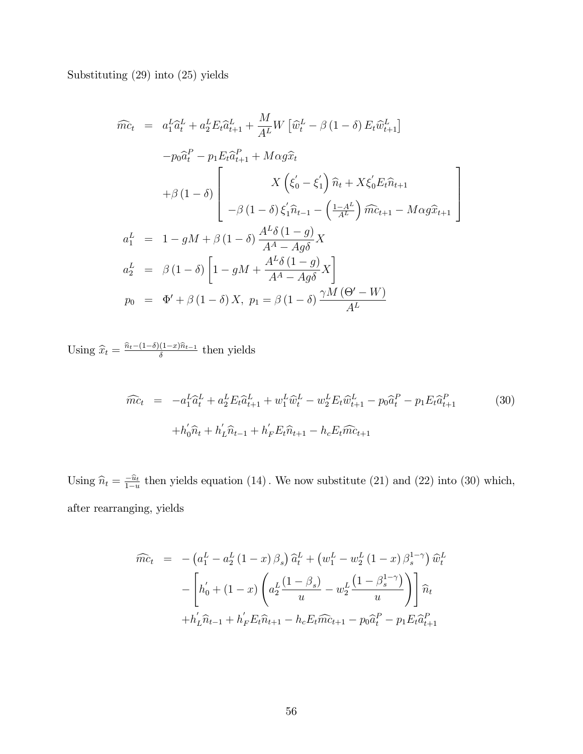Substituting (29) into (25) yields

$$
\begin{aligned}
\widehat{mc}_t &= a_1^L \widehat{a}_t^L + a_2^L E_t \widehat{a}_{t+1}^L + \frac{M}{A^L} W \left[ \widehat{w}_t^L - \beta (1-\delta) E_t \widehat{w}_{t+1}^L \right] \\
&\quad - p_0 \widehat{a}_t^P - p_1 E_t \widehat{a}_{t+1}^P + M \alpha g \widehat{x}_t \\
&\quad + \beta (1-\delta) \left[ \begin{array}{c} X \left( \xi_0^{'} - \xi_1^{'} \right) \widehat{n}_t + X \xi_0^{'} E_t \widehat{n}_{t+1} \\ - \beta (1-\delta) \xi_1^{'} \widehat{n}_{t-1} - \left( \frac{1-A^L}{A^L} \right) \widehat{mc}_{t+1} - M \alpha g \widehat{x}_{t+1} \end{array} \right] \\
a_1^L &= 1 - gM + \beta (1-\delta) \frac{A^L \delta (1-g)}{A^A - A g \delta} X \\
a_2^L &= \beta (1-\delta) \left[ 1 - gM + \frac{A^L \delta (1-g)}{A^A - A g \delta} X \right] \\
p_0 &= \Phi' + \beta (1-\delta) X, \ p_1 = \beta (1-\delta) \frac{\gamma M (\Theta' - W)}{A^L}
\end{aligned}
$$

Using $\widehat{x}_t = \frac{\widehat{n}_t - (1-\delta)(1-x)\widehat{n}_{t-1}}{\delta}$ then yields

$$
\begin{aligned}
\widehat{mc}_t &= -a_1^L \widehat{a}_t^L + a_2^L E_t \widehat{a}_{t+1}^L + w_1^L \widehat{w}_t^L - w_2^L E_t \widehat{w}_{t+1}^L - p_0 \widehat{a}_t^P - p_1 E_t \widehat{a}_{t+1}^P \\
&\quad + h_0^{'} \widehat{n}_t + h_L^{'} \widehat{n}_{t-1} + h_F^{'} E_t \widehat{n}_{t+1} - h_c E_t \widehat{mc}_{t+1}
\end{aligned} \tag{30}
$$

Using $\widehat{n}_t = \frac{-\widehat{u}_t}{1-u}$ then yields equation $(14)$. We now substitute (21) and (22) into (30) which, after rearranging, yields

$$
\begin{aligned}
\widehat{mc}_t &= -\left( a_1^L - a_2^L (1-x) \beta_s \right) \widehat{a}_t^L + \left( w_1^L - w_2^L (1-x) \beta_s^{1-\gamma} \right) \widehat{w}_t^L \\
&\quad - \left[ h_0^{'} + (1-x) \left( a_2^L \frac{(1-\beta_s)}{u} - w_2^L \frac{\left(1-\beta_s^{1-\gamma}\right)}{u} \right) \right] \widehat{n}_t \\
&\quad + h_L^{'} \widehat{n}_{t-1} + h_F^{'} E_t \widehat{n}_{t+1} - h_c E_t \widehat{mc}_{t+1} - p_0 \widehat{a}_t^P - p_1 E_t \widehat{a}_{t+1}^P
\end{aligned}
$$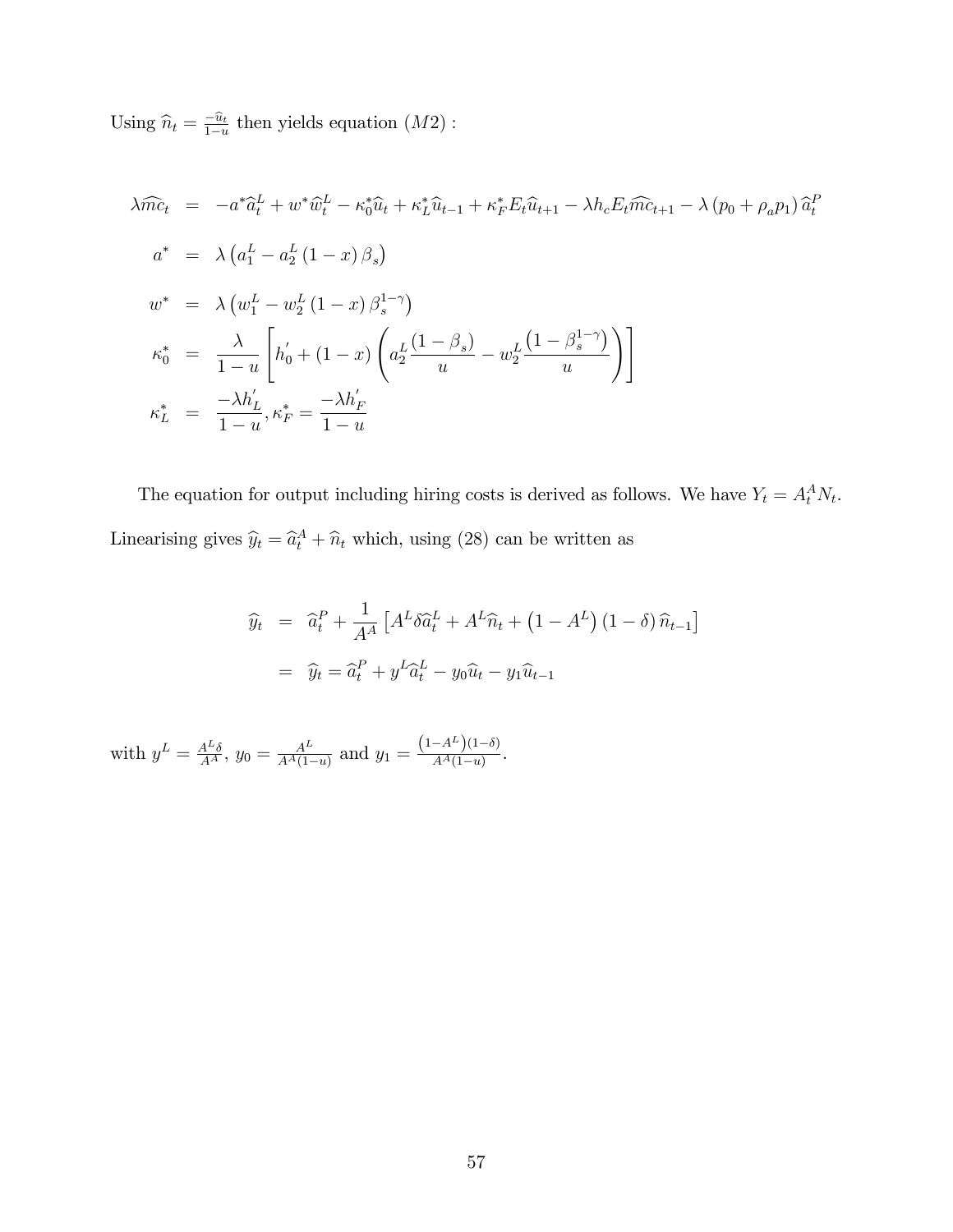Using $\widehat{n}_t = \frac{-\widehat{u}_t}{1-u}$ then yields equation $(M2)$ :

$$
\begin{aligned}
\lambda \widehat{mc}_t &= -a^* \widehat{a}_t^L + w^* \widehat{w}_t^L - \kappa_0^* \widehat{u}_t + \kappa_L^* \widehat{u}_{t-1} + \kappa_F^* E_t \widehat{u}_{t+1} - \lambda h_c E_t \widehat{mc}_{t+1} - \lambda \left( p_0 + \rho_a p_1 \right) \widehat{a}_t^P \\
a^* &= \lambda \left( a_1^L - a_2^L (1-x) \beta_s \right) \\
w^* &= \lambda \left( w_1^L - w_2^L (1-x) \beta_s^{1-\gamma} \right) \\
\kappa_0^* &= \frac{\lambda}{1-u} \left[ h_0' + (1-x) \left( a_2^L \frac{(1-\beta_s)}{u} - w_2^L \frac{\left(1-\beta_s^{1-\gamma}\right)}{u} \right) \right] \\
\kappa_L^* &= \frac{-\lambda h_L'}{1-u}, \kappa_F^* = \frac{-\lambda h_F'}{1-u}
\end{aligned}
$$

The equation for output including hiring costs is derived as follows. We have $Y_t = A_t^A N_t$. Linearising gives $\widehat{y}_t = \widehat{a}_t^A + \widehat{n}_t$ which, using (28) can be written as

$$
\begin{aligned}
\widehat{y}_t &= \widehat{a}_t^P + \frac{1}{A^A} \left[ A^L \delta \widehat{a}_t^L + A^L \widehat{n}_t + \left(1 - A^L\right)(1-\delta) \widehat{n}_{t-1} \right] \\
&= \widehat{y}_t = \widehat{a}_t^P + y^L \widehat{a}_t^L - y_0 \widehat{u}_t - y_1 \widehat{u}_{t-1}
\end{aligned}
$$

with $y^L = \frac{A^L \delta}{A^A}$, $y_0 = \frac{A^L}{A^A (1-u)}$ and $y_1 = \frac{\left(1-A^L\right)(1-\delta)}{A^A(1-u)}$.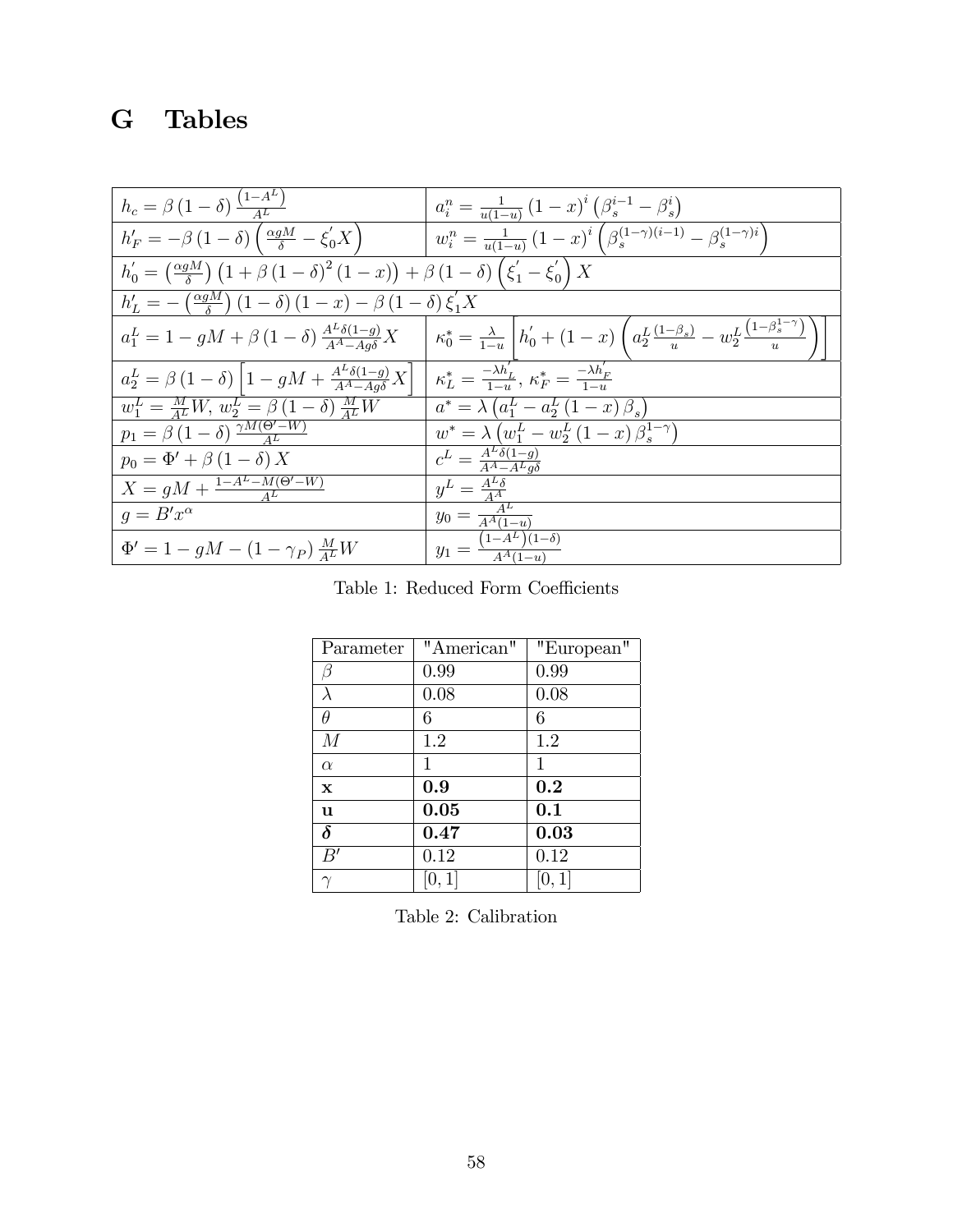# G Tables

| | |
|---|---|
| $h_c = \beta(1-\delta)\frac{(1-A^L)}{A^L}$ | $a_i^n = \frac{1}{u(1-u)}(1-x)^i\left(\beta_s^{i-1} - \beta_s^i\right)$ |
| $h_F' = -\beta(1-\delta)\left(\frac{\alpha g M}{\delta} - \xi_0' X\right)$ | $w_i^n = \frac{1}{u(1-u)}(1-x)^i\left(\beta_s^{(1-\gamma)(i-1)} - \beta_s^{(1-\gamma)i}\right)$ |
| $h_0' = \left(\frac{\alpha g M}{\delta}\right)\left(1 + \beta(1-\delta)^2(1-x)\right) + \beta(1-\delta)\left(\xi_1' - \xi_0'\right)X$ | |
| $h_L' = -\left(\frac{\alpha g M}{\delta}\right)(1-\delta)(1-x) - \beta(1-\delta)\xi_1' X$ | |
| $a_1^L = 1 - gM + \beta(1-\delta)\frac{A^L\delta(1-g)}{A^A - Ag\delta}X$ | $\kappa_0^* = \frac{\lambda}{1-u}\left[h_0' + (1-x)\left(a_2^L\frac{(1-\beta_s)}{u} - w_2^L\frac{\left(1-\beta_s^{1-\gamma}\right)}{u}\right)\right]$ |
| $a_2^L = \beta(1-\delta)\left[1 - gM + \frac{A^L\delta(1-g)}{A^A - Ag\delta}X\right]$ | $\kappa_L^* = \frac{-\lambda h_L'}{1-u}$, $\kappa_F^* = \frac{-\lambda h_F'}{1-u}$ |
| $w_1^L = \frac{M}{A^L}W$, $w_2^L = \beta(1-\delta)\frac{M}{A^L}W$ | $a^* = \lambda\left(a_1^L - a_2^L(1-x)\beta_s\right)$ |
| $p_1 = \beta(1-\delta)\frac{\gamma M(\Theta' - W)}{A^L}$ | $w^* = \lambda\left(w_1^L - w_2^L(1-x)\beta_s^{1-\gamma}\right)$ |
| $p_0 = \Phi' + \beta(1-\delta)X$ | $c^L = \frac{A^L\delta(1-g)}{A^A - A^L g\delta}$ |
| $X = gM + \frac{1 - A^L - M(\Theta' - W)}{A^L}$ | $y^L = \frac{A^L\delta}{A^A}$ |
| $g = B'x^\alpha$ | $y_0 = \frac{A^L}{A^A(1-u)}$ |
| $\Phi' = 1 - gM - (1-\gamma_P)\frac{M}{A^L}W$ | $y_1 = \frac{\left(1-A^L\right)(1-\delta)}{A^A(1-u)}$ |

Table 1: Reduced Form Coefficients

| Parameter | "American" | "European" |
|---|---|---|
| $\beta$ | 0.99 | 0.99 |
| $\lambda$ | 0.08 | 0.08 |
| $\theta$ | 6 | 6 |
| $M$ | 1.2 | 1.2 |
| $\alpha$ | 1 | 1 |
| **x** | **0.9** | **0.2** |
| **u** | **0.05** | **0.1** |
| $\boldsymbol{\delta}$ | **0.47** | **0.03** |
| $B'$ | 0.12 | 0.12 |
| $\gamma$ | $[0,1]$ | $[0,1]$ |

Table 2: Calibration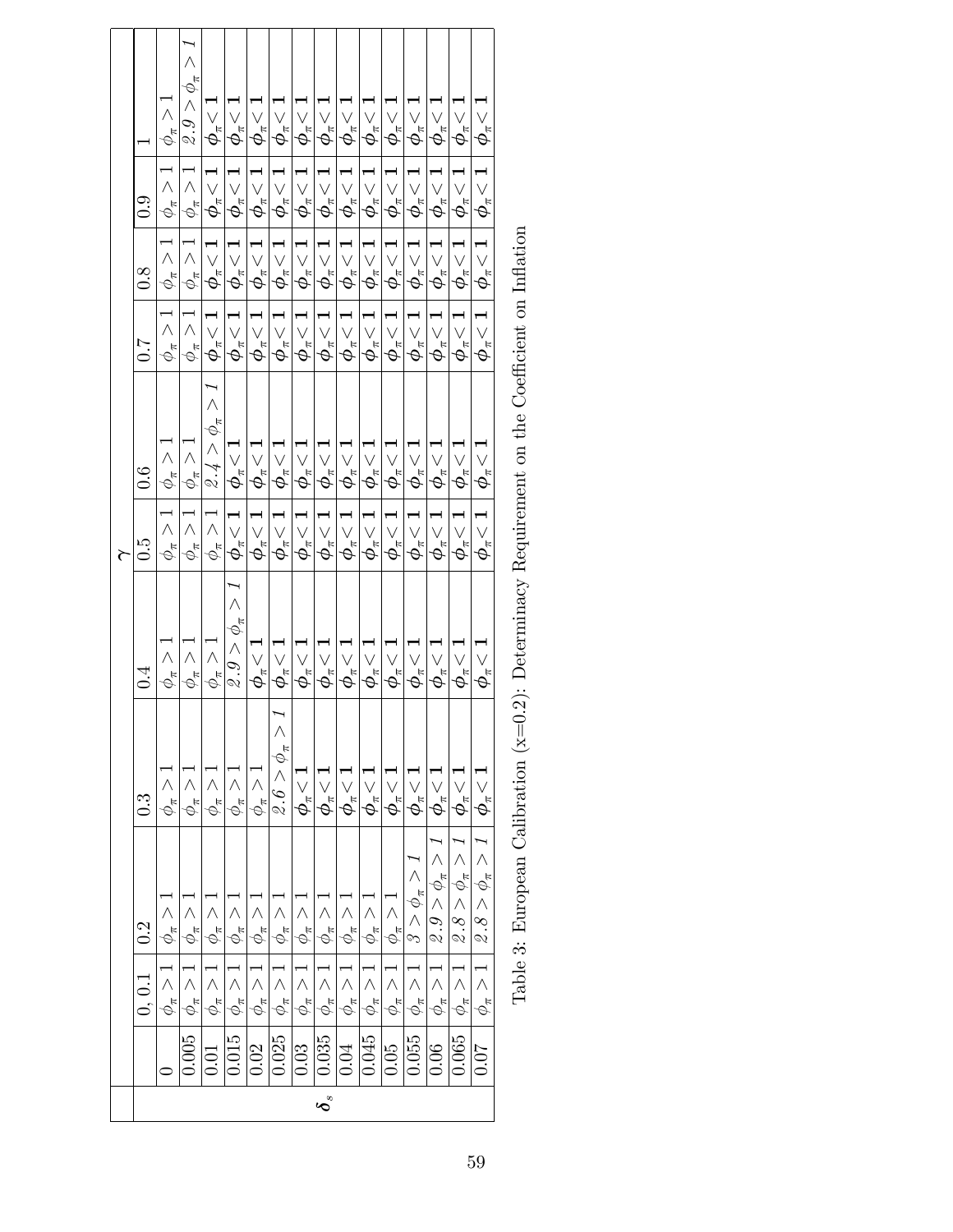| | | $\gamma$ | | | | | | | | | | |
|---|---|---|---|---|---|---|---|---|---|---|---|---|
| | | 0, 0.1 | 0.2 | 0.3 | 0.4 | 0.5 | 0.6 | 0.7 | 0.8 | 0.9 | 1 |
| $\delta_s$ | 0 | $\phi_\pi > 1$ | $\phi_\pi > 1$ | $\phi_\pi > 1$ | $\phi_\pi > 1$ | $\phi_\pi > 1$ | $\phi_\pi > 1$ | $\phi_\pi > 1$ | $\phi_\pi > 1$ | $\phi_\pi > 1$ | $\phi_\pi > 1$ |
| | 0.005 | $\phi_\pi > 1$ | $\phi_\pi > 1$ | $\phi_\pi > 1$ | $\phi_\pi > 1$ | $\phi_\pi > 1$ | $\phi_\pi > 1$ | $\phi_\pi > 1$ | $\phi_\pi > 1$ | $\phi_\pi > 1$ | $2.9 > \phi_\pi > 1$ |
| | 0.01 | $\phi_\pi > 1$ | $\phi_\pi > 1$ | $\phi_\pi > 1$ | $\phi_\pi > 1$ | $\phi_\pi > 1$ | $2.4 > \phi_\pi > 1$ | $\phi_\pi < 1$ | $\phi_\pi < 1$ | $\phi_\pi < 1$ | $\phi_\pi < 1$ |
| | 0.015 | $\phi_\pi > 1$ | $\phi_\pi > 1$ | $\phi_\pi > 1$ | $2.9 > \phi_\pi > 1$ | $\phi_\pi < 1$ | $\phi_\pi < 1$ | $\phi_\pi < 1$ | $\phi_\pi < 1$ | $\phi_\pi < 1$ | $\phi_\pi < 1$ |
| | 0.02 | $\phi_\pi > 1$ | $\phi_\pi > 1$ | $\phi_\pi > 1$ | $\phi_\pi < 1$ | $\phi_\pi < 1$ | $\phi_\pi < 1$ | $\phi_\pi < 1$ | $\phi_\pi < 1$ | $\phi_\pi < 1$ | $\phi_\pi < 1$ |
| | 0.025 | $\phi_\pi > 1$ | $\phi_\pi > 1$ | $2.6 > \phi_\pi > 1$ | $\phi_\pi < 1$ | $\phi_\pi < 1$ | $\phi_\pi < 1$ | $\phi_\pi < 1$ | $\phi_\pi < 1$ | $\phi_\pi < 1$ | $\phi_\pi < 1$ |
| | 0.03 | $\phi_\pi > 1$ | $\phi_\pi > 1$ | $\phi_\pi < 1$ | $\phi_\pi < 1$ | $\phi_\pi < 1$ | $\phi_\pi < 1$ | $\phi_\pi < 1$ | $\phi_\pi < 1$ | $\phi_\pi < 1$ | $\phi_\pi < 1$ |
| | 0.035 | $\phi_\pi > 1$ | $\phi_\pi > 1$ | $\phi_\pi < 1$ | $\phi_\pi < 1$ | $\phi_\pi < 1$ | $\phi_\pi < 1$ | $\phi_\pi < 1$ | $\phi_\pi < 1$ | $\phi_\pi < 1$ | $\phi_\pi < 1$ |
| | 0.04 | $\phi_\pi > 1$ | $\phi_\pi > 1$ | $\phi_\pi < 1$ | $\phi_\pi < 1$ | $\phi_\pi < 1$ | $\phi_\pi < 1$ | $\phi_\pi < 1$ | $\phi_\pi < 1$ | $\phi_\pi < 1$ | $\phi_\pi < 1$ |
| | 0.045 | $\phi_\pi > 1$ | $\phi_\pi > 1$ | $\phi_\pi < 1$ | $\phi_\pi < 1$ | $\phi_\pi < 1$ | $\phi_\pi < 1$ | $\phi_\pi < 1$ | $\phi_\pi < 1$ | $\phi_\pi < 1$ | $\phi_\pi < 1$ |
| | 0.05 | $\phi_\pi > 1$ | $\phi_\pi > 1$ | $\phi_\pi < 1$ | $\phi_\pi < 1$ | $\phi_\pi < 1$ | $\phi_\pi < 1$ | $\phi_\pi < 1$ | $\phi_\pi < 1$ | $\phi_\pi < 1$ | $\phi_\pi < 1$ |
| | 0.055 | $\phi_\pi > 1$ | $3 > \phi_\pi > 1$ | $\phi_\pi < 1$ | $\phi_\pi < 1$ | $\phi_\pi < 1$ | $\phi_\pi < 1$ | $\phi_\pi < 1$ | $\phi_\pi < 1$ | $\phi_\pi < 1$ | $\phi_\pi < 1$ |
| | 0.06 | $\phi_\pi > 1$ | $2.9 > \phi_\pi > 1$ | $\phi_\pi < 1$ | $\phi_\pi < 1$ | $\phi_\pi < 1$ | $\phi_\pi < 1$ | $\phi_\pi < 1$ | $\phi_\pi < 1$ | $\phi_\pi < 1$ | $\phi_\pi < 1$ |
| | 0.065 | $\phi_\pi > 1$ | $2.8 > \phi_\pi > 1$ | $\phi_\pi < 1$ | $\phi_\pi < 1$ | $\phi_\pi < 1$ | $\phi_\pi < 1$ | $\phi_\pi < 1$ | $\phi_\pi < 1$ | $\phi_\pi < 1$ | $\phi_\pi < 1$ |
| | 0.07 | $\phi_\pi > 1$ | $2.8 > \phi_\pi > 1$ | $\phi_\pi < 1$ | $\phi_\pi < 1$ | $\phi_\pi < 1$ | $\phi_\pi < 1$ | $\phi_\pi < 1$ | $\phi_\pi < 1$ | $\phi_\pi < 1$ | $\phi_\pi < 1$ |

Table 3: European Calibration (x=0.2): Determinacy Requirement on the Coefficient on Inflation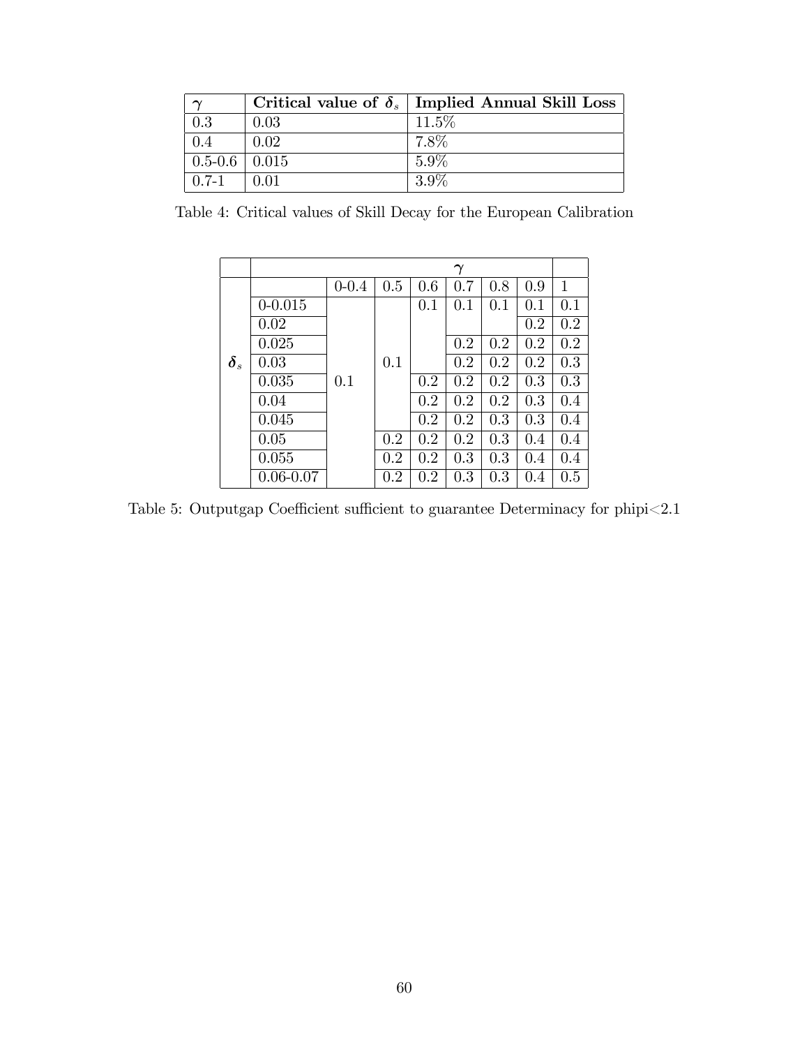| $\gamma$ | **Critical value of $\delta_s$** | **Implied Annual Skill Loss** |
|---|---|---|
| 0.3 | 0.03 | 11.5% |
| 0.4 | 0.02 | 7.8% |
| 0.5-0.6 | 0.015 | 5.9% |
| 0.7-1 | 0.01 | 3.9% |

Table 4: Critical values of Skill Decay for the European Calibration

| | | $\gamma$ | | | | | | |
|---|---|---|---|---|---|---|---|---|
| | | 0-0.4 | 0.5 | 0.6 | 0.7 | 0.8 | 0.9 | 1 |
| | 0-0.015 | | | 0.1 | 0.1 | 0.1 | 0.1 | 0.1 |
| | 0.02 | | | | | | 0.2 | 0.2 |
| | 0.025 | | | | 0.2 | 0.2 | 0.2 | 0.2 |
| $\delta_s$ | 0.03 | | 0.1 | | 0.2 | 0.2 | 0.2 | 0.3 |
| | 0.035 | 0.1 | | 0.2 | 0.2 | 0.2 | 0.3 | 0.3 |
| | 0.04 | | | 0.2 | 0.2 | 0.2 | 0.3 | 0.4 |
| | 0.045 | | | 0.2 | 0.2 | 0.3 | 0.3 | 0.4 |
| | 0.05 | | 0.2 | 0.2 | 0.2 | 0.3 | 0.4 | 0.4 |
| | 0.055 | | 0.2 | 0.2 | 0.3 | 0.3 | 0.4 | 0.4 |
| | 0.06-0.07 | | 0.2 | 0.2 | 0.3 | 0.3 | 0.4 | 0.5 |

Table 5: Outputgap Coefficient sufficient to guarantee Determinacy for phipi<2.1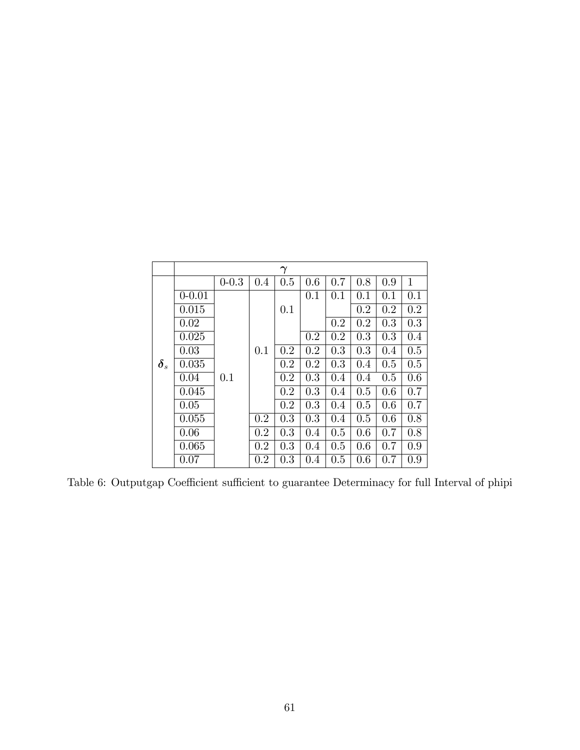| | $\gamma$ | | | | | | | | |
|---|---|---|---|---|---|---|---|---|---|
| | | 0-0.3 | 0.4 | 0.5 | 0.6 | 0.7 | 0.8 | 0.9 | 1 |
| $\delta_s$ | 0-0.01 | | | | 0.1 | 0.1 | 0.1 | 0.1 | 0.1 |
| | 0.015 | | | 0.1 | | | 0.2 | 0.2 | 0.2 |
| | 0.02 | | | | | 0.2 | 0.2 | 0.3 | 0.3 |
| | 0.025 | | | | 0.2 | 0.2 | 0.3 | 0.3 | 0.4 |
| | 0.03 | | 0.1 | 0.2 | 0.2 | 0.3 | 0.3 | 0.4 | 0.5 |
| | 0.035 | | | 0.2 | 0.2 | 0.3 | 0.4 | 0.5 | 0.5 |
| | 0.04 | 0.1 | | 0.2 | 0.3 | 0.4 | 0.4 | 0.5 | 0.6 |
| | 0.045 | | | 0.2 | 0.3 | 0.4 | 0.5 | 0.6 | 0.7 |
| | 0.05 | | | 0.2 | 0.3 | 0.4 | 0.5 | 0.6 | 0.7 |
| | 0.055 | | 0.2 | 0.3 | 0.3 | 0.4 | 0.5 | 0.6 | 0.8 |
| | 0.06 | | 0.2 | 0.3 | 0.4 | 0.5 | 0.6 | 0.7 | 0.8 |
| | 0.065 | | 0.2 | 0.3 | 0.4 | 0.5 | 0.6 | 0.7 | 0.9 |
| | 0.07 | | 0.2 | 0.3 | 0.4 | 0.5 | 0.6 | 0.7 | 0.9 |

Table 6: Outputgap Coefficient sufficient to guarantee Determinacy for full Interval of phipi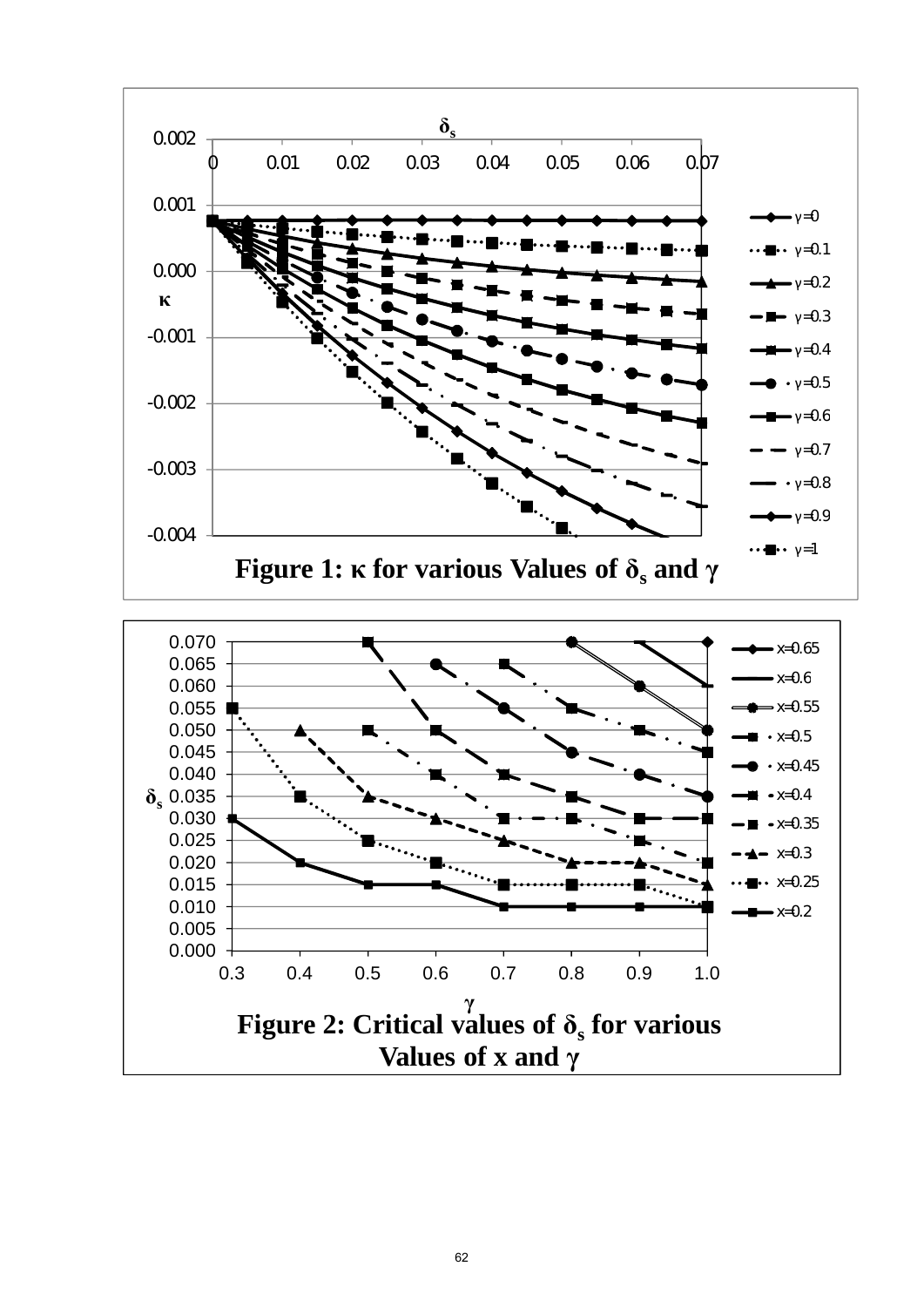Figure 1: κ for various Values of $\delta_s$ and $\gamma$

Figure 2: Critical values of $\delta_s$ for various Values of x and $\gamma$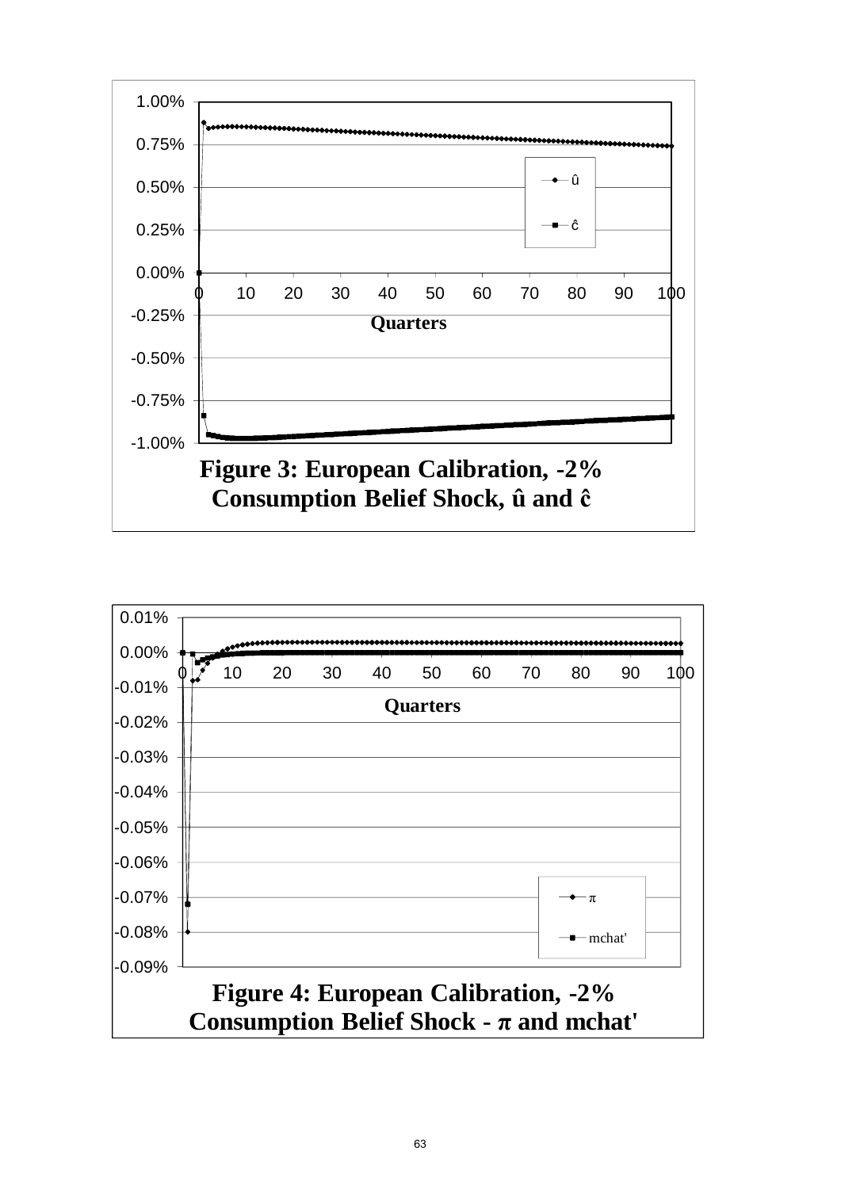**Figure 3: European Calibration, -2% Consumption Belief Shock, û and ĉ**

**Figure 4: European Calibration, -2% Consumption Belief Shock - π and mchat'**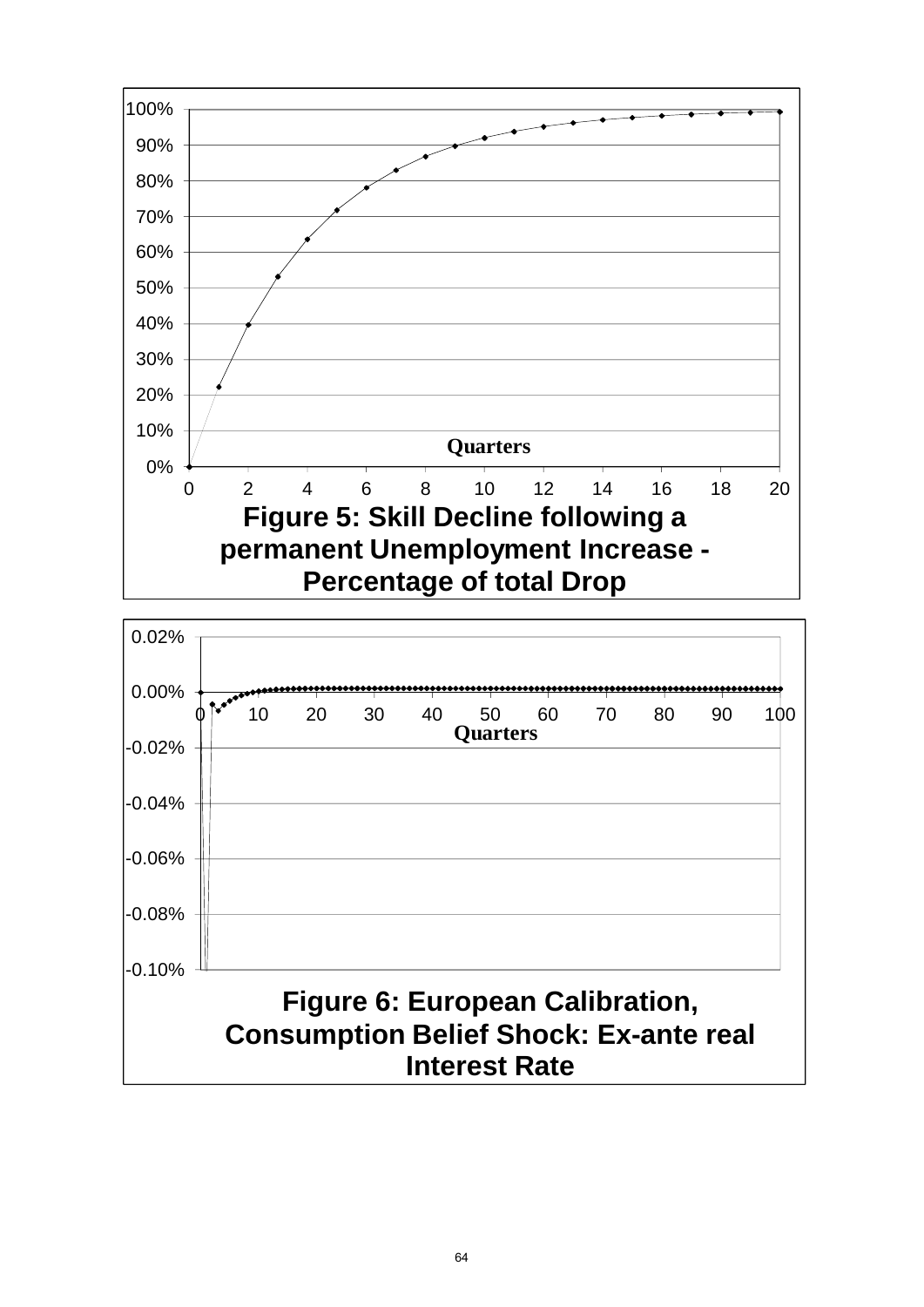**Figure 5: Skill Decline following a permanent Unemployment Increase - Percentage of total Drop**

**Figure 6: European Calibration, Consumption Belief Shock: Ex-ante real Interest Rate**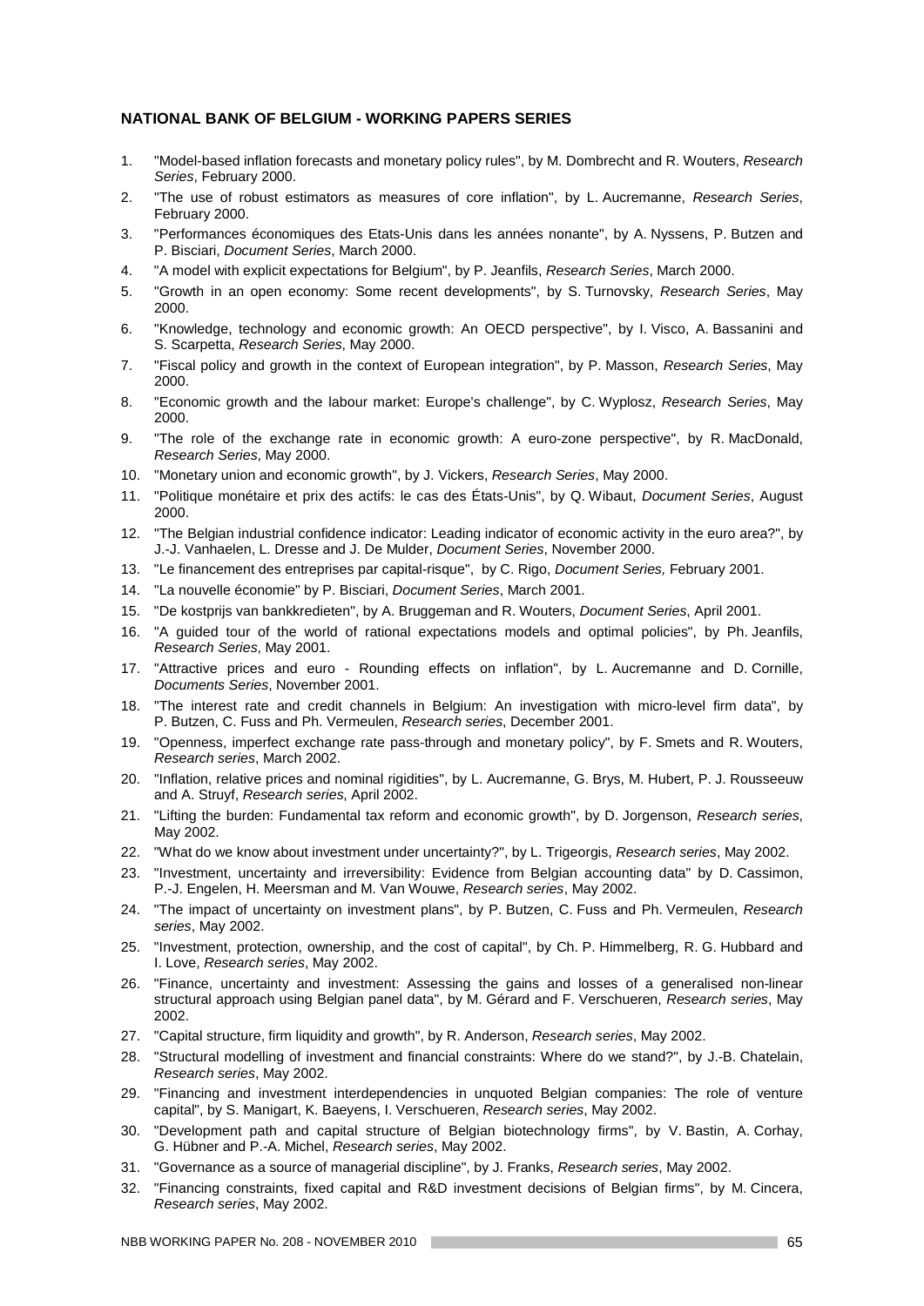## NATIONAL BANK OF BELGIUM - WORKING PAPERS SERIES

1. "Model-based inflation forecasts and monetary policy rules", by M. Dombrecht and R. Wouters, *Research Series*, February 2000.
2. "The use of robust estimators as measures of core inflation", by L. Aucremanne, *Research Series*, February 2000.
3. "Performances économiques des Etats-Unis dans les années nonante", by A. Nyssens, P. Butzen and P. Bisciari, *Document Series*, March 2000.
4. "A model with explicit expectations for Belgium", by P. Jeanfils, *Research Series*, March 2000.
5. "Growth in an open economy: Some recent developments", by S. Turnovsky, *Research Series*, May 2000.
6. "Knowledge, technology and economic growth: An OECD perspective", by I. Visco, A. Bassanini and S. Scarpetta, *Research Series*, May 2000.
7. "Fiscal policy and growth in the context of European integration", by P. Masson, *Research Series*, May 2000.
8. "Economic growth and the labour market: Europe's challenge", by C. Wyplosz, *Research Series*, May 2000.
9. "The role of the exchange rate in economic growth: A euro-zone perspective", by R. MacDonald, *Research Series*, May 2000.
10. "Monetary union and economic growth", by J. Vickers, *Research Series*, May 2000.
11. "Politique monétaire et prix des actifs: le cas des États-Unis", by Q. Wibaut, *Document Series*, August 2000.
12. "The Belgian industrial confidence indicator: Leading indicator of economic activity in the euro area?", by J.-J. Vanhaelen, L. Dresse and J. De Mulder, *Document Series*, November 2000.
13. "Le financement des entreprises par capital-risque", by C. Rigo, *Document Series,* February 2001.
14. "La nouvelle économie" by P. Bisciari, *Document Series*, March 2001.
15. "De kostprijs van bankkredieten", by A. Bruggeman and R. Wouters, *Document Series*, April 2001.
16. "A guided tour of the world of rational expectations models and optimal policies", by Ph. Jeanfils, *Research Series*, May 2001.
17. "Attractive prices and euro - Rounding effects on inflation", by L. Aucremanne and D. Cornille, *Documents Series*, November 2001.
18. "The interest rate and credit channels in Belgium: An investigation with micro-level firm data", by P. Butzen, C. Fuss and Ph. Vermeulen, *Research series*, December 2001.
19. "Openness, imperfect exchange rate pass-through and monetary policy", by F. Smets and R. Wouters, *Research series*, March 2002.
20. "Inflation, relative prices and nominal rigidities", by L. Aucremanne, G. Brys, M. Hubert, P. J. Rousseeuw and A. Struyf, *Research series*, April 2002.
21. "Lifting the burden: Fundamental tax reform and economic growth", by D. Jorgenson, *Research series*, May 2002.
22. "What do we know about investment under uncertainty?", by L. Trigeorgis, *Research series*, May 2002.
23. "Investment, uncertainty and irreversibility: Evidence from Belgian accounting data" by D. Cassimon, P.-J. Engelen, H. Meersman and M. Van Wouwe, *Research series*, May 2002.
24. "The impact of uncertainty on investment plans", by P. Butzen, C. Fuss and Ph. Vermeulen, *Research series*, May 2002.
25. "Investment, protection, ownership, and the cost of capital", by Ch. P. Himmelberg, R. G. Hubbard and I. Love, *Research series*, May 2002.
26. "Finance, uncertainty and investment: Assessing the gains and losses of a generalised non-linear structural approach using Belgian panel data", by M. Gérard and F. Verschueren, *Research series*, May 2002.
27. "Capital structure, firm liquidity and growth", by R. Anderson, *Research series*, May 2002.
28. "Structural modelling of investment and financial constraints: Where do we stand?", by J.-B. Chatelain, *Research series*, May 2002.
29. "Financing and investment interdependencies in unquoted Belgian companies: The role of venture capital", by S. Manigart, K. Baeyens, I. Verschueren, *Research series*, May 2002.
30. "Development path and capital structure of Belgian biotechnology firms", by V. Bastin, A. Corhay, G. Hübner and P.-A. Michel, *Research series*, May 2002.
31. "Governance as a source of managerial discipline", by J. Franks, *Research series*, May 2002.
32. "Financing constraints, fixed capital and R&D investment decisions of Belgian firms", by M. Cincera, *Research series*, May 2002.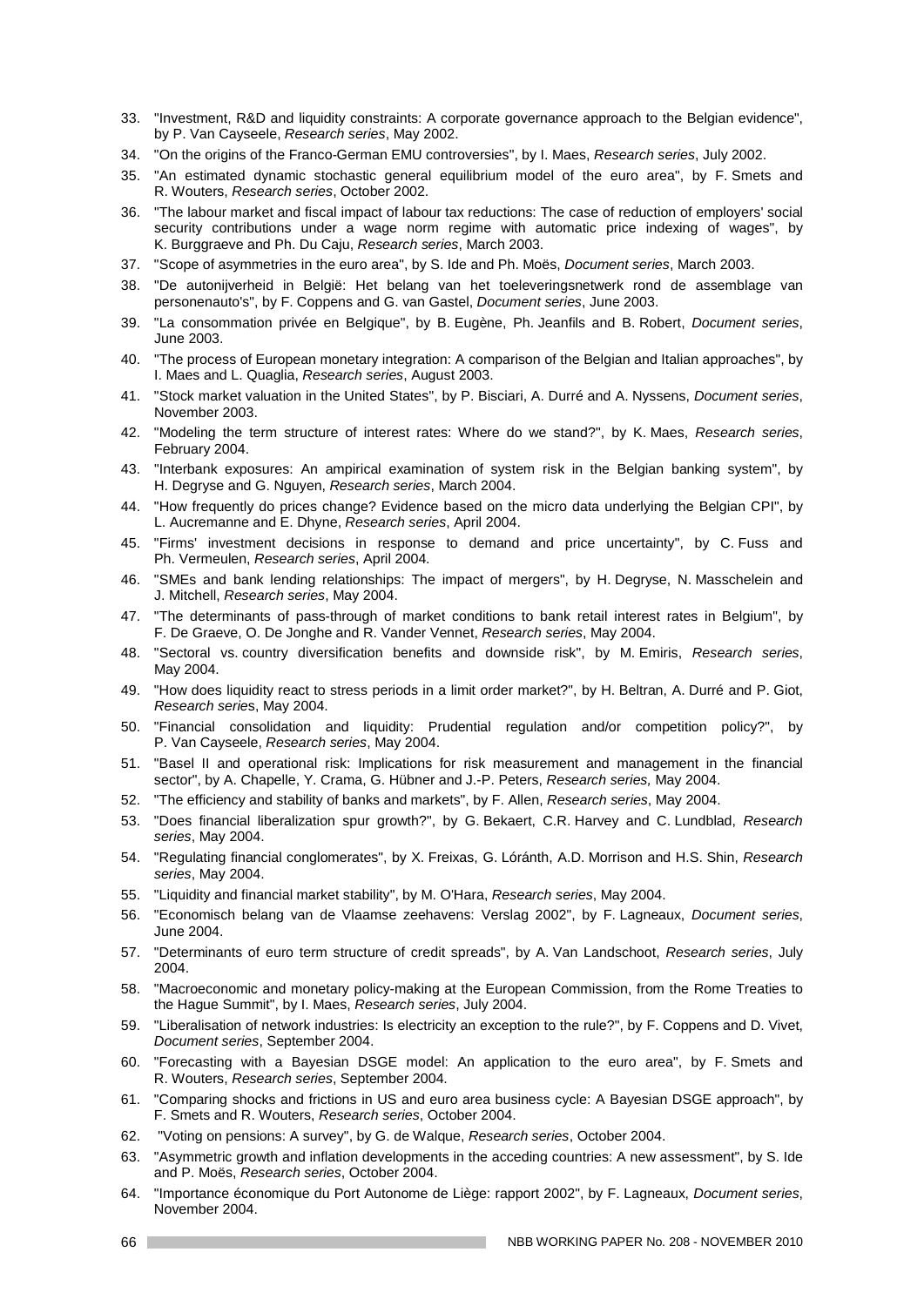33. "Investment, R&D and liquidity constraints: A corporate governance approach to the Belgian evidence", by P. Van Cayseele, *Research series*, May 2002.
34. "On the origins of the Franco-German EMU controversies", by I. Maes, *Research series*, July 2002.
35. "An estimated dynamic stochastic general equilibrium model of the euro area", by F. Smets and R. Wouters, *Research series*, October 2002.
36. "The labour market and fiscal impact of labour tax reductions: The case of reduction of employers' social security contributions under a wage norm regime with automatic price indexing of wages", by K. Burggraeve and Ph. Du Caju, *Research series*, March 2003.
37. "Scope of asymmetries in the euro area", by S. Ide and Ph. Moës, *Document series*, March 2003.
38. "De autonijverheid in België: Het belang van het toeleveringsnetwerk rond de assemblage van personenauto's", by F. Coppens and G. van Gastel, *Document series*, June 2003.
39. "La consommation privée en Belgique", by B. Eugène, Ph. Jeanfils and B. Robert, *Document series*, June 2003.
40. "The process of European monetary integration: A comparison of the Belgian and Italian approaches", by I. Maes and L. Quaglia, *Research series*, August 2003.
41. "Stock market valuation in the United States", by P. Bisciari, A. Durré and A. Nyssens, *Document series*, November 2003.
42. "Modeling the term structure of interest rates: Where do we stand?", by K. Maes, *Research series*, February 2004.
43. "Interbank exposures: An ampirical examination of system risk in the Belgian banking system", by H. Degryse and G. Nguyen, *Research series*, March 2004.
44. "How frequently do prices change? Evidence based on the micro data underlying the Belgian CPI", by L. Aucremanne and E. Dhyne, *Research series*, April 2004.
45. "Firms' investment decisions in response to demand and price uncertainty", by C. Fuss and Ph. Vermeulen, *Research series*, April 2004.
46. "SMEs and bank lending relationships: The impact of mergers", by H. Degryse, N. Masschelein and J. Mitchell, *Research series*, May 2004.
47. "The determinants of pass-through of market conditions to bank retail interest rates in Belgium", by F. De Graeve, O. De Jonghe and R. Vander Vennet, *Research series*, May 2004.
48. "Sectoral vs. country diversification benefits and downside risk", by M. Emiris, *Research series*, May 2004.
49. "How does liquidity react to stress periods in a limit order market?", by H. Beltran, A. Durré and P. Giot, *Research series*, May 2004.
50. "Financial consolidation and liquidity: Prudential regulation and/or competition policy?", by P. Van Cayseele, *Research series*, May 2004.
51. "Basel II and operational risk: Implications for risk measurement and management in the financial sector", by A. Chapelle, Y. Crama, G. Hübner and J.-P. Peters, *Research series,* May 2004.
52. "The efficiency and stability of banks and markets", by F. Allen, *Research series*, May 2004.
53. "Does financial liberalization spur growth?", by G. Bekaert, C.R. Harvey and C. Lundblad, *Research series*, May 2004.
54. "Regulating financial conglomerates", by X. Freixas, G. Lóránth, A.D. Morrison and H.S. Shin, *Research series*, May 2004.
55. "Liquidity and financial market stability", by M. O'Hara, *Research series*, May 2004.
56. "Economisch belang van de Vlaamse zeehavens: Verslag 2002", by F. Lagneaux, *Document series*, June 2004.
57. "Determinants of euro term structure of credit spreads", by A. Van Landschoot, *Research series*, July 2004.
58. "Macroeconomic and monetary policy-making at the European Commission, from the Rome Treaties to the Hague Summit", by I. Maes, *Research series*, July 2004.
59. "Liberalisation of network industries: Is electricity an exception to the rule?", by F. Coppens and D. Vivet, *Document series*, September 2004.
60. "Forecasting with a Bayesian DSGE model: An application to the euro area", by F. Smets and R. Wouters, *Research series*, September 2004.
61. "Comparing shocks and frictions in US and euro area business cycle: A Bayesian DSGE approach", by F. Smets and R. Wouters, *Research series*, October 2004.
62. "Voting on pensions: A survey", by G. de Walque, *Research series*, October 2004.
63. "Asymmetric growth and inflation developments in the acceding countries: A new assessment", by S. Ide and P. Moës, *Research series*, October 2004.
64. "Importance économique du Port Autonome de Liège: rapport 2002", by F. Lagneaux, *Document series*, November 2004.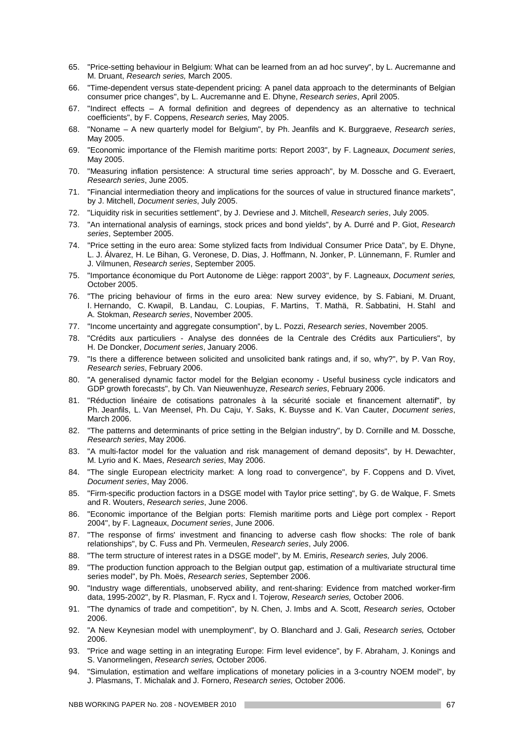65. "Price-setting behaviour in Belgium: What can be learned from an ad hoc survey", by L. Aucremanne and M. Druant, *Research series,* March 2005.
66. "Time-dependent versus state-dependent pricing: A panel data approach to the determinants of Belgian consumer price changes", by L. Aucremanne and E. Dhyne, *Research series*, April 2005.
67. "Indirect effects – A formal definition and degrees of dependency as an alternative to technical coefficients", by F. Coppens, *Research series,* May 2005.
68. "Noname – A new quarterly model for Belgium", by Ph. Jeanfils and K. Burggraeve, *Research series*, May 2005.
69. "Economic importance of the Flemish maritime ports: Report 2003", by F. Lagneaux, *Document series*, May 2005.
70. "Measuring inflation persistence: A structural time series approach", by M. Dossche and G. Everaert, *Research series*, June 2005.
71. "Financial intermediation theory and implications for the sources of value in structured finance markets", by J. Mitchell, *Document series*, July 2005.
72. "Liquidity risk in securities settlement", by J. Devriese and J. Mitchell, *Research series*, July 2005.
73. "An international analysis of earnings, stock prices and bond yields", by A. Durré and P. Giot, *Research series*, September 2005.
74. "Price setting in the euro area: Some stylized facts from Individual Consumer Price Data", by E. Dhyne, L. J. Álvarez, H. Le Bihan, G. Veronese, D. Dias, J. Hoffmann, N. Jonker, P. Lünnemann, F. Rumler and J. Vilmunen, *Research series*, September 2005.
75. "Importance économique du Port Autonome de Liège: rapport 2003", by F. Lagneaux, *Document series,* October 2005.
76. "The pricing behaviour of firms in the euro area: New survey evidence, by S. Fabiani, M. Druant, I. Hernando, C. Kwapil, B. Landau, C. Loupias, F. Martins, T. Mathä, R. Sabbatini, H. Stahl and A. Stokman, *Research series*, November 2005.
77. "Income uncertainty and aggregate consumption", by L. Pozzi, *Research series*, November 2005.
78. "Crédits aux particuliers - Analyse des données de la Centrale des Crédits aux Particuliers", by H. De Doncker, *Document series*, January 2006.
79. "Is there a difference between solicited and unsolicited bank ratings and, if so, why?", by P. Van Roy, *Research series*, February 2006.
80. "A generalised dynamic factor model for the Belgian economy - Useful business cycle indicators and GDP growth forecasts", by Ch. Van Nieuwenhuyze, *Research series*, February 2006.
81. "Réduction linéaire de cotisations patronales à la sécurité sociale et financement alternatif", by Ph. Jeanfils, L. Van Meensel, Ph. Du Caju, Y. Saks, K. Buysse and K. Van Cauter, *Document series*, March 2006.
82. "The patterns and determinants of price setting in the Belgian industry", by D. Cornille and M. Dossche, *Research series*, May 2006.
83. "A multi-factor model for the valuation and risk management of demand deposits", by H. Dewachter, M. Lyrio and K. Maes, *Research series*, May 2006.
84. "The single European electricity market: A long road to convergence", by F. Coppens and D. Vivet, *Document series*, May 2006.
85. "Firm-specific production factors in a DSGE model with Taylor price setting", by G. de Walque, F. Smets and R. Wouters, *Research series*, June 2006.
86. "Economic importance of the Belgian ports: Flemish maritime ports and Liège port complex - Report 2004", by F. Lagneaux, *Document series*, June 2006.
87. "The response of firms' investment and financing to adverse cash flow shocks: The role of bank relationships", by C. Fuss and Ph. Vermeulen, *Research series*, July 2006.
88. "The term structure of interest rates in a DSGE model", by M. Emiris, *Research series,* July 2006.
89. "The production function approach to the Belgian output gap, estimation of a multivariate structural time series model", by Ph. Moës, *Research series*, September 2006.
90. "Industry wage differentials, unobserved ability, and rent-sharing: Evidence from matched worker-firm data, 1995-2002", by R. Plasman, F. Rycx and I. Tojerow, *Research series,* October 2006.
91. "The dynamics of trade and competition", by N. Chen, J. Imbs and A. Scott, *Research series,* October 2006.
92. "A New Keynesian model with unemployment", by O. Blanchard and J. Gali, *Research series,* October 2006.
93. "Price and wage setting in an integrating Europe: Firm level evidence", by F. Abraham, J. Konings and S. Vanormelingen, *Research series,* October 2006.
94. "Simulation, estimation and welfare implications of monetary policies in a 3-country NOEM model", by J. Plasmans, T. Michalak and J. Fornero, *Research series,* October 2006.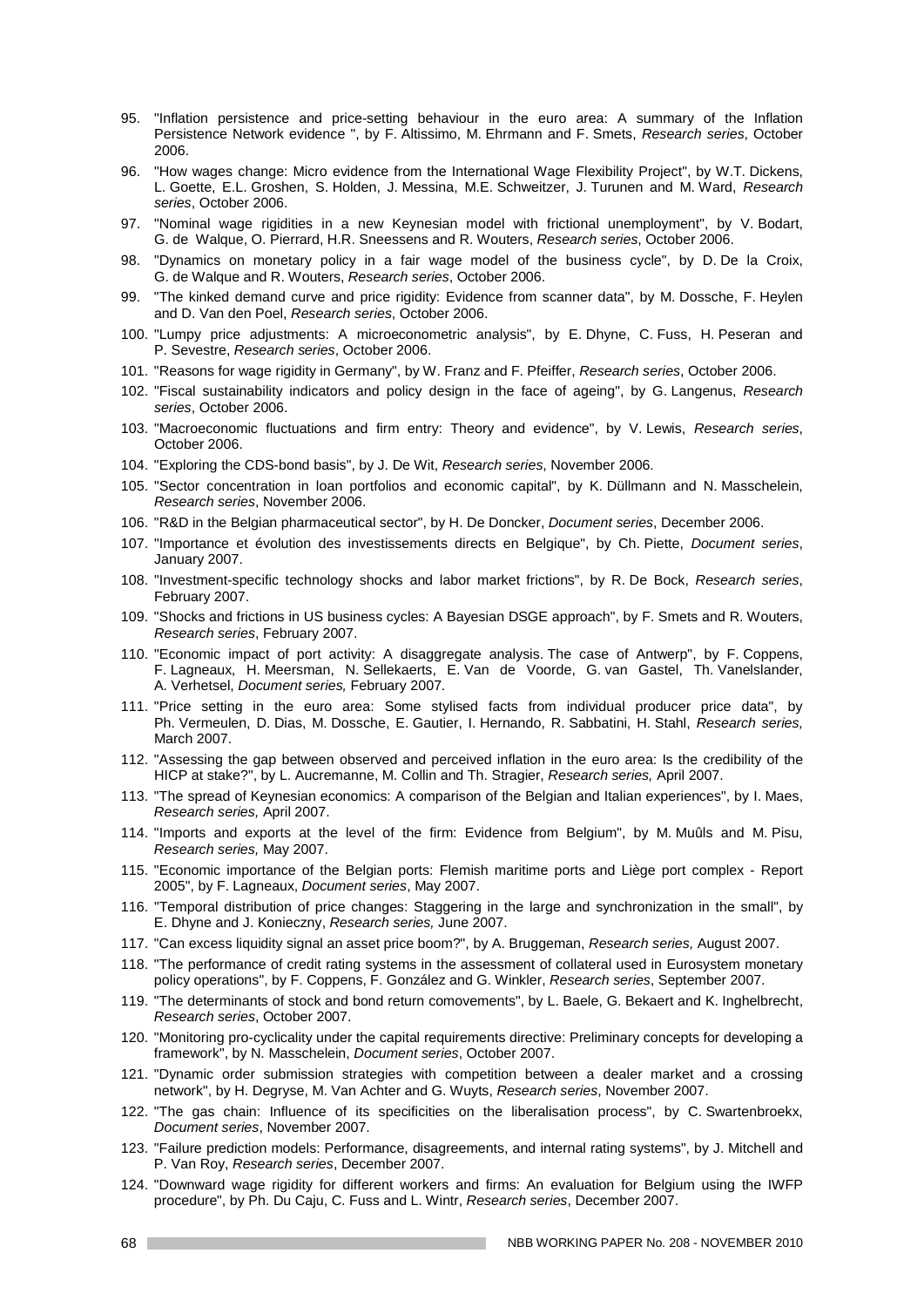95. "Inflation persistence and price-setting behaviour in the euro area: A summary of the Inflation Persistence Network evidence ", by F. Altissimo, M. Ehrmann and F. Smets, *Research series*, October 2006.
96. "How wages change: Micro evidence from the International Wage Flexibility Project", by W.T. Dickens, L. Goette, E.L. Groshen, S. Holden, J. Messina, M.E. Schweitzer, J. Turunen and M. Ward, *Research series*, October 2006.
97. "Nominal wage rigidities in a new Keynesian model with frictional unemployment", by V. Bodart, G. de Walque, O. Pierrard, H.R. Sneessens and R. Wouters, *Research series*, October 2006.
98. "Dynamics on monetary policy in a fair wage model of the business cycle", by D. De la Croix, G. de Walque and R. Wouters, *Research series*, October 2006.
99. "The kinked demand curve and price rigidity: Evidence from scanner data", by M. Dossche, F. Heylen and D. Van den Poel, *Research series*, October 2006.
100. "Lumpy price adjustments: A microeconometric analysis", by E. Dhyne, C. Fuss, H. Peseran and P. Sevestre, *Research series*, October 2006.
101. "Reasons for wage rigidity in Germany", by W. Franz and F. Pfeiffer, *Research series*, October 2006.
102. "Fiscal sustainability indicators and policy design in the face of ageing", by G. Langenus, *Research series*, October 2006.
103. "Macroeconomic fluctuations and firm entry: Theory and evidence", by V. Lewis, *Research series*, October 2006.
104. "Exploring the CDS-bond basis", by J. De Wit, *Research series*, November 2006.
105. "Sector concentration in loan portfolios and economic capital", by K. Düllmann and N. Masschelein, *Research series*, November 2006.
106. "R&D in the Belgian pharmaceutical sector", by H. De Doncker, *Document series*, December 2006.
107. "Importance et évolution des investissements directs en Belgique", by Ch. Piette, *Document series*, January 2007.
108. "Investment-specific technology shocks and labor market frictions", by R. De Bock, *Research series*, February 2007.
109. "Shocks and frictions in US business cycles: A Bayesian DSGE approach", by F. Smets and R. Wouters, *Research series*, February 2007.
110. "Economic impact of port activity: A disaggregate analysis. The case of Antwerp", by F. Coppens, F. Lagneaux, H. Meersman, N. Sellekaerts, E. Van de Voorde, G. van Gastel, Th. Vanelslander, A. Verhetsel, *Document series,* February 2007.
111. "Price setting in the euro area: Some stylised facts from individual producer price data", by Ph. Vermeulen, D. Dias, M. Dossche, E. Gautier, I. Hernando, R. Sabbatini, H. Stahl, *Research series,* March 2007.
112. "Assessing the gap between observed and perceived inflation in the euro area: Is the credibility of the HICP at stake?", by L. Aucremanne, M. Collin and Th. Stragier, *Research series,* April 2007.
113. "The spread of Keynesian economics: A comparison of the Belgian and Italian experiences", by I. Maes, *Research series,* April 2007.
114. "Imports and exports at the level of the firm: Evidence from Belgium", by M. Muûls and M. Pisu, *Research series,* May 2007.
115. "Economic importance of the Belgian ports: Flemish maritime ports and Liège port complex - Report 2005", by F. Lagneaux, *Document series*, May 2007.
116. "Temporal distribution of price changes: Staggering in the large and synchronization in the small", by E. Dhyne and J. Konieczny, *Research series,* June 2007.
117. "Can excess liquidity signal an asset price boom?", by A. Bruggeman, *Research series,* August 2007.
118. "The performance of credit rating systems in the assessment of collateral used in Eurosystem monetary policy operations", by F. Coppens, F. González and G. Winkler, *Research series*, September 2007.
119. "The determinants of stock and bond return comovements", by L. Baele, G. Bekaert and K. Inghelbrecht, *Research series*, October 2007.
120. "Monitoring pro-cyclicality under the capital requirements directive: Preliminary concepts for developing a framework", by N. Masschelein, *Document series*, October 2007.
121. "Dynamic order submission strategies with competition between a dealer market and a crossing network", by H. Degryse, M. Van Achter and G. Wuyts, *Research series*, November 2007.
122. "The gas chain: Influence of its specificities on the liberalisation process", by C. Swartenbroekx, *Document series*, November 2007.
123. "Failure prediction models: Performance, disagreements, and internal rating systems", by J. Mitchell and P. Van Roy, *Research series*, December 2007.
124. "Downward wage rigidity for different workers and firms: An evaluation for Belgium using the IWFP procedure", by Ph. Du Caju, C. Fuss and L. Wintr, *Research series*, December 2007.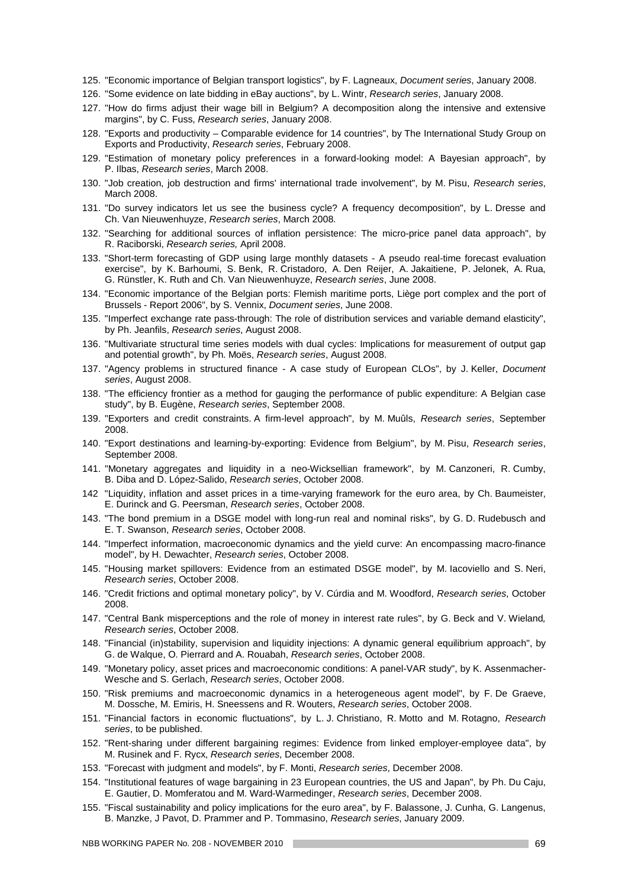125. "Economic importance of Belgian transport logistics", by F. Lagneaux, *Document series*, January 2008.
126. "Some evidence on late bidding in eBay auctions", by L. Wintr, *Research series*, January 2008.
127. "How do firms adjust their wage bill in Belgium? A decomposition along the intensive and extensive margins", by C. Fuss, *Research series*, January 2008.
128. "Exports and productivity – Comparable evidence for 14 countries", by The International Study Group on Exports and Productivity, *Research series*, February 2008.
129. "Estimation of monetary policy preferences in a forward-looking model: A Bayesian approach", by P. Ilbas, *Research series*, March 2008.
130. "Job creation, job destruction and firms' international trade involvement", by M. Pisu, *Research series*, March 2008.
131. "Do survey indicators let us see the business cycle? A frequency decomposition", by L. Dresse and Ch. Van Nieuwenhuyze, *Research series*, March 2008.
132. "Searching for additional sources of inflation persistence: The micro-price panel data approach", by R. Raciborski, *Research series,* April 2008.
133. "Short-term forecasting of GDP using large monthly datasets - A pseudo real-time forecast evaluation exercise", by K. Barhoumi, S. Benk, R. Cristadoro, A. Den Reijer, A. Jakaitiene, P. Jelonek, A. Rua, G. Rünstler, K. Ruth and Ch. Van Nieuwenhuyze, *Research series*, June 2008.
134. "Economic importance of the Belgian ports: Flemish maritime ports, Liège port complex and the port of Brussels - Report 2006", by S. Vennix, *Document series*, June 2008.
135. "Imperfect exchange rate pass-through: The role of distribution services and variable demand elasticity", by Ph. Jeanfils, *Research series*, August 2008.
136. "Multivariate structural time series models with dual cycles: Implications for measurement of output gap and potential growth", by Ph. Moës, *Research series*, August 2008.
137. "Agency problems in structured finance - A case study of European CLOs", by J. Keller, *Document series*, August 2008.
138. "The efficiency frontier as a method for gauging the performance of public expenditure: A Belgian case study", by B. Eugène, *Research series*, September 2008.
139. "Exporters and credit constraints. A firm-level approach", by M. Muûls, *Research series*, September 2008.
140. "Export destinations and learning-by-exporting: Evidence from Belgium", by M. Pisu, *Research series*, September 2008.
141. "Monetary aggregates and liquidity in a neo-Wicksellian framework", by M. Canzoneri, R. Cumby, B. Diba and D. López-Salido, *Research series*, October 2008.
142 "Liquidity, inflation and asset prices in a time-varying framework for the euro area, by Ch. Baumeister, E. Durinck and G. Peersman, *Research series*, October 2008.
143. "The bond premium in a DSGE model with long-run real and nominal risks", by G. D. Rudebusch and E. T. Swanson, *Research series*, October 2008.
144. "Imperfect information, macroeconomic dynamics and the yield curve: An encompassing macro-finance model", by H. Dewachter, *Research series*, October 2008.
145. "Housing market spillovers: Evidence from an estimated DSGE model", by M. Iacoviello and S. Neri, *Research series*, October 2008.
146. "Credit frictions and optimal monetary policy", by V. Cúrdia and M. Woodford, *Research series*, October 2008.
147. "Central Bank misperceptions and the role of money in interest rate rules", by G. Beck and V. Wieland*, Research series*, October 2008.
148. "Financial (in)stability, supervision and liquidity injections: A dynamic general equilibrium approach", by G. de Walque, O. Pierrard and A. Rouabah, *Research series*, October 2008.
149. "Monetary policy, asset prices and macroeconomic conditions: A panel-VAR study", by K. Assenmacher-Wesche and S. Gerlach, *Research series*, October 2008.
150. "Risk premiums and macroeconomic dynamics in a heterogeneous agent model", by F. De Graeve, M. Dossche, M. Emiris, H. Sneessens and R. Wouters, *Research series*, October 2008.
151. "Financial factors in economic fluctuations", by L. J. Christiano, R. Motto and M. Rotagno, *Research series*, to be published.
152. "Rent-sharing under different bargaining regimes: Evidence from linked employer-employee data", by M. Rusinek and F. Rycx, *Research series*, December 2008.
153. "Forecast with judgment and models", by F. Monti, *Research series*, December 2008.
154. "Institutional features of wage bargaining in 23 European countries, the US and Japan", by Ph. Du Caju, E. Gautier, D. Momferatou and M. Ward-Warmedinger, *Research series*, December 2008.
155. "Fiscal sustainability and policy implications for the euro area", by F. Balassone, J. Cunha, G. Langenus, B. Manzke, J Pavot, D. Prammer and P. Tommasino, *Research series*, January 2009.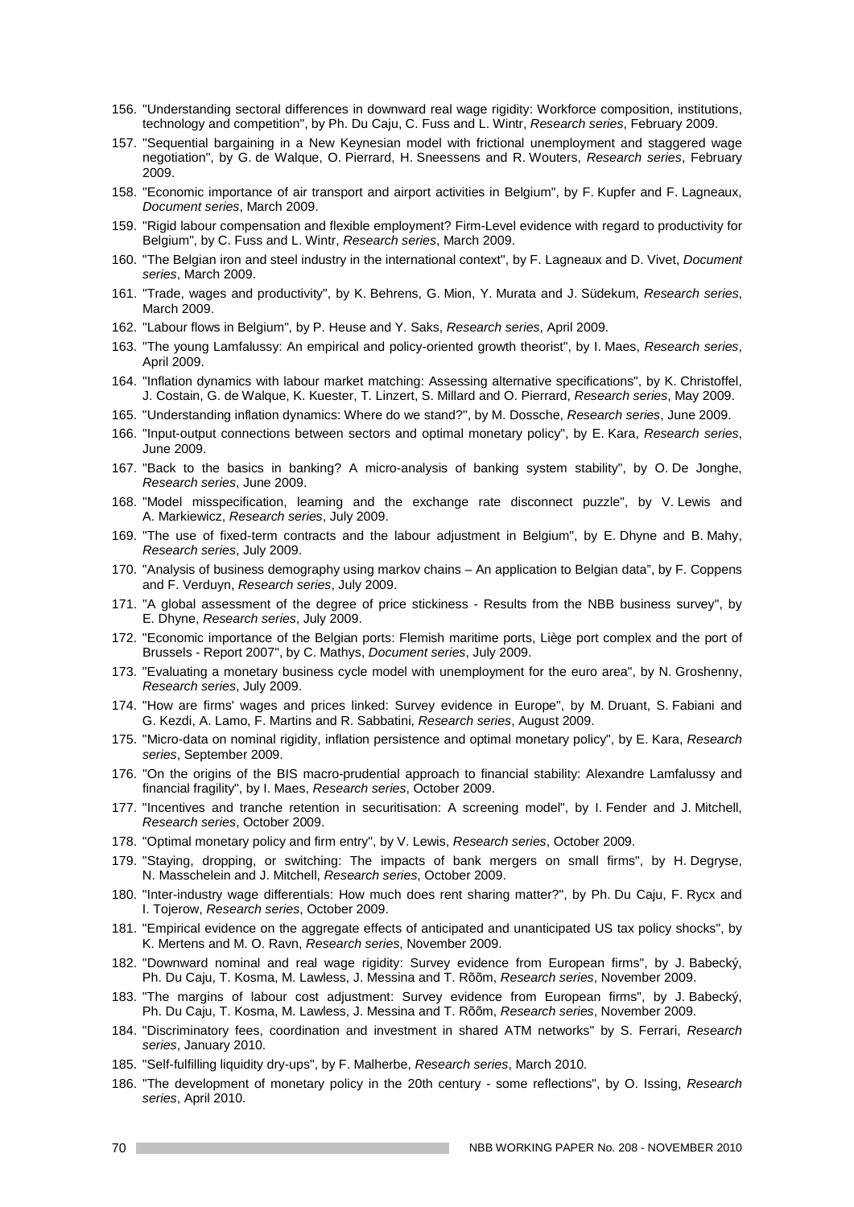156. "Understanding sectoral differences in downward real wage rigidity: Workforce composition, institutions, technology and competition", by Ph. Du Caju, C. Fuss and L. Wintr, *Research series*, February 2009.
157. "Sequential bargaining in a New Keynesian model with frictional unemployment and staggered wage negotiation", by G. de Walque, O. Pierrard, H. Sneessens and R. Wouters, *Research series*, February 2009.
158. "Economic importance of air transport and airport activities in Belgium", by F. Kupfer and F. Lagneaux, *Document series*, March 2009.
159. "Rigid labour compensation and flexible employment? Firm-Level evidence with regard to productivity for Belgium", by C. Fuss and L. Wintr, *Research series*, March 2009.
160. "The Belgian iron and steel industry in the international context", by F. Lagneaux and D. Vivet, *Document series*, March 2009.
161. "Trade, wages and productivity", by K. Behrens, G. Mion, Y. Murata and J. Südekum, *Research series*, March 2009.
162. "Labour flows in Belgium", by P. Heuse and Y. Saks, *Research series*, April 2009.
163. "The young Lamfalussy: An empirical and policy-oriented growth theorist", by I. Maes, *Research series*, April 2009.
164. "Inflation dynamics with labour market matching: Assessing alternative specifications", by K. Christoffel, J. Costain, G. de Walque, K. Kuester, T. Linzert, S. Millard and O. Pierrard, *Research series*, May 2009.
165. "Understanding inflation dynamics: Where do we stand?", by M. Dossche, *Research series*, June 2009.
166. "Input-output connections between sectors and optimal monetary policy", by E. Kara, *Research series*, June 2009.
167. "Back to the basics in banking? A micro-analysis of banking system stability", by O. De Jonghe, *Research series*, June 2009.
168. "Model misspecification, learning and the exchange rate disconnect puzzle", by V. Lewis and A. Markiewicz, *Research series*, July 2009.
169. "The use of fixed-term contracts and the labour adjustment in Belgium", by E. Dhyne and B. Mahy, *Research series*, July 2009.
170. "Analysis of business demography using markov chains – An application to Belgian data", by F. Coppens and F. Verduyn, *Research series*, July 2009.
171. "A global assessment of the degree of price stickiness - Results from the NBB business survey", by E. Dhyne, *Research series*, July 2009.
172. "Economic importance of the Belgian ports: Flemish maritime ports, Liège port complex and the port of Brussels - Report 2007", by C. Mathys, *Document series*, July 2009.
173. "Evaluating a monetary business cycle model with unemployment for the euro area", by N. Groshenny, *Research series*, July 2009.
174. "How are firms' wages and prices linked: Survey evidence in Europe", by M. Druant, S. Fabiani and G. Kezdi, A. Lamo, F. Martins and R. Sabbatini, *Research series*, August 2009.
175. "Micro-data on nominal rigidity, inflation persistence and optimal monetary policy", by E. Kara, *Research series*, September 2009.
176. "On the origins of the BIS macro-prudential approach to financial stability: Alexandre Lamfalussy and financial fragility", by I. Maes, *Research series*, October 2009.
177. "Incentives and tranche retention in securitisation: A screening model", by I. Fender and J. Mitchell, *Research series*, October 2009.
178. "Optimal monetary policy and firm entry", by V. Lewis, *Research series*, October 2009.
179. "Staying, dropping, or switching: The impacts of bank mergers on small firms", by H. Degryse, N. Masschelein and J. Mitchell, *Research series*, October 2009.
180. "Inter-industry wage differentials: How much does rent sharing matter?", by Ph. Du Caju, F. Rycx and I. Tojerow, *Research series*, October 2009.
181. "Empirical evidence on the aggregate effects of anticipated and unanticipated US tax policy shocks", by K. Mertens and M. O. Ravn, *Research series*, November 2009.
182. "Downward nominal and real wage rigidity: Survey evidence from European firms", by J. Babecký, Ph. Du Caju, T. Kosma, M. Lawless, J. Messina and T. Rõõm, *Research series*, November 2009.
183. "The margins of labour cost adjustment: Survey evidence from European firms", by J. Babecký, Ph. Du Caju, T. Kosma, M. Lawless, J. Messina and T. Rõõm, *Research series*, November 2009.
184. "Discriminatory fees, coordination and investment in shared ATM networks" by S. Ferrari, *Research series*, January 2010.
185. "Self-fulfilling liquidity dry-ups", by F. Malherbe, *Research series*, March 2010.
186. "The development of monetary policy in the 20th century - some reflections", by O. Issing, *Research series*, April 2010.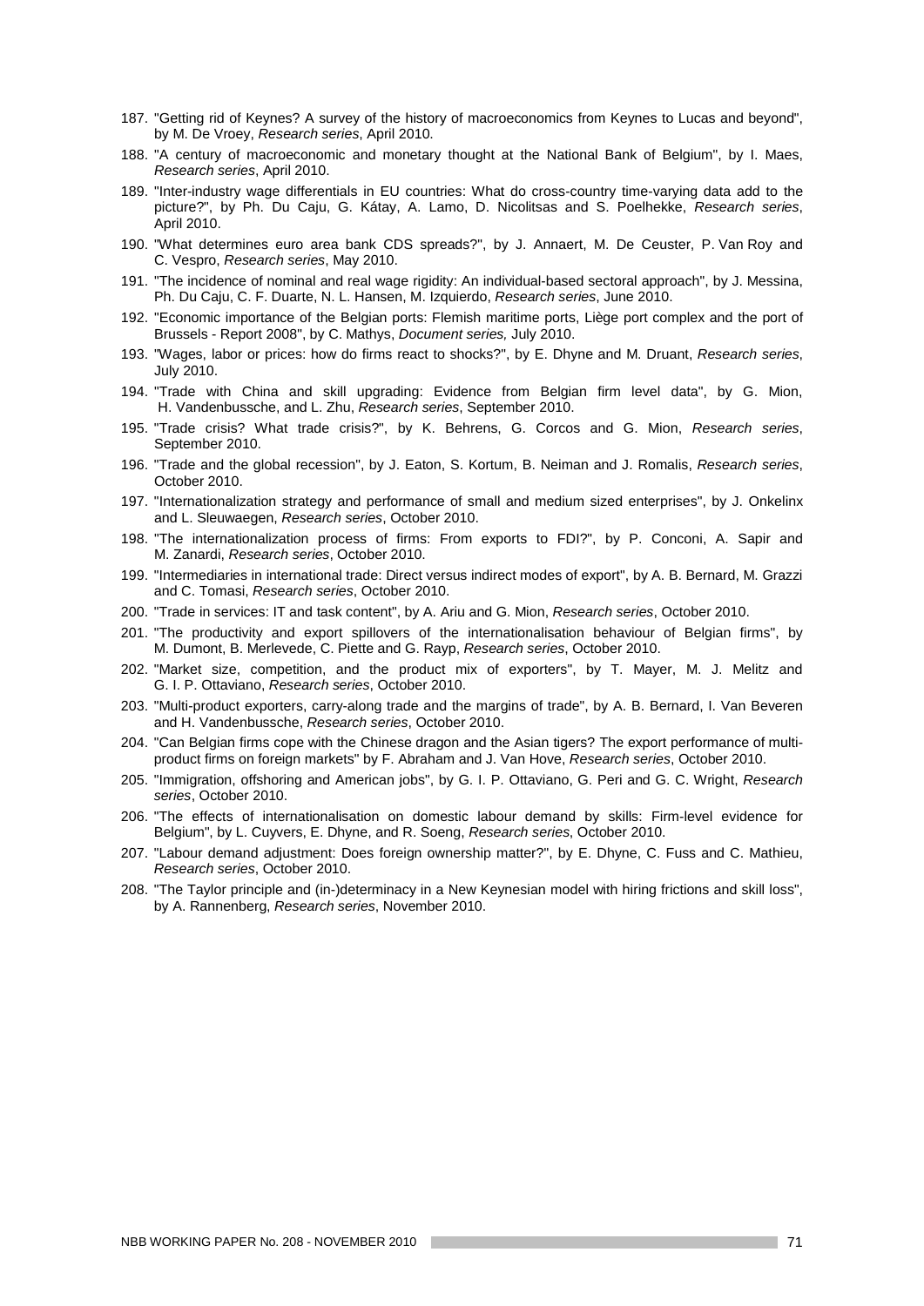187. "Getting rid of Keynes? A survey of the history of macroeconomics from Keynes to Lucas and beyond", by M. De Vroey, *Research series*, April 2010.

188. "A century of macroeconomic and monetary thought at the National Bank of Belgium", by I. Maes, *Research series*, April 2010.

189. "Inter-industry wage differentials in EU countries: What do cross-country time-varying data add to the picture?", by Ph. Du Caju, G. Kátay, A. Lamo, D. Nicolitsas and S. Poelhekke, *Research series*, April 2010.

190. "What determines euro area bank CDS spreads?", by J. Annaert, M. De Ceuster, P. Van Roy and C. Vespro, *Research series*, May 2010.

191. "The incidence of nominal and real wage rigidity: An individual-based sectoral approach", by J. Messina, Ph. Du Caju, C. F. Duarte, N. L. Hansen, M. Izquierdo, *Research series*, June 2010.

192. "Economic importance of the Belgian ports: Flemish maritime ports, Liège port complex and the port of Brussels - Report 2008", by C. Mathys, *Document series,* July 2010.

193. "Wages, labor or prices: how do firms react to shocks?", by E. Dhyne and M. Druant, *Research series*, July 2010.

194. "Trade with China and skill upgrading: Evidence from Belgian firm level data", by G. Mion, H. Vandenbussche, and L. Zhu, *Research series*, September 2010.

195. "Trade crisis? What trade crisis?", by K. Behrens, G. Corcos and G. Mion, *Research series*, September 2010.

196. "Trade and the global recession", by J. Eaton, S. Kortum, B. Neiman and J. Romalis, *Research series*, October 2010.

197. "Internationalization strategy and performance of small and medium sized enterprises", by J. Onkelinx and L. Sleuwaegen, *Research series*, October 2010.

198. "The internationalization process of firms: From exports to FDI?", by P. Conconi, A. Sapir and M. Zanardi, *Research series*, October 2010.

199. "Intermediaries in international trade: Direct versus indirect modes of export", by A. B. Bernard, M. Grazzi and C. Tomasi, *Research series*, October 2010.

200. "Trade in services: IT and task content", by A. Ariu and G. Mion, *Research series*, October 2010.

201. "The productivity and export spillovers of the internationalisation behaviour of Belgian firms", by M. Dumont, B. Merlevede, C. Piette and G. Rayp, *Research series*, October 2010.

202. "Market size, competition, and the product mix of exporters", by T. Mayer, M. J. Melitz and G. I. P. Ottaviano, *Research series*, October 2010.

203. "Multi-product exporters, carry-along trade and the margins of trade", by A. B. Bernard, I. Van Beveren and H. Vandenbussche, *Research series*, October 2010.

204. "Can Belgian firms cope with the Chinese dragon and the Asian tigers? The export performance of multi-product firms on foreign markets" by F. Abraham and J. Van Hove, *Research series*, October 2010.

205. "Immigration, offshoring and American jobs", by G. I. P. Ottaviano, G. Peri and G. C. Wright, *Research series*, October 2010.

206. "The effects of internationalisation on domestic labour demand by skills: Firm-level evidence for Belgium", by L. Cuyvers, E. Dhyne, and R. Soeng, *Research series*, October 2010.

207. "Labour demand adjustment: Does foreign ownership matter?", by E. Dhyne, C. Fuss and C. Mathieu, *Research series*, October 2010.

208. "The Taylor principle and (in-)determinacy in a New Keynesian model with hiring frictions and skill loss", by A. Rannenberg, *Research series*, November 2010.